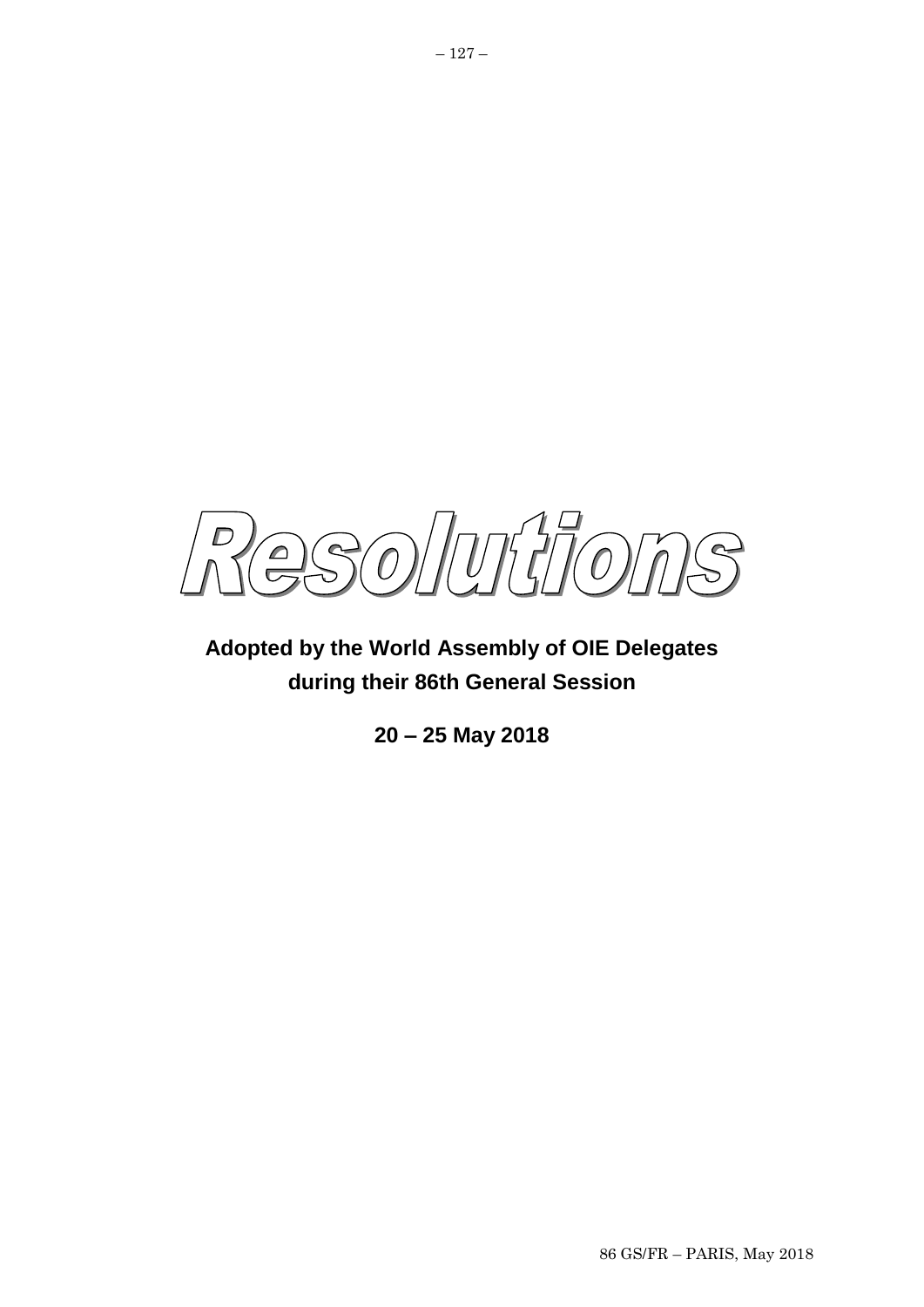# Resolutions

**Adopted by the World Assembly of OIE Delegates during their 86th General Session**

**20 – 25 May 2018**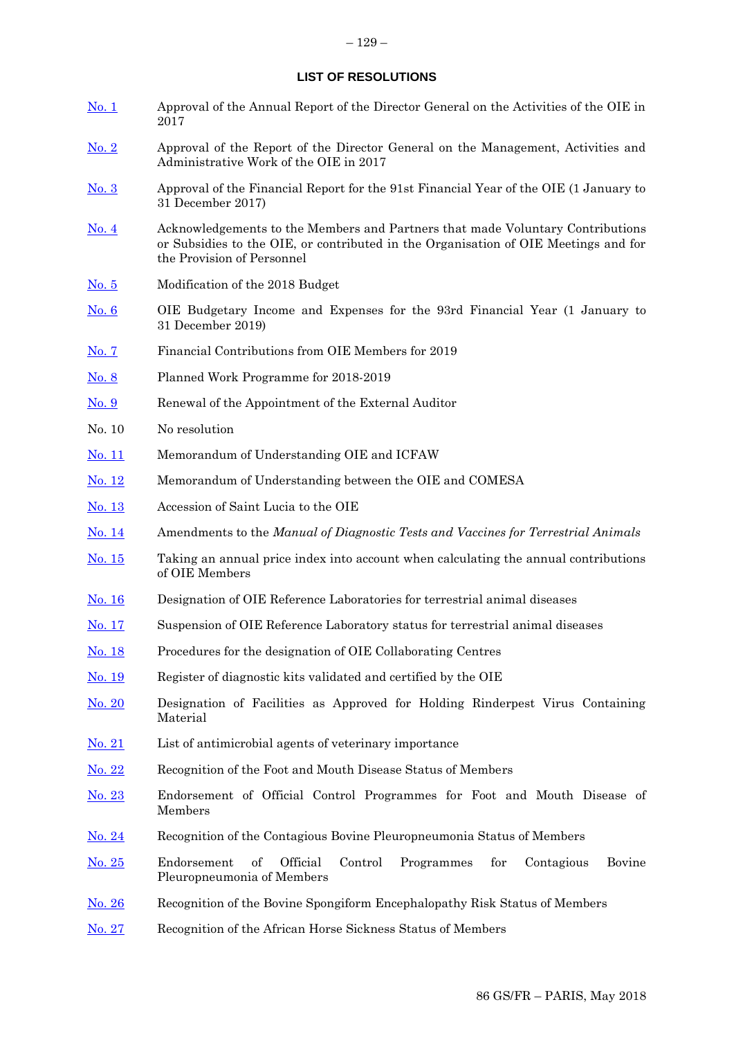## LIST OF RESOLUTIONS

| | |
|---|---|
| No. 1 | Approval of the Annual Report of the Director General on the Activities of the OIE in 2017 |
| No. 2 | Approval of the Report of the Director General on the Management, Activities and Administrative Work of the OIE in 2017 |
| No. 3 | Approval of the Financial Report for the 91st Financial Year of the OIE (1 January to 31 December 2017) |
| No. 4 | Acknowledgements to the Members and Partners that made Voluntary Contributions or Subsidies to the OIE, or contributed in the Organisation of OIE Meetings and for the Provision of Personnel |
| No. 5 | Modification of the 2018 Budget |
| No. 6 | OIE Budgetary Income and Expenses for the 93rd Financial Year (1 January to 31 December 2019) |
| No. 7 | Financial Contributions from OIE Members for 2019 |
| No. 8 | Planned Work Programme for 2018-2019 |
| No. 9 | Renewal of the Appointment of the External Auditor |
| No. 10 | No resolution |
| No. 11 | Memorandum of Understanding OIE and ICFAW |
| No. 12 | Memorandum of Understanding between the OIE and COMESA |
| No. 13 | Accession of Saint Lucia to the OIE |
| No. 14 | Amendments to the *Manual of Diagnostic Tests and Vaccines for Terrestrial Animals* |
| No. 15 | Taking an annual price index into account when calculating the annual contributions of OIE Members |
| No. 16 | Designation of OIE Reference Laboratories for terrestrial animal diseases |
| No. 17 | Suspension of OIE Reference Laboratory status for terrestrial animal diseases |
| No. 18 | Procedures for the designation of OIE Collaborating Centres |
| No. 19 | Register of diagnostic kits validated and certified by the OIE |
| No. 20 | Designation of Facilities as Approved for Holding Rinderpest Virus Containing Material |
| No. 21 | List of antimicrobial agents of veterinary importance |
| No. 22 | Recognition of the Foot and Mouth Disease Status of Members |
| No. 23 | Endorsement of Official Control Programmes for Foot and Mouth Disease of Members |
| No. 24 | Recognition of the Contagious Bovine Pleuropneumonia Status of Members |
| No. 25 | Endorsement of Official Control Programmes for Contagious Bovine Pleuropneumonia of Members |
| No. 26 | Recognition of the Bovine Spongiform Encephalopathy Risk Status of Members |
| No. 27 | Recognition of the African Horse Sickness Status of Members |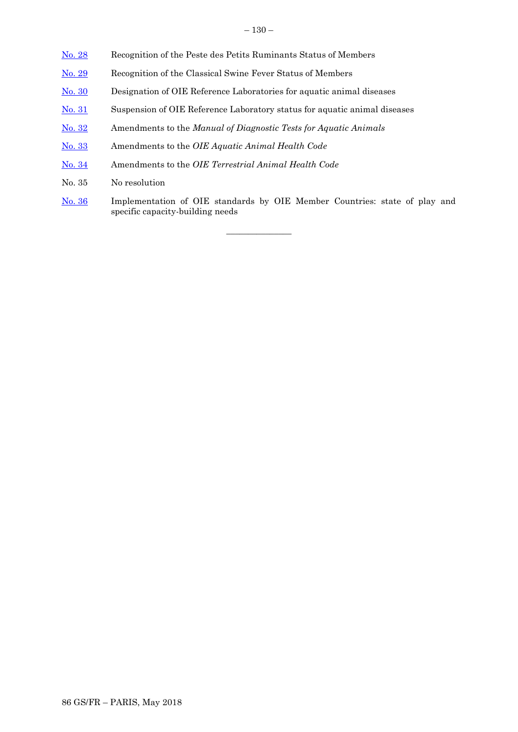| | |
|---|---|
| No. 28 | Recognition of the Peste des Petits Ruminants Status of Members |
| No. 29 | Recognition of the Classical Swine Fever Status of Members |
| No. 30 | Designation of OIE Reference Laboratories for aquatic animal diseases |
| No. 31 | Suspension of OIE Reference Laboratory status for aquatic animal diseases |
| No. 32 | Amendments to the *Manual of Diagnostic Tests for Aquatic Animals* |
| No. 33 | Amendments to the *OIE Aquatic Animal Health Code* |
| No. 34 | Amendments to the *OIE Terrestrial Animal Health Code* |
| No. 35 | No resolution |
| No. 36 | Implementation of OIE standards by OIE Member Countries: state of play and specific capacity-building needs |

---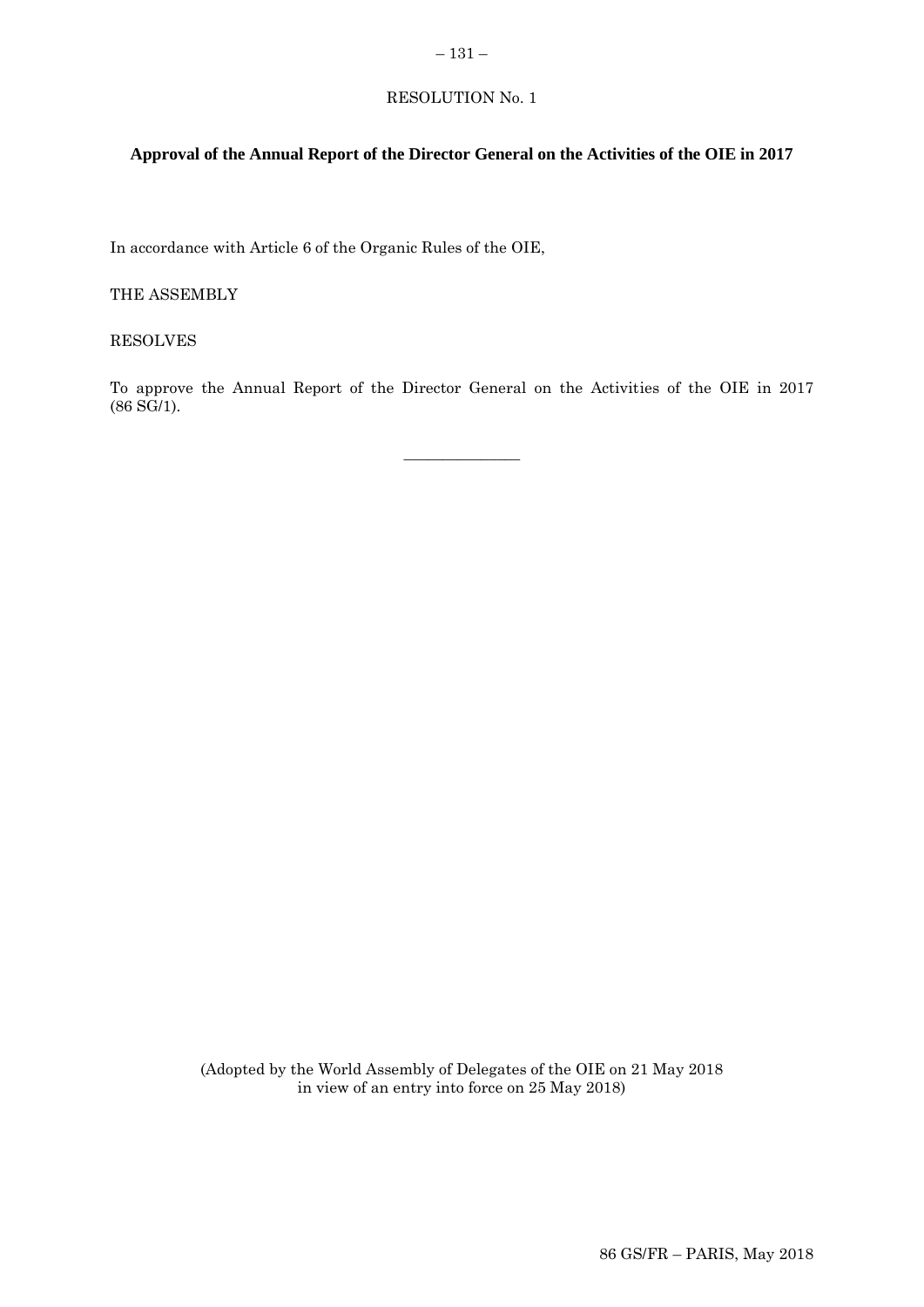RESOLUTION No. 1

**Approval of the Annual Report of the Director General on the Activities of the OIE in 2017**

In accordance with Article 6 of the Organic Rules of the OIE,

THE ASSEMBLY

RESOLVES

To approve the Annual Report of the Director General on the Activities of the OIE in 2017 (86 SG/1).

---

(Adopted by the World Assembly of Delegates of the OIE on 21 May 2018
in view of an entry into force on 25 May 2018)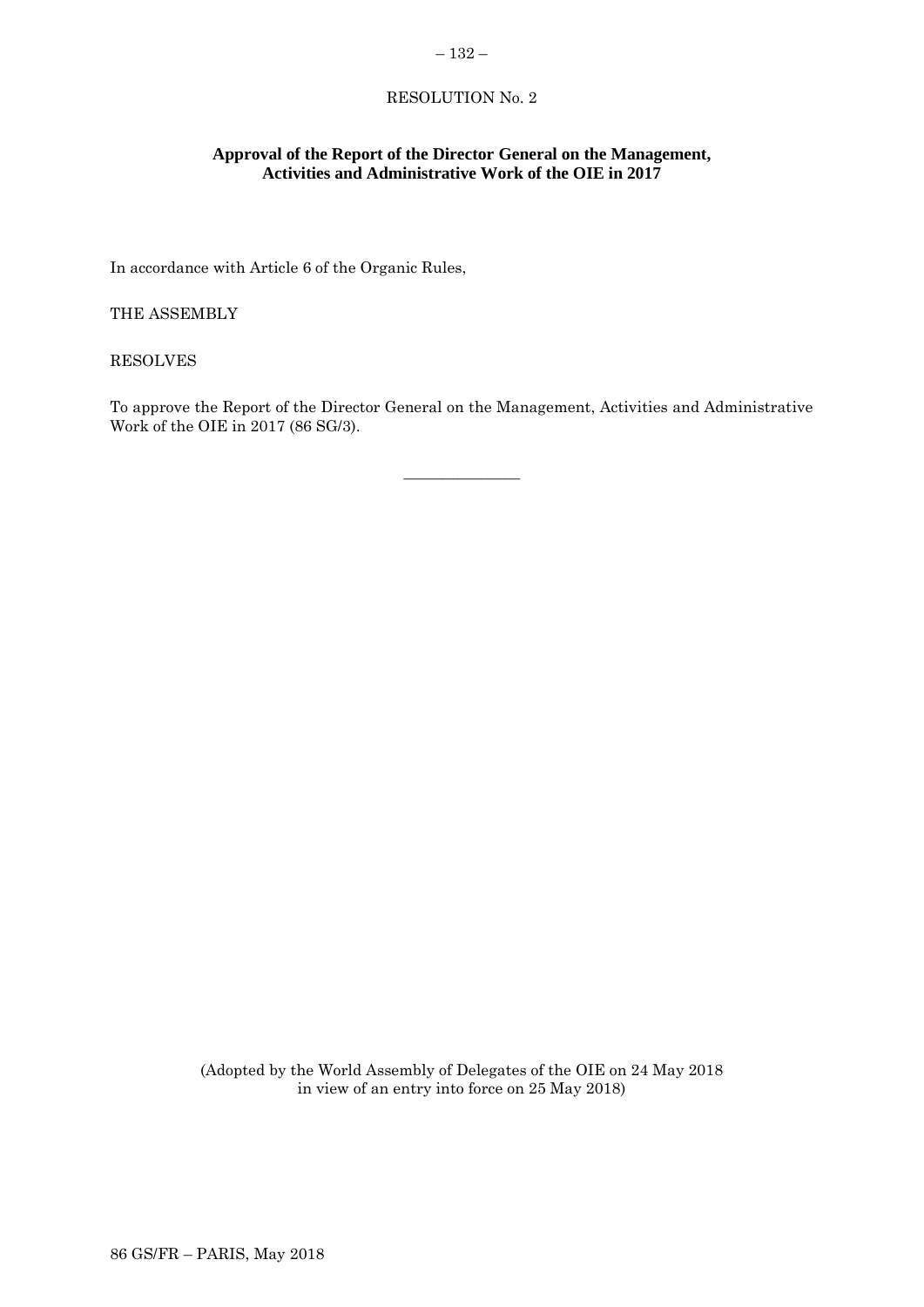RESOLUTION No. 2

**Approval of the Report of the Director General on the Management, Activities and Administrative Work of the OIE in 2017**

In accordance with Article 6 of the Organic Rules,

THE ASSEMBLY

RESOLVES

To approve the Report of the Director General on the Management, Activities and Administrative Work of the OIE in 2017 (86 SG/3).

---

(Adopted by the World Assembly of Delegates of the OIE on 24 May 2018 in view of an entry into force on 25 May 2018)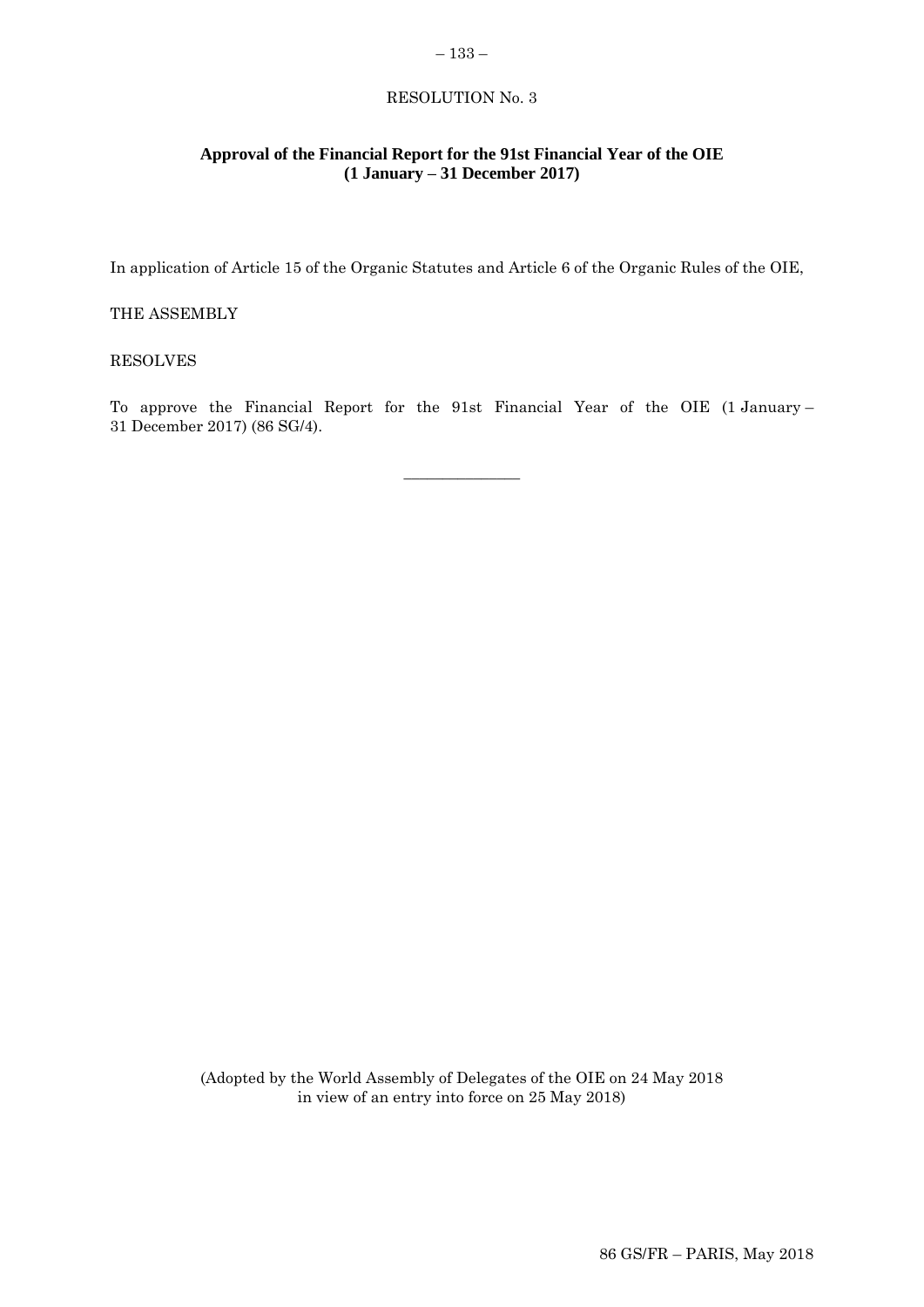RESOLUTION No. 3

**Approval of the Financial Report for the 91st Financial Year of the OIE**
**(1 January – 31 December 2017)**

In application of Article 15 of the Organic Statutes and Article 6 of the Organic Rules of the OIE,

THE ASSEMBLY

RESOLVES

To approve the Financial Report for the 91st Financial Year of the OIE (1 January – 31 December 2017) (86 SG/4).

_______________

(Adopted by the World Assembly of Delegates of the OIE on 24 May 2018 in view of an entry into force on 25 May 2018)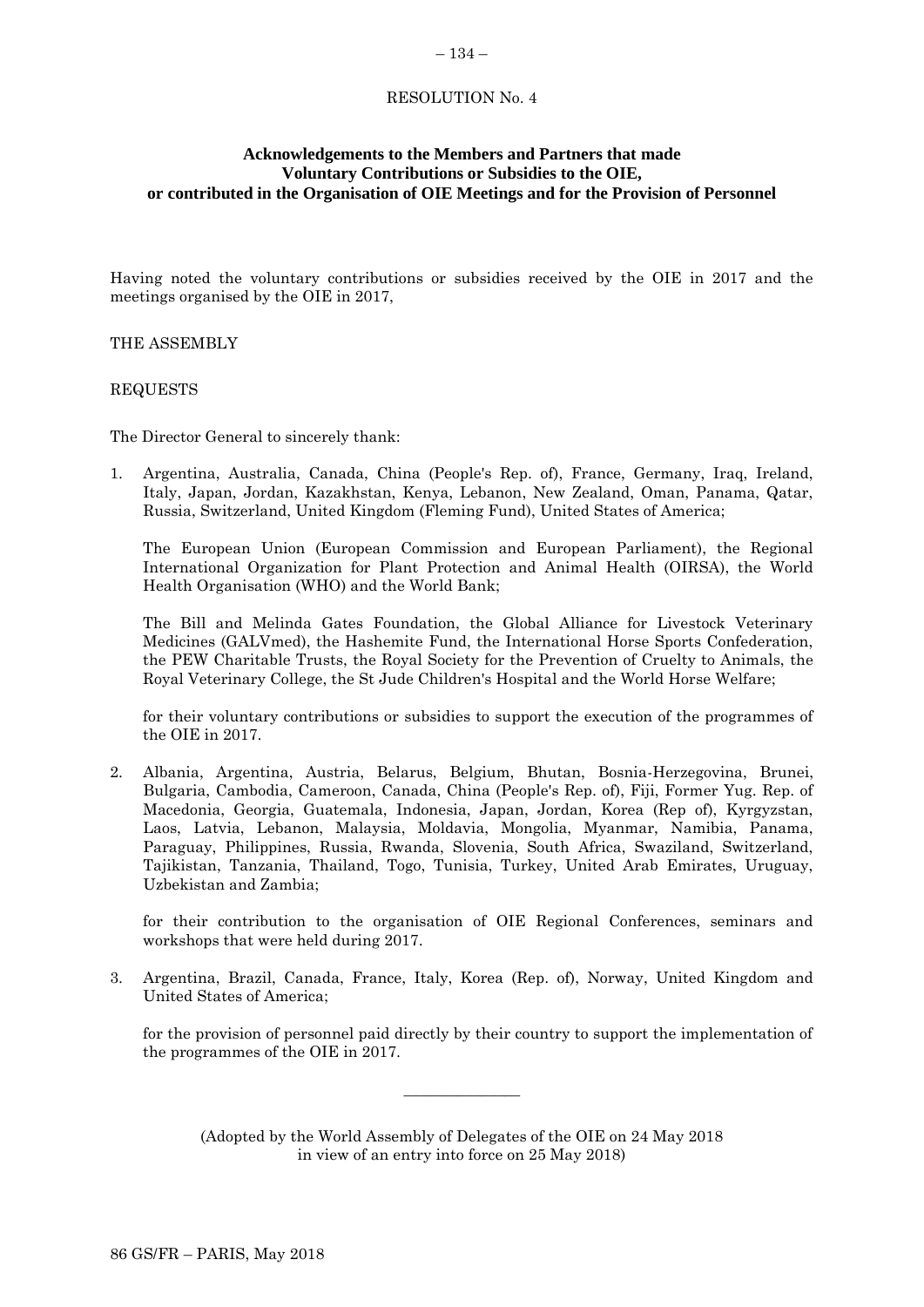RESOLUTION No. 4

**Acknowledgements to the Members and Partners that made Voluntary Contributions or Subsidies to the OIE, or contributed in the Organisation of OIE Meetings and for the Provision of Personnel**

Having noted the voluntary contributions or subsidies received by the OIE in 2017 and the meetings organised by the OIE in 2017,

THE ASSEMBLY

REQUESTS

The Director General to sincerely thank:

1. Argentina, Australia, Canada, China (People's Rep. of), France, Germany, Iraq, Ireland, Italy, Japan, Jordan, Kazakhstan, Kenya, Lebanon, New Zealand, Oman, Panama, Qatar, Russia, Switzerland, United Kingdom (Fleming Fund), United States of America;

   The European Union (European Commission and European Parliament), the Regional International Organization for Plant Protection and Animal Health (OIRSA), the World Health Organisation (WHO) and the World Bank;

   The Bill and Melinda Gates Foundation, the Global Alliance for Livestock Veterinary Medicines (GALVmed), the Hashemite Fund, the International Horse Sports Confederation, the PEW Charitable Trusts, the Royal Society for the Prevention of Cruelty to Animals, the Royal Veterinary College, the St Jude Children's Hospital and the World Horse Welfare;

   for their voluntary contributions or subsidies to support the execution of the programmes of the OIE in 2017.

2. Albania, Argentina, Austria, Belarus, Belgium, Bhutan, Bosnia-Herzegovina, Brunei, Bulgaria, Cambodia, Cameroon, Canada, China (People's Rep. of), Fiji, Former Yug. Rep. of Macedonia, Georgia, Guatemala, Indonesia, Japan, Jordan, Korea (Rep of), Kyrgyzstan, Laos, Latvia, Lebanon, Malaysia, Moldavia, Mongolia, Myanmar, Namibia, Panama, Paraguay, Philippines, Russia, Rwanda, Slovenia, South Africa, Swaziland, Switzerland, Tajikistan, Tanzania, Thailand, Togo, Tunisia, Turkey, United Arab Emirates, Uruguay, Uzbekistan and Zambia;

   for their contribution to the organisation of OIE Regional Conferences, seminars and workshops that were held during 2017.

3. Argentina, Brazil, Canada, France, Italy, Korea (Rep. of), Norway, United Kingdom and United States of America;

   for the provision of personnel paid directly by their country to support the implementation of the programmes of the OIE in 2017.

---

(Adopted by the World Assembly of Delegates of the OIE on 24 May 2018 in view of an entry into force on 25 May 2018)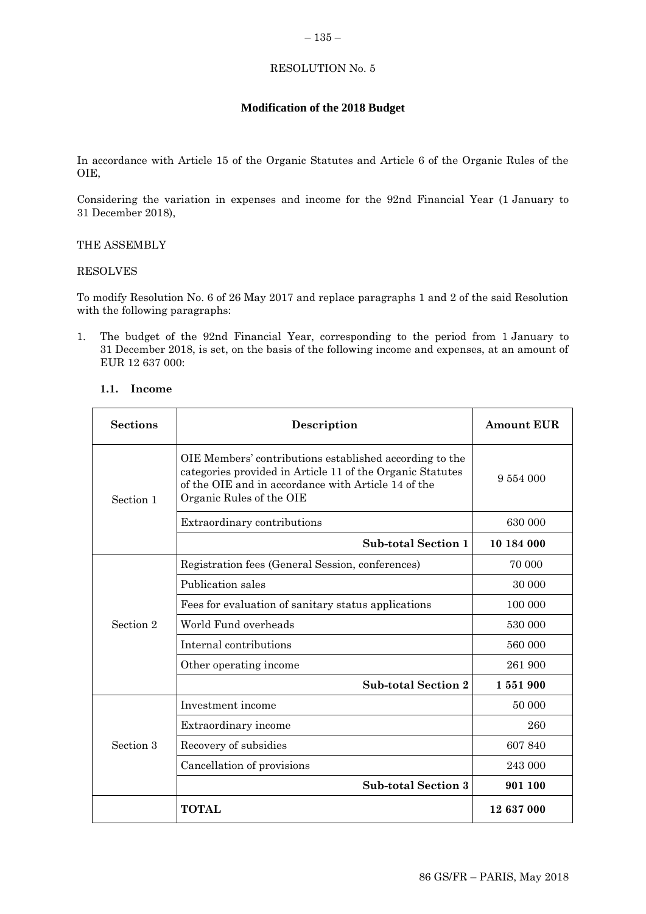RESOLUTION No. 5

**Modification of the 2018 Budget**

In accordance with Article 15 of the Organic Statutes and Article 6 of the Organic Rules of the OIE,

Considering the variation in expenses and income for the 92nd Financial Year (1 January to 31 December 2018),

THE ASSEMBLY

RESOLVES

To modify Resolution No. 6 of 26 May 2017 and replace paragraphs 1 and 2 of the said Resolution with the following paragraphs:

1. The budget of the 92nd Financial Year, corresponding to the period from 1 January to 31 December 2018, is set, on the basis of the following income and expenses, at an amount of EUR 12 637 000:

**1.1. Income**

| Sections | Description | Amount EUR |
|---|---|---|
| Section 1 | OIE Members' contributions established according to the categories provided in Article 11 of the Organic Statutes of the OIE and in accordance with Article 14 of the Organic Rules of the OIE | 9 554 000 |
| | Extraordinary contributions | 630 000 |
| | **Sub-total Section 1** | **10 184 000** |
| Section 2 | Registration fees (General Session, conferences) | 70 000 |
| | Publication sales | 30 000 |
| | Fees for evaluation of sanitary status applications | 100 000 |
| | World Fund overheads | 530 000 |
| | Internal contributions | 560 000 |
| | Other operating income | 261 900 |
| | **Sub-total Section 2** | **1 551 900** |
| Section 3 | Investment income | 50 000 |
| | Extraordinary income | 260 |
| | Recovery of subsidies | 607 840 |
| | Cancellation of provisions | 243 000 |
| | **Sub-total Section 3** | **901 100** |
| | **TOTAL** | **12 637 000** |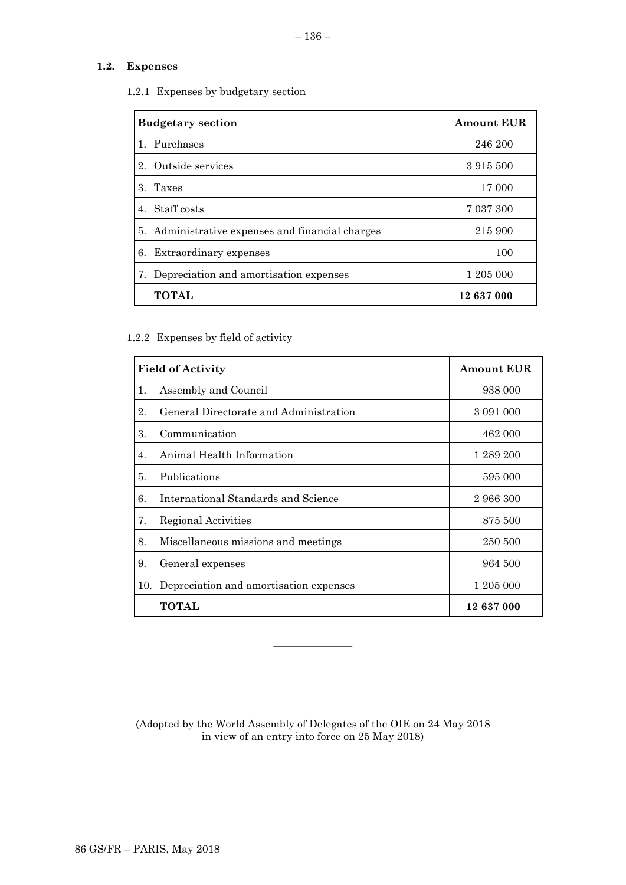### 1.2. Expenses

1.2.1 Expenses by budgetary section

| Budgetary section | Amount EUR |
|---|---|
| 1. Purchases | 246 200 |
| 2. Outside services | 3 915 500 |
| 3. Taxes | 17 000 |
| 4. Staff costs | 7 037 300 |
| 5. Administrative expenses and financial charges | 215 900 |
| 6. Extraordinary expenses | 100 |
| 7. Depreciation and amortisation expenses | 1 205 000 |
| **TOTAL** | **12 637 000** |

1.2.2 Expenses by field of activity

| Field of Activity | Amount EUR |
|---|---|
| 1. Assembly and Council | 938 000 |
| 2. General Directorate and Administration | 3 091 000 |
| 3. Communication | 462 000 |
| 4. Animal Health Information | 1 289 200 |
| 5. Publications | 595 000 |
| 6. International Standards and Science | 2 966 300 |
| 7. Regional Activities | 875 500 |
| 8. Miscellaneous missions and meetings | 250 500 |
| 9. General expenses | 964 500 |
| 10. Depreciation and amortisation expenses | 1 205 000 |
| **TOTAL** | **12 637 000** |

---

(Adopted by the World Assembly of Delegates of the OIE on 24 May 2018 in view of an entry into force on 25 May 2018)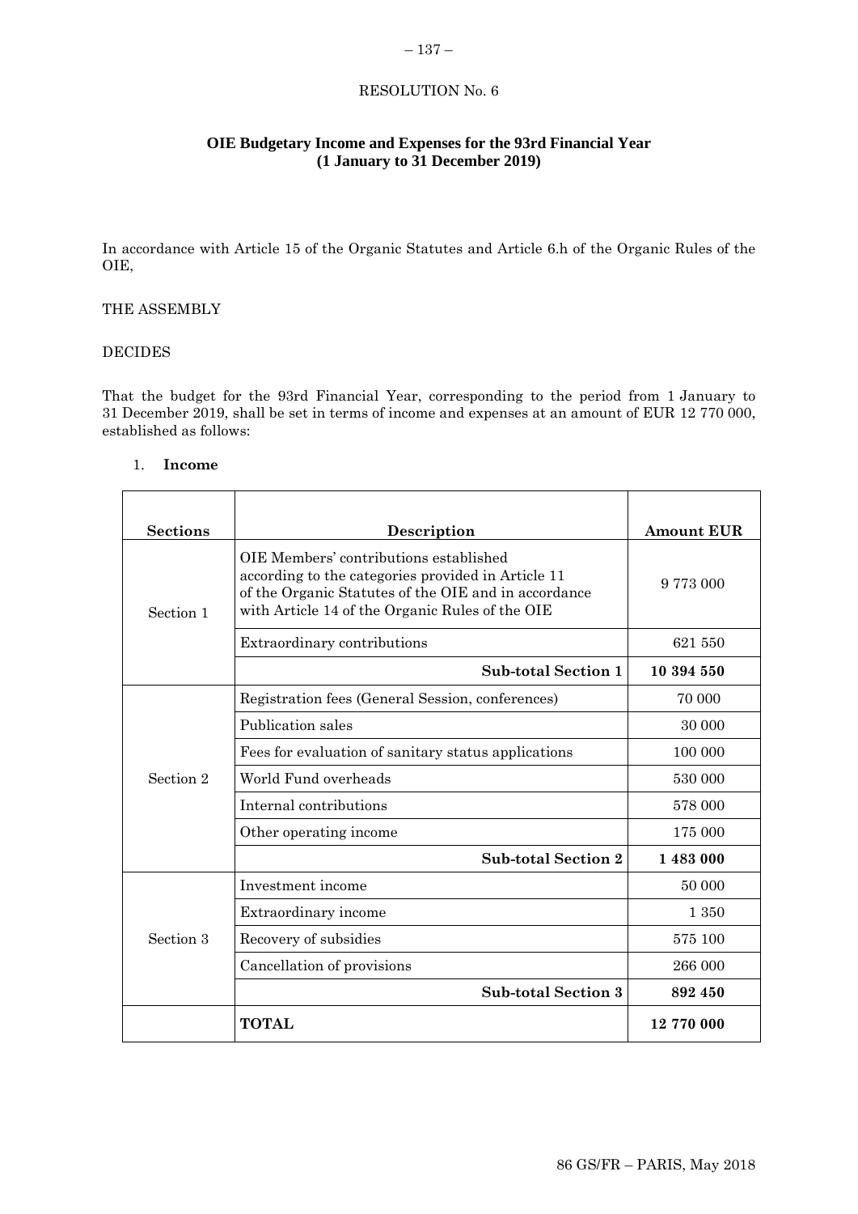RESOLUTION No. 6

## OIE Budgetary Income and Expenses for the 93rd Financial Year (1 January to 31 December 2019)

In accordance with Article 15 of the Organic Statutes and Article 6.h of the Organic Rules of the OIE,

THE ASSEMBLY

DECIDES

That the budget for the 93rd Financial Year, corresponding to the period from 1 January to 31 December 2019, shall be set in terms of income and expenses at an amount of EUR 12 770 000, established as follows:

1. **Income**

| Sections | Description | Amount EUR |
|---|---|---|
| Section 1 | OIE Members' contributions established according to the categories provided in Article 11 of the Organic Statutes of the OIE and in accordance with Article 14 of the Organic Rules of the OIE | 9 773 000 |
| | Extraordinary contributions | 621 550 |
| | **Sub-total Section 1** | **10 394 550** |
| Section 2 | Registration fees (General Session, conferences) | 70 000 |
| | Publication sales | 30 000 |
| | Fees for evaluation of sanitary status applications | 100 000 |
| | World Fund overheads | 530 000 |
| | Internal contributions | 578 000 |
| | Other operating income | 175 000 |
| | **Sub-total Section 2** | **1 483 000** |
| Section 3 | Investment income | 50 000 |
| | Extraordinary income | 1 350 |
| | Recovery of subsidies | 575 100 |
| | Cancellation of provisions | 266 000 |
| | **Sub-total Section 3** | **892 450** |
| | **TOTAL** | **12 770 000** |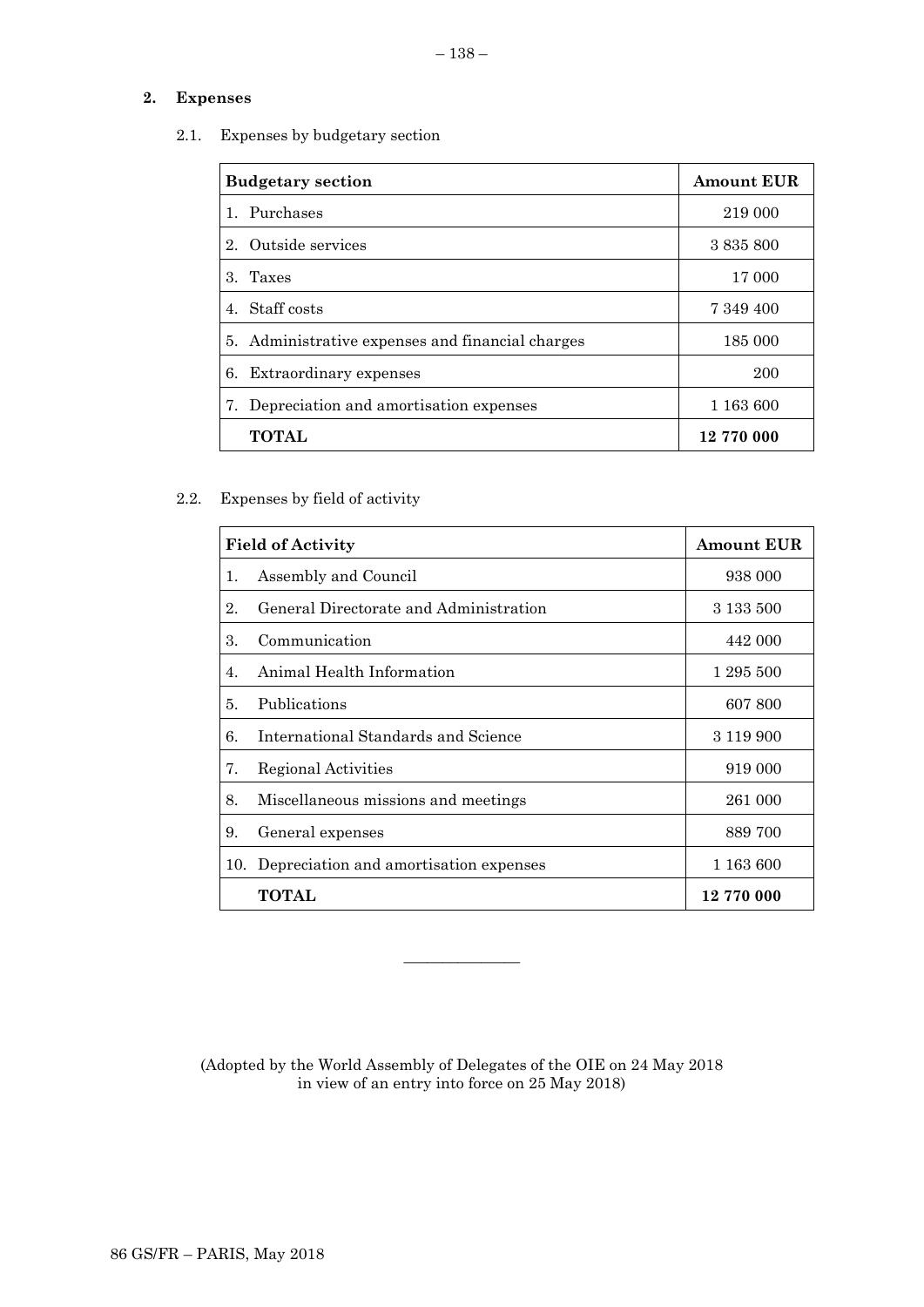## 2. Expenses

2.1. Expenses by budgetary section

| Budgetary section | Amount EUR |
|---|---|
| 1. Purchases | 219 000 |
| 2. Outside services | 3 835 800 |
| 3. Taxes | 17 000 |
| 4. Staff costs | 7 349 400 |
| 5. Administrative expenses and financial charges | 185 000 |
| 6. Extraordinary expenses | 200 |
| 7. Depreciation and amortisation expenses | 1 163 600 |
| **TOTAL** | **12 770 000** |

2.2. Expenses by field of activity

| Field of Activity | Amount EUR |
|---|---|
| 1. Assembly and Council | 938 000 |
| 2. General Directorate and Administration | 3 133 500 |
| 3. Communication | 442 000 |
| 4. Animal Health Information | 1 295 500 |
| 5. Publications | 607 800 |
| 6. International Standards and Science | 3 119 900 |
| 7. Regional Activities | 919 000 |
| 8. Miscellaneous missions and meetings | 261 000 |
| 9. General expenses | 889 700 |
| 10. Depreciation and amortisation expenses | 1 163 600 |
| **TOTAL** | **12 770 000** |

---

(Adopted by the World Assembly of Delegates of the OIE on 24 May 2018 in view of an entry into force on 25 May 2018)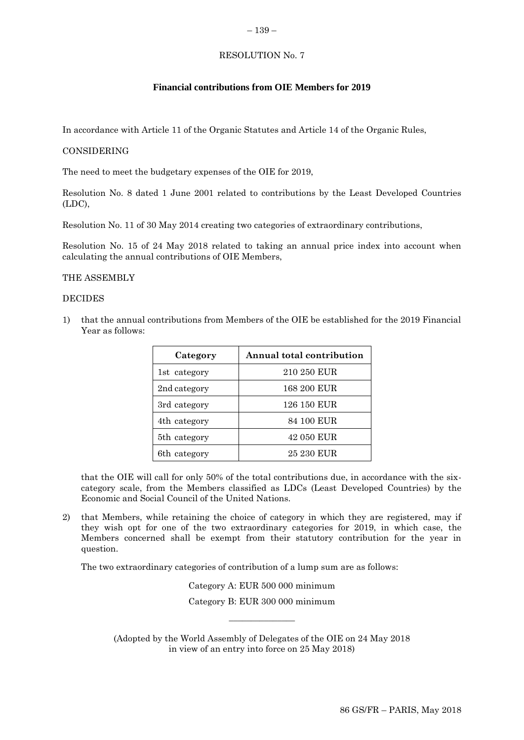RESOLUTION No. 7

## Financial contributions from OIE Members for 2019

In accordance with Article 11 of the Organic Statutes and Article 14 of the Organic Rules,

CONSIDERING

The need to meet the budgetary expenses of the OIE for 2019,

Resolution No. 8 dated 1 June 2001 related to contributions by the Least Developed Countries (LDC),

Resolution No. 11 of 30 May 2014 creating two categories of extraordinary contributions,

Resolution No. 15 of 24 May 2018 related to taking an annual price index into account when calculating the annual contributions of OIE Members,

THE ASSEMBLY

DECIDES

1) that the annual contributions from Members of the OIE be established for the 2019 Financial Year as follows:

| Category | Annual total contribution |
|---|---|
| 1st category | 210 250 EUR |
| 2nd category | 168 200 EUR |
| 3rd category | 126 150 EUR |
| 4th category | 84 100 EUR |
| 5th category | 42 050 EUR |
| 6th category | 25 230 EUR |

that the OIE will call for only 50% of the total contributions due, in accordance with the six-category scale, from the Members classified as LDCs (Least Developed Countries) by the Economic and Social Council of the United Nations.

2) that Members, while retaining the choice of category in which they are registered, may if they wish opt for one of the two extraordinary categories for 2019, in which case, the Members concerned shall be exempt from their statutory contribution for the year in question.

The two extraordinary categories of contribution of a lump sum are as follows:

Category A: EUR 500 000 minimum

Category B: EUR 300 000 minimum

---

(Adopted by the World Assembly of Delegates of the OIE on 24 May 2018 in view of an entry into force on 25 May 2018)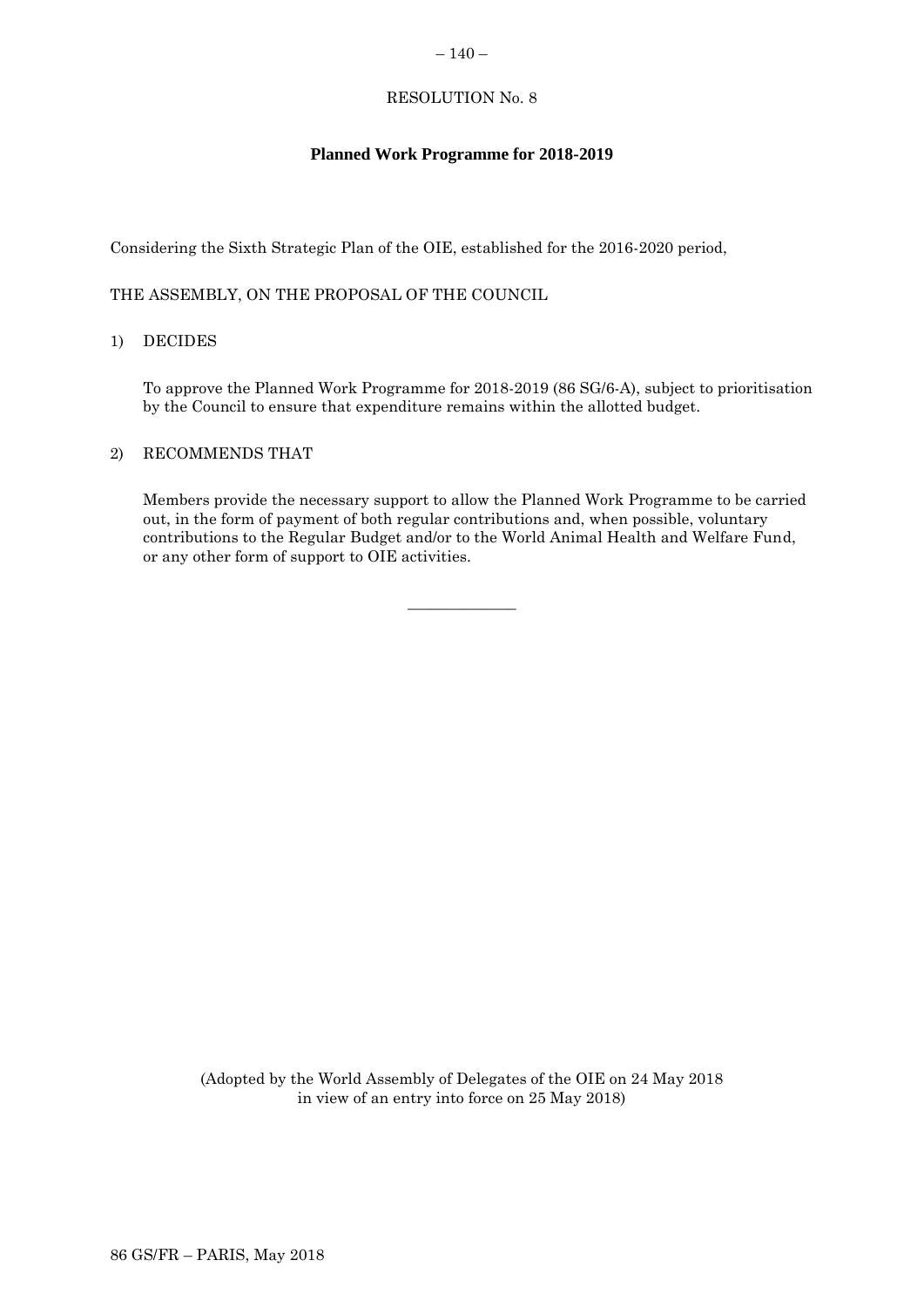# RESOLUTION No. 8

## Planned Work Programme for 2018-2019

Considering the Sixth Strategic Plan of the OIE, established for the 2016-2020 period,

THE ASSEMBLY, ON THE PROPOSAL OF THE COUNCIL

1) DECIDES

   To approve the Planned Work Programme for 2018-2019 (86 SG/6-A), subject to prioritisation by the Council to ensure that expenditure remains within the allotted budget.

2) RECOMMENDS THAT

   Members provide the necessary support to allow the Planned Work Programme to be carried out, in the form of payment of both regular contributions and, when possible, voluntary contributions to the Regular Budget and/or to the World Animal Health and Welfare Fund, or any other form of support to OIE activities.

---

(Adopted by the World Assembly of Delegates of the OIE on 24 May 2018 in view of an entry into force on 25 May 2018)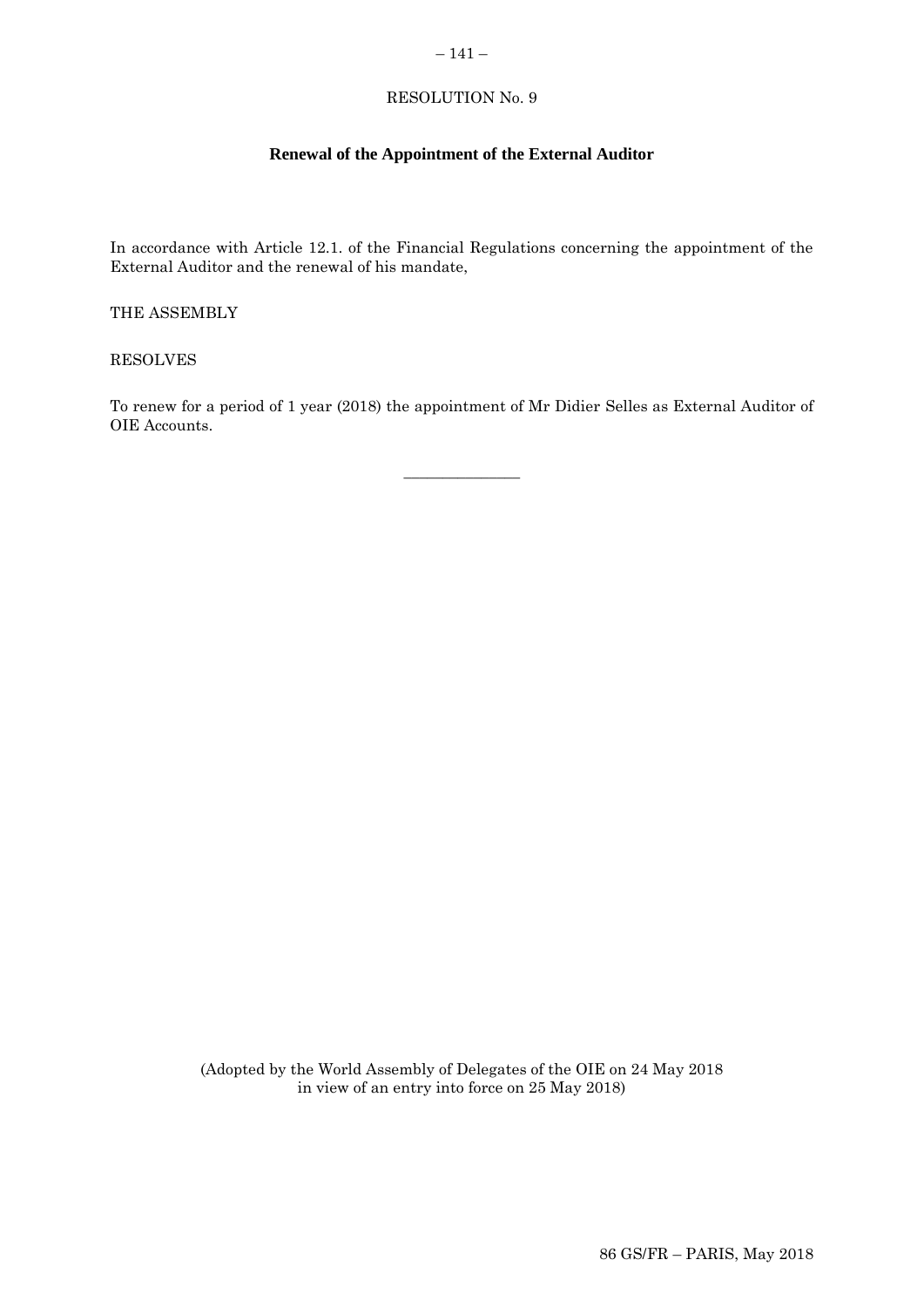RESOLUTION No. 9

## Renewal of the Appointment of the External Auditor

In accordance with Article 12.1. of the Financial Regulations concerning the appointment of the External Auditor and the renewal of his mandate,

THE ASSEMBLY

RESOLVES

To renew for a period of 1 year (2018) the appointment of Mr Didier Selles as External Auditor of OIE Accounts.

---

(Adopted by the World Assembly of Delegates of the OIE on 24 May 2018 in view of an entry into force on 25 May 2018)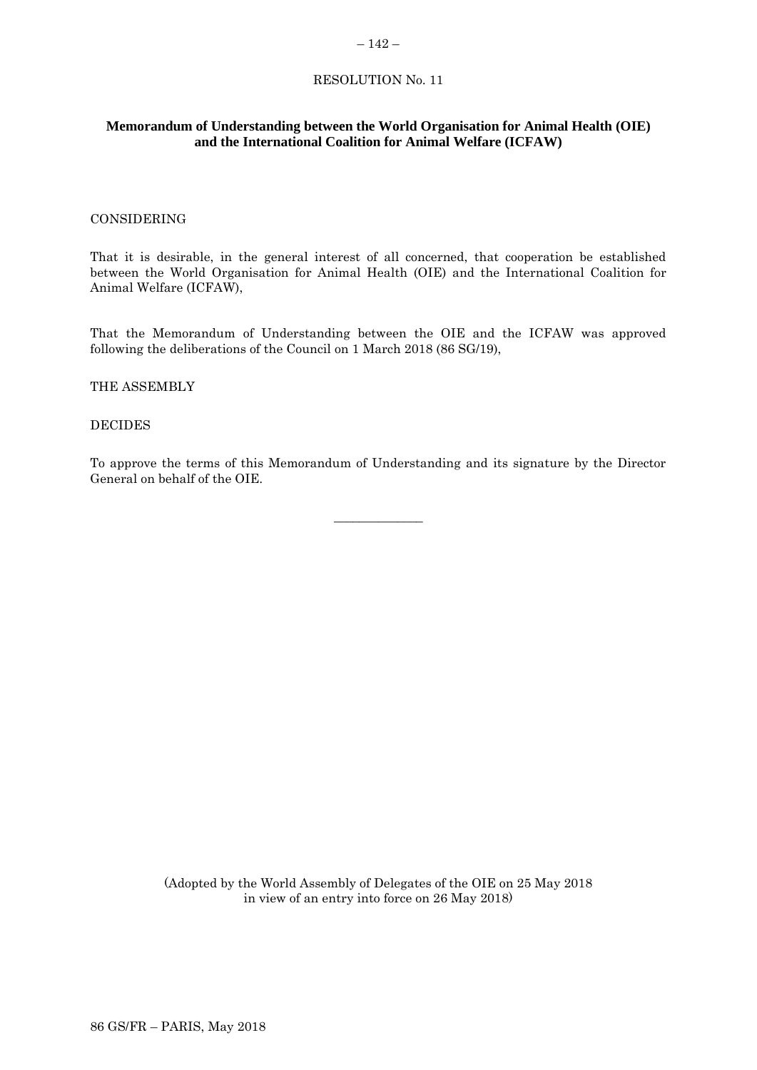RESOLUTION No. 11

**Memorandum of Understanding between the World Organisation for Animal Health (OIE) and the International Coalition for Animal Welfare (ICFAW)**

CONSIDERING

That it is desirable, in the general interest of all concerned, that cooperation be established between the World Organisation for Animal Health (OIE) and the International Coalition for Animal Welfare (ICFAW),

That the Memorandum of Understanding between the OIE and the ICFAW was approved following the deliberations of the Council on 1 March 2018 (86 SG/19),

THE ASSEMBLY

DECIDES

To approve the terms of this Memorandum of Understanding and its signature by the Director General on behalf of the OIE.

---

(Adopted by the World Assembly of Delegates of the OIE on 25 May 2018 in view of an entry into force on 26 May 2018)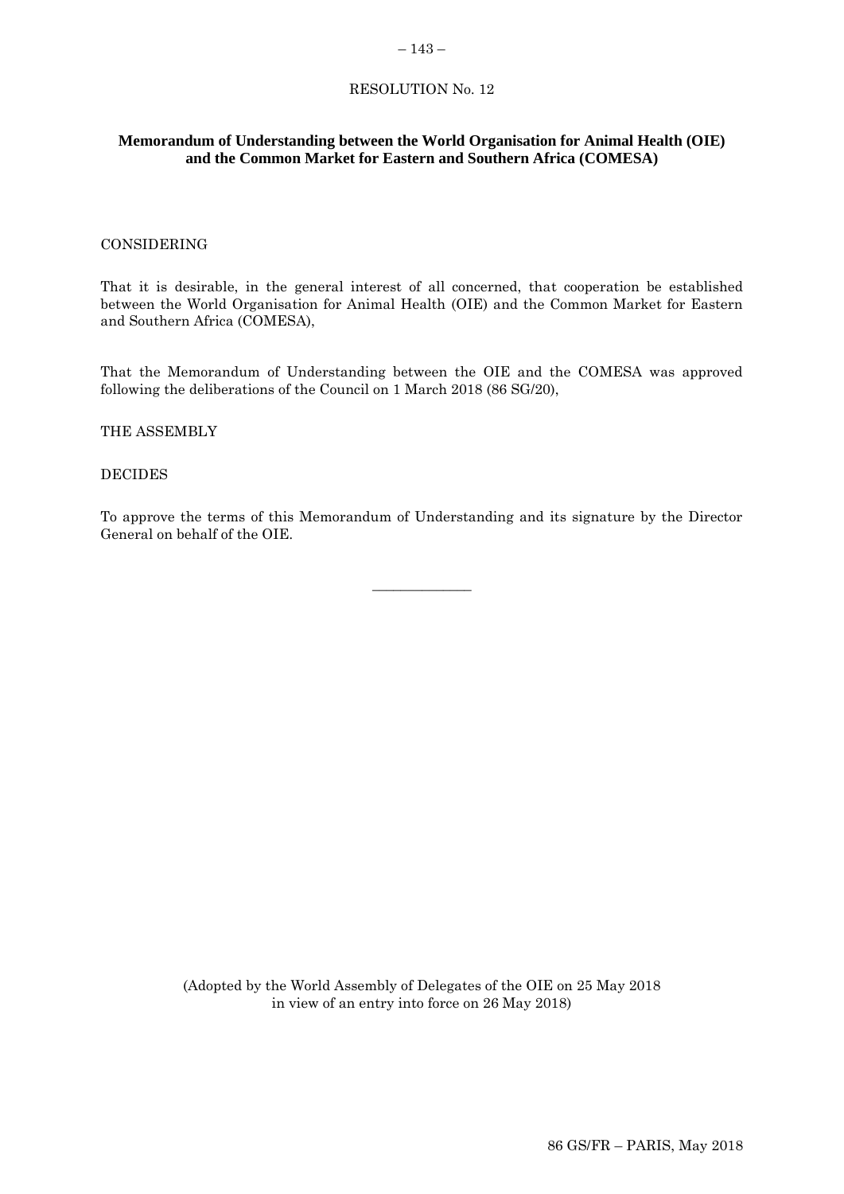RESOLUTION No. 12

**Memorandum of Understanding between the World Organisation for Animal Health (OIE) and the Common Market for Eastern and Southern Africa (COMESA)**

CONSIDERING

That it is desirable, in the general interest of all concerned, that cooperation be established between the World Organisation for Animal Health (OIE) and the Common Market for Eastern and Southern Africa (COMESA),

That the Memorandum of Understanding between the OIE and the COMESA was approved following the deliberations of the Council on 1 March 2018 (86 SG/20),

THE ASSEMBLY

DECIDES

To approve the terms of this Memorandum of Understanding and its signature by the Director General on behalf of the OIE.

---

(Adopted by the World Assembly of Delegates of the OIE on 25 May 2018 in view of an entry into force on 26 May 2018)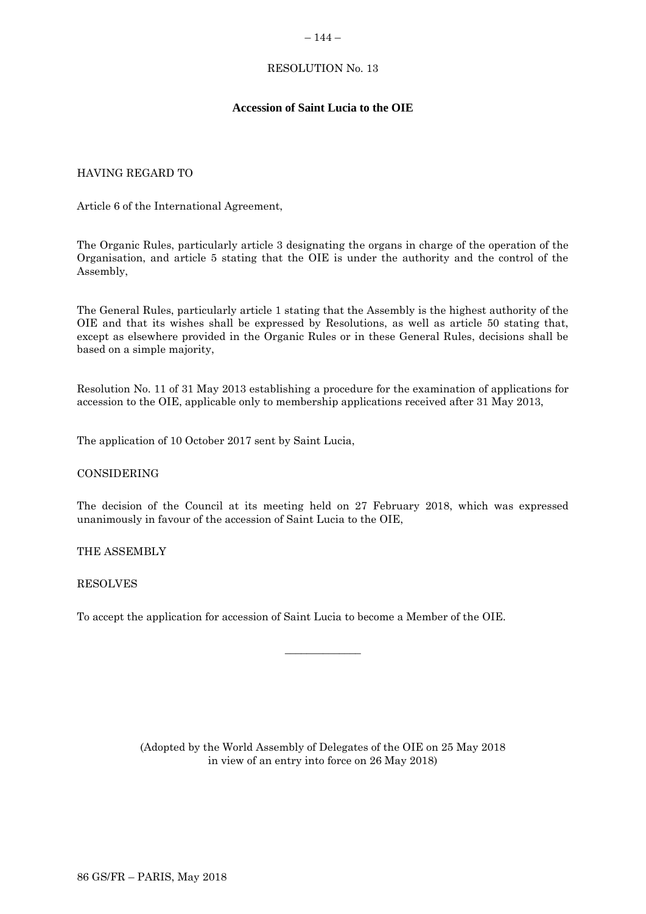RESOLUTION No. 13

## Accession of Saint Lucia to the OIE

HAVING REGARD TO

Article 6 of the International Agreement,

The Organic Rules, particularly article 3 designating the organs in charge of the operation of the Organisation, and article 5 stating that the OIE is under the authority and the control of the Assembly,

The General Rules, particularly article 1 stating that the Assembly is the highest authority of the OIE and that its wishes shall be expressed by Resolutions, as well as article 50 stating that, except as elsewhere provided in the Organic Rules or in these General Rules, decisions shall be based on a simple majority,

Resolution No. 11 of 31 May 2013 establishing a procedure for the examination of applications for accession to the OIE, applicable only to membership applications received after 31 May 2013,

The application of 10 October 2017 sent by Saint Lucia,

CONSIDERING

The decision of the Council at its meeting held on 27 February 2018, which was expressed unanimously in favour of the accession of Saint Lucia to the OIE,

THE ASSEMBLY

RESOLVES

To accept the application for accession of Saint Lucia to become a Member of the OIE.

---

(Adopted by the World Assembly of Delegates of the OIE on 25 May 2018 in view of an entry into force on 26 May 2018)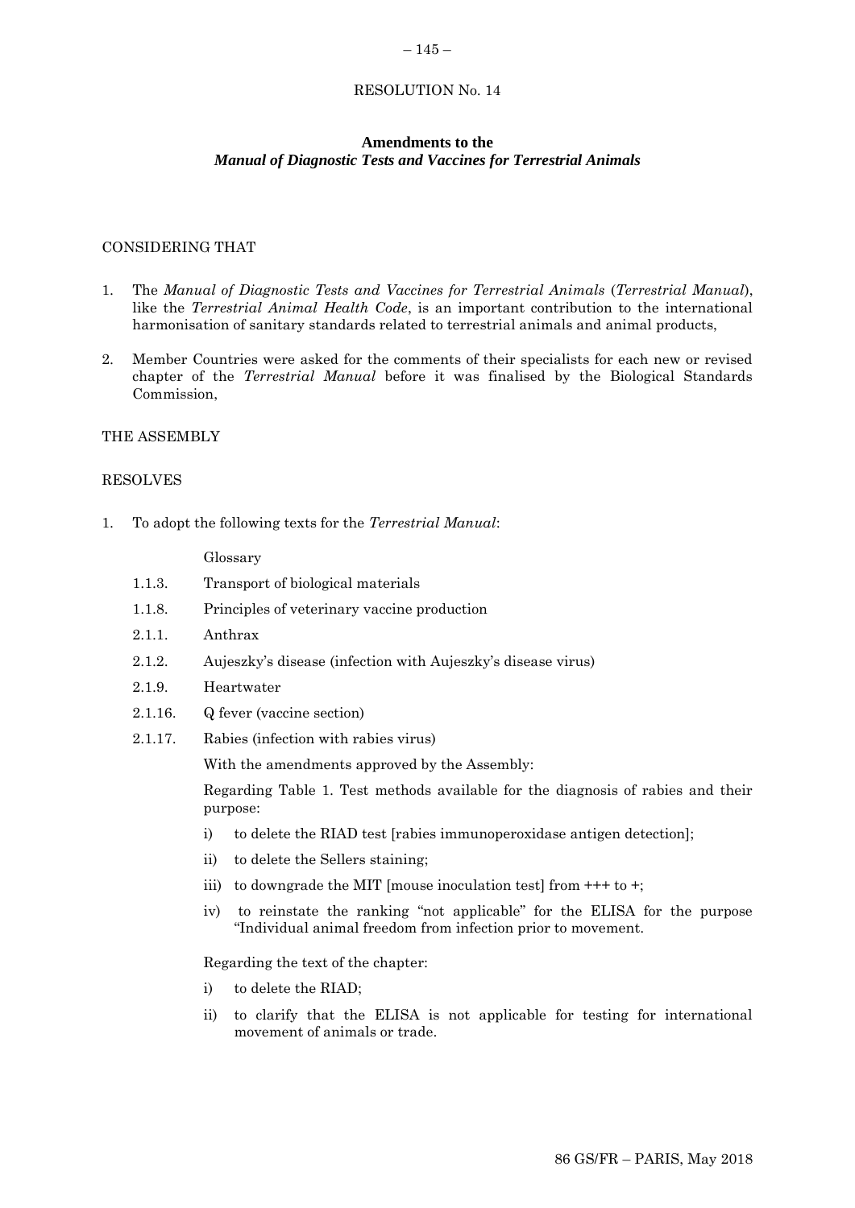## RESOLUTION No. 14

### Amendments to the *Manual of Diagnostic Tests and Vaccines for Terrestrial Animals*

CONSIDERING THAT

1. The *Manual of Diagnostic Tests and Vaccines for Terrestrial Animals* (*Terrestrial Manual*), like the *Terrestrial Animal Health Code*, is an important contribution to the international harmonisation of sanitary standards related to terrestrial animals and animal products,
2. Member Countries were asked for the comments of their specialists for each new or revised chapter of the *Terrestrial Manual* before it was finalised by the Biological Standards Commission,

THE ASSEMBLY

RESOLVES

1. To adopt the following texts for the *Terrestrial Manual*:

   Glossary

   1.1.3. Transport of biological materials

   1.1.8. Principles of veterinary vaccine production

   2.1.1. Anthrax

   2.1.2. Aujeszky's disease (infection with Aujeszky's disease virus)

   2.1.9. Heartwater

   2.1.16. Q fever (vaccine section)

   2.1.17. Rabies (infection with rabies virus)

   With the amendments approved by the Assembly:

   Regarding Table 1. Test methods available for the diagnosis of rabies and their purpose:

   i) to delete the RIAD test [rabies immunoperoxidase antigen detection];

   ii) to delete the Sellers staining;

   iii) to downgrade the MIT [mouse inoculation test] from +++ to +;

   iv) to reinstate the ranking "not applicable" for the ELISA for the purpose "Individual animal freedom from infection prior to movement.

   Regarding the text of the chapter:

   i) to delete the RIAD;

   ii) to clarify that the ELISA is not applicable for testing for international movement of animals or trade.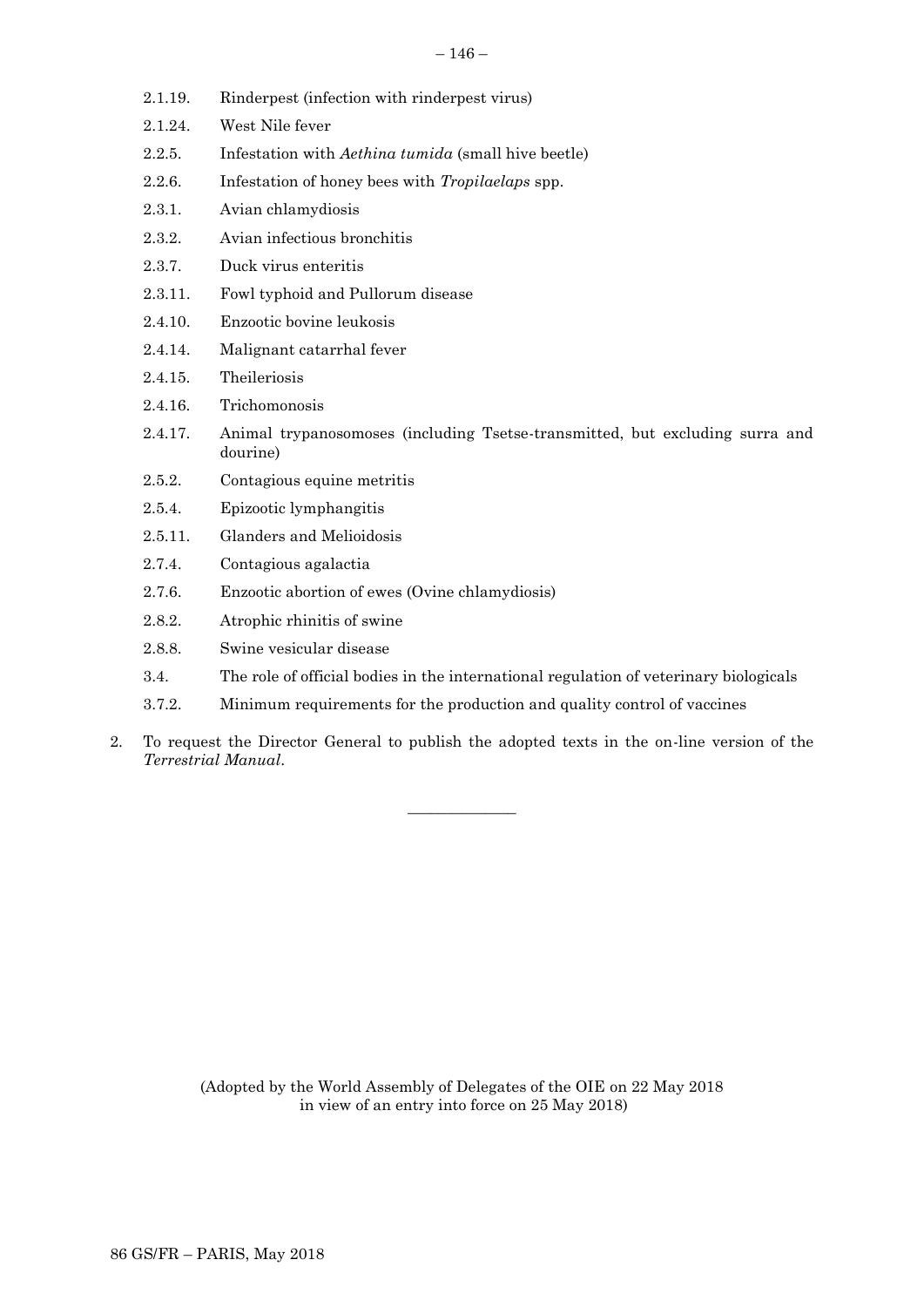2.1.19. Rinderpest (infection with rinderpest virus)

2.1.24. West Nile fever

2.2.5. Infestation with *Aethina tumida* (small hive beetle)

2.2.6. Infestation of honey bees with *Tropilaelaps* spp.

2.3.1. Avian chlamydiosis

2.3.2. Avian infectious bronchitis

2.3.7. Duck virus enteritis

2.3.11. Fowl typhoid and Pullorum disease

2.4.10. Enzootic bovine leukosis

2.4.14. Malignant catarrhal fever

2.4.15. Theileriosis

2.4.16. Trichomonosis

2.4.17. Animal trypanosomoses (including Tsetse-transmitted, but excluding surra and dourine)

2.5.2. Contagious equine metritis

2.5.4. Epizootic lymphangitis

2.5.11. Glanders and Melioidosis

2.7.4. Contagious agalactia

2.7.6. Enzootic abortion of ewes (Ovine chlamydiosis)

2.8.2. Atrophic rhinitis of swine

2.8.8. Swine vesicular disease

3.4. The role of official bodies in the international regulation of veterinary biologicals

3.7.2. Minimum requirements for the production and quality control of vaccines

2. To request the Director General to publish the adopted texts in the on-line version of the *Terrestrial Manual*.

---

(Adopted by the World Assembly of Delegates of the OIE on 22 May 2018 in view of an entry into force on 25 May 2018)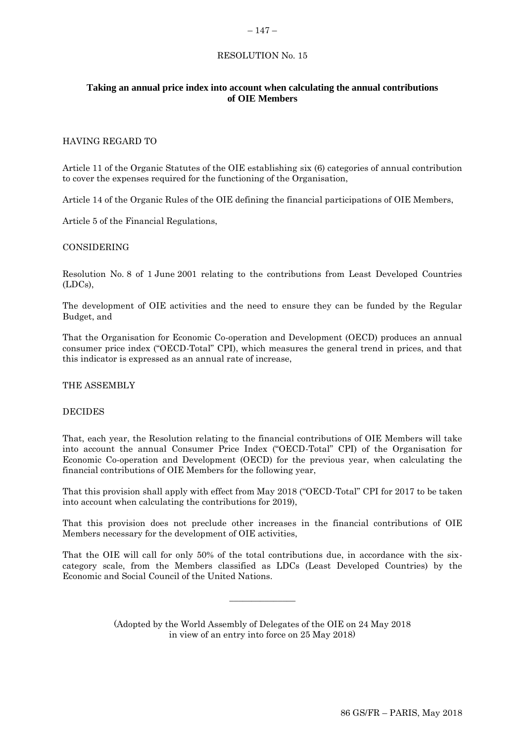RESOLUTION No. 15

## Taking an annual price index into account when calculating the annual contributions of OIE Members

HAVING REGARD TO

Article 11 of the Organic Statutes of the OIE establishing six (6) categories of annual contribution to cover the expenses required for the functioning of the Organisation,

Article 14 of the Organic Rules of the OIE defining the financial participations of OIE Members,

Article 5 of the Financial Regulations,

CONSIDERING

Resolution No. 8 of 1 June 2001 relating to the contributions from Least Developed Countries (LDCs),

The development of OIE activities and the need to ensure they can be funded by the Regular Budget, and

That the Organisation for Economic Co-operation and Development (OECD) produces an annual consumer price index ("OECD-Total" CPI), which measures the general trend in prices, and that this indicator is expressed as an annual rate of increase,

THE ASSEMBLY

DECIDES

That, each year, the Resolution relating to the financial contributions of OIE Members will take into account the annual Consumer Price Index ("OECD-Total" CPI) of the Organisation for Economic Co-operation and Development (OECD) for the previous year, when calculating the financial contributions of OIE Members for the following year,

That this provision shall apply with effect from May 2018 ("OECD-Total" CPI for 2017 to be taken into account when calculating the contributions for 2019),

That this provision does not preclude other increases in the financial contributions of OIE Members necessary for the development of OIE activities,

That the OIE will call for only 50% of the total contributions due, in accordance with the six-category scale, from the Members classified as LDCs (Least Developed Countries) by the Economic and Social Council of the United Nations.

---

(Adopted by the World Assembly of Delegates of the OIE on 24 May 2018 in view of an entry into force on 25 May 2018)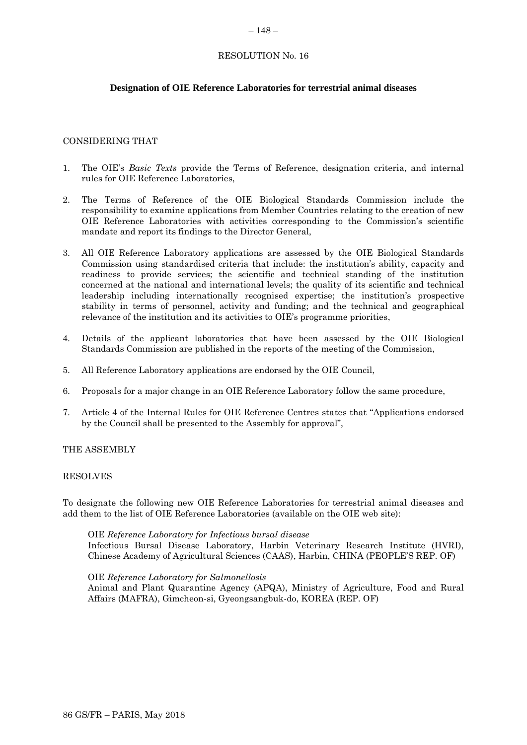RESOLUTION No. 16

**Designation of OIE Reference Laboratories for terrestrial animal diseases**

CONSIDERING THAT

1. The OIE's *Basic Texts* provide the Terms of Reference, designation criteria, and internal rules for OIE Reference Laboratories,

2. The Terms of Reference of the OIE Biological Standards Commission include the responsibility to examine applications from Member Countries relating to the creation of new OIE Reference Laboratories with activities corresponding to the Commission's scientific mandate and report its findings to the Director General,

3. All OIE Reference Laboratory applications are assessed by the OIE Biological Standards Commission using standardised criteria that include: the institution's ability, capacity and readiness to provide services; the scientific and technical standing of the institution concerned at the national and international levels; the quality of its scientific and technical leadership including internationally recognised expertise; the institution's prospective stability in terms of personnel, activity and funding; and the technical and geographical relevance of the institution and its activities to OIE's programme priorities,

4. Details of the applicant laboratories that have been assessed by the OIE Biological Standards Commission are published in the reports of the meeting of the Commission,

5. All Reference Laboratory applications are endorsed by the OIE Council,

6. Proposals for a major change in an OIE Reference Laboratory follow the same procedure,

7. Article 4 of the Internal Rules for OIE Reference Centres states that "Applications endorsed by the Council shall be presented to the Assembly for approval",

THE ASSEMBLY

RESOLVES

To designate the following new OIE Reference Laboratories for terrestrial animal diseases and add them to the list of OIE Reference Laboratories (available on the OIE web site):

OIE *Reference Laboratory for Infectious bursal disease*
Infectious Bursal Disease Laboratory, Harbin Veterinary Research Institute (HVRI), Chinese Academy of Agricultural Sciences (CAAS), Harbin, CHINA (PEOPLE'S REP. OF)

OIE *Reference Laboratory for Salmonellosis*
Animal and Plant Quarantine Agency (APQA), Ministry of Agriculture, Food and Rural Affairs (MAFRA), Gimcheon-si, Gyeongsangbuk-do, KOREA (REP. OF)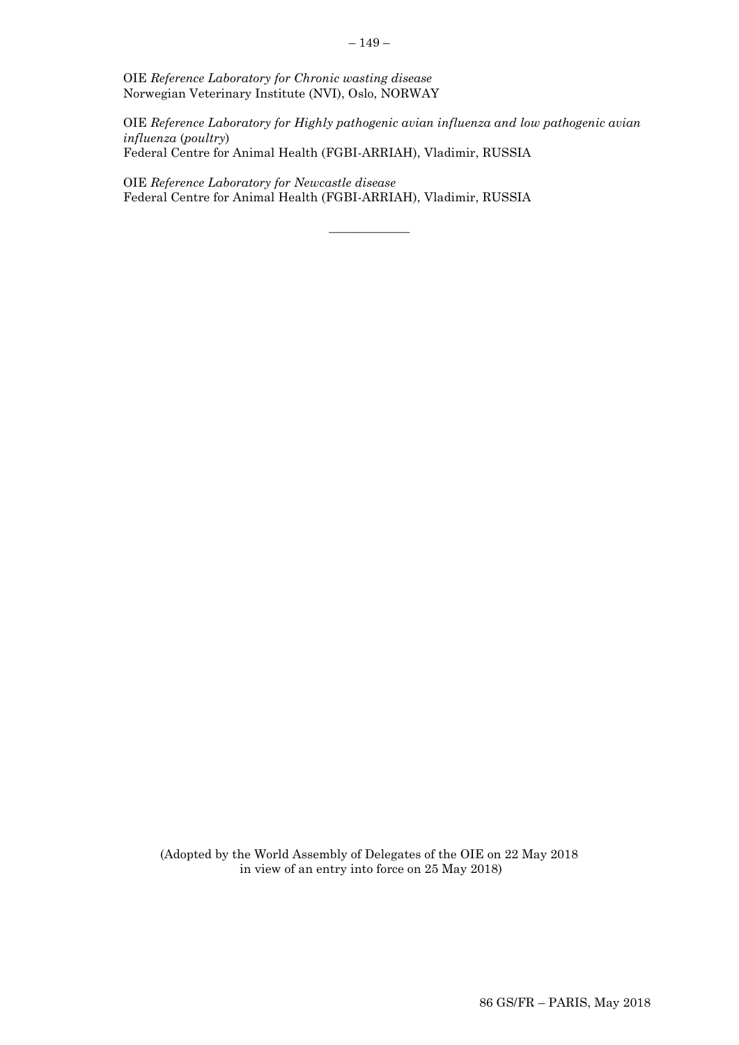OIE *Reference Laboratory for Chronic wasting disease*
Norwegian Veterinary Institute (NVI), Oslo, NORWAY

OIE *Reference Laboratory for Highly pathogenic avian influenza and low pathogenic avian influenza* (*poultry*)
Federal Centre for Animal Health (FGBI-ARRIAH), Vladimir, RUSSIA

OIE *Reference Laboratory for Newcastle disease*
Federal Centre for Animal Health (FGBI-ARRIAH), Vladimir, RUSSIA

---

(Adopted by the World Assembly of Delegates of the OIE on 22 May 2018 in view of an entry into force on 25 May 2018)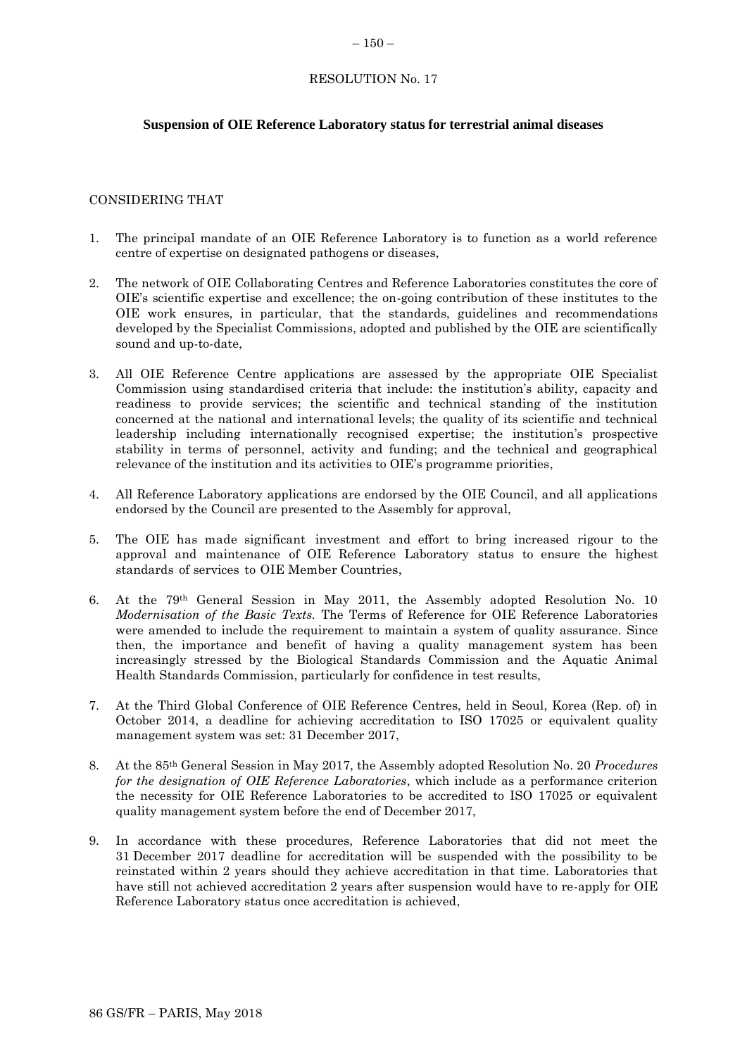RESOLUTION No. 17

**Suspension of OIE Reference Laboratory status for terrestrial animal diseases**

CONSIDERING THAT

1. The principal mandate of an OIE Reference Laboratory is to function as a world reference centre of expertise on designated pathogens or diseases,

2. The network of OIE Collaborating Centres and Reference Laboratories constitutes the core of OIE's scientific expertise and excellence; the on-going contribution of these institutes to the OIE work ensures, in particular, that the standards, guidelines and recommendations developed by the Specialist Commissions, adopted and published by the OIE are scientifically sound and up-to-date,

3. All OIE Reference Centre applications are assessed by the appropriate OIE Specialist Commission using standardised criteria that include: the institution's ability, capacity and readiness to provide services; the scientific and technical standing of the institution concerned at the national and international levels; the quality of its scientific and technical leadership including internationally recognised expertise; the institution's prospective stability in terms of personnel, activity and funding; and the technical and geographical relevance of the institution and its activities to OIE's programme priorities,

4. All Reference Laboratory applications are endorsed by the OIE Council, and all applications endorsed by the Council are presented to the Assembly for approval,

5. The OIE has made significant investment and effort to bring increased rigour to the approval and maintenance of OIE Reference Laboratory status to ensure the highest standards of services to OIE Member Countries,

6. At the 79th General Session in May 2011, the Assembly adopted Resolution No. 10 *Modernisation of the Basic Texts.* The Terms of Reference for OIE Reference Laboratories were amended to include the requirement to maintain a system of quality assurance. Since then, the importance and benefit of having a quality management system has been increasingly stressed by the Biological Standards Commission and the Aquatic Animal Health Standards Commission, particularly for confidence in test results,

7. At the Third Global Conference of OIE Reference Centres, held in Seoul, Korea (Rep. of) in October 2014, a deadline for achieving accreditation to ISO 17025 or equivalent quality management system was set: 31 December 2017,

8. At the 85th General Session in May 2017, the Assembly adopted Resolution No. 20 *Procedures for the designation of OIE Reference Laboratories*, which include as a performance criterion the necessity for OIE Reference Laboratories to be accredited to ISO 17025 or equivalent quality management system before the end of December 2017,

9. In accordance with these procedures, Reference Laboratories that did not meet the 31 December 2017 deadline for accreditation will be suspended with the possibility to be reinstated within 2 years should they achieve accreditation in that time. Laboratories that have still not achieved accreditation 2 years after suspension would have to re-apply for OIE Reference Laboratory status once accreditation is achieved,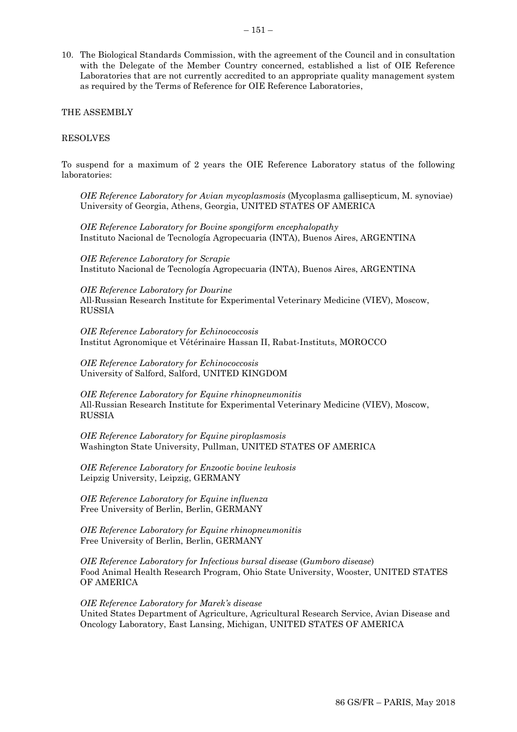10. The Biological Standards Commission, with the agreement of the Council and in consultation with the Delegate of the Member Country concerned, established a list of OIE Reference Laboratories that are not currently accredited to an appropriate quality management system as required by the Terms of Reference for OIE Reference Laboratories,

THE ASSEMBLY

RESOLVES

To suspend for a maximum of 2 years the OIE Reference Laboratory status of the following laboratories:

*OIE Reference Laboratory for Avian mycoplasmosis* (Mycoplasma gallisepticum, M. synoviae)
University of Georgia, Athens, Georgia, UNITED STATES OF AMERICA

*OIE Reference Laboratory for Bovine spongiform encephalopathy*
Instituto Nacional de Tecnología Agropecuaria (INTA), Buenos Aires, ARGENTINA

*OIE Reference Laboratory for Scrapie*
Instituto Nacional de Tecnología Agropecuaria (INTA), Buenos Aires, ARGENTINA

*OIE Reference Laboratory for Dourine*
All-Russian Research Institute for Experimental Veterinary Medicine (VIEV), Moscow, RUSSIA

*OIE Reference Laboratory for Echinococcosis*
Institut Agronomique et Vétérinaire Hassan II, Rabat-Instituts, MOROCCO

*OIE Reference Laboratory for Echinococcosis*
University of Salford, Salford, UNITED KINGDOM

*OIE Reference Laboratory for Equine rhinopneumonitis*
All-Russian Research Institute for Experimental Veterinary Medicine (VIEV), Moscow, RUSSIA

*OIE Reference Laboratory for Equine piroplasmosis*
Washington State University, Pullman, UNITED STATES OF AMERICA

*OIE Reference Laboratory for Enzootic bovine leukosis*
Leipzig University, Leipzig, GERMANY

*OIE Reference Laboratory for Equine influenza*
Free University of Berlin, Berlin, GERMANY

*OIE Reference Laboratory for Equine rhinopneumonitis*
Free University of Berlin, Berlin, GERMANY

*OIE Reference Laboratory for Infectious bursal disease* (*Gumboro disease*)
Food Animal Health Research Program, Ohio State University, Wooster, UNITED STATES OF AMERICA

*OIE Reference Laboratory for Marek's disease*
United States Department of Agriculture, Agricultural Research Service, Avian Disease and Oncology Laboratory, East Lansing, Michigan, UNITED STATES OF AMERICA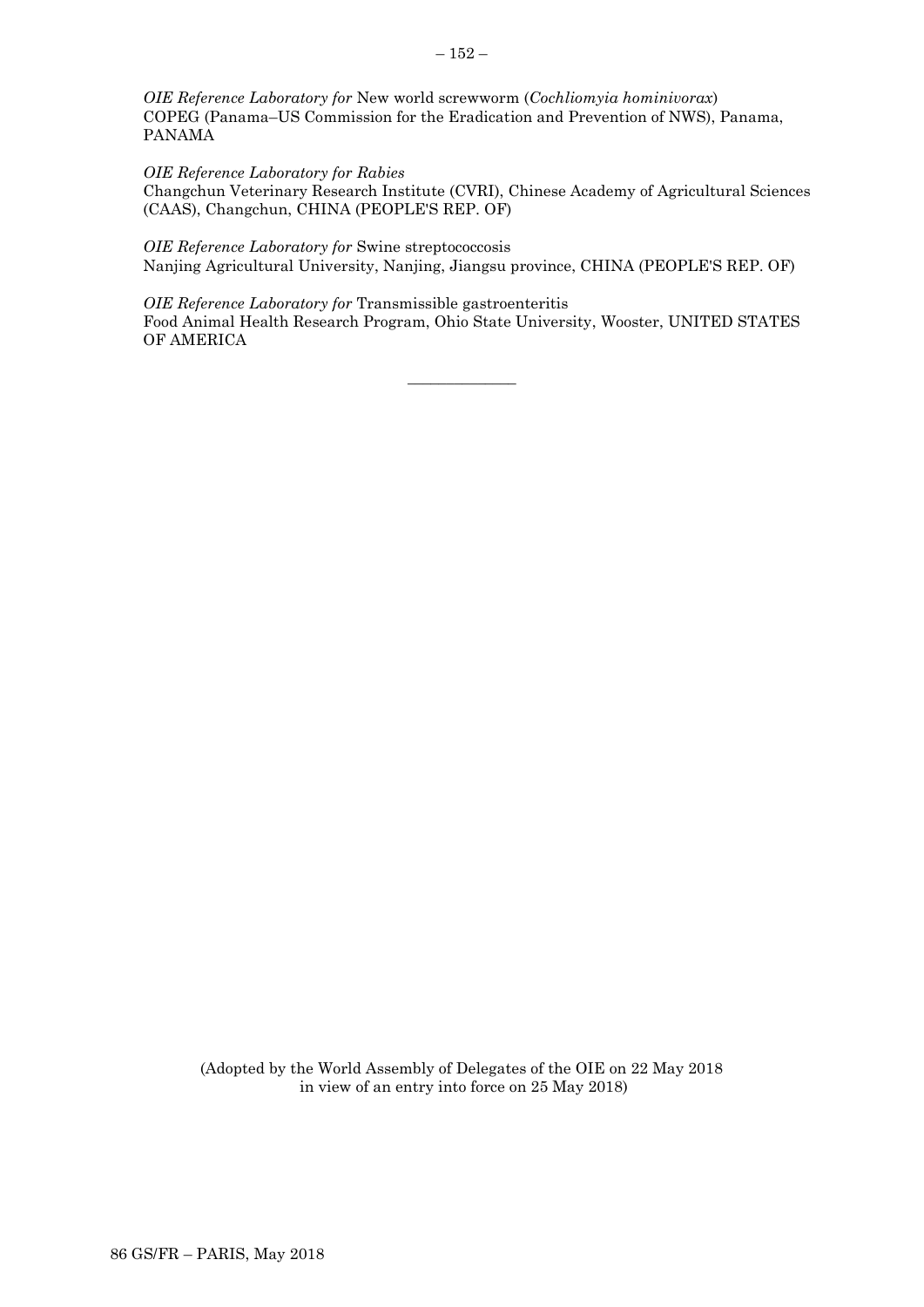*OIE Reference Laboratory for* New world screwworm (*Cochliomyia hominivorax*)
COPEG (Panama–US Commission for the Eradication and Prevention of NWS), Panama, PANAMA

*OIE Reference Laboratory for Rabies*
Changchun Veterinary Research Institute (CVRI), Chinese Academy of Agricultural Sciences (CAAS), Changchun, CHINA (PEOPLE'S REP. OF)

*OIE Reference Laboratory for* Swine streptococcosis
Nanjing Agricultural University, Nanjing, Jiangsu province, CHINA (PEOPLE'S REP. OF)

*OIE Reference Laboratory for* Transmissible gastroenteritis
Food Animal Health Research Program, Ohio State University, Wooster, UNITED STATES OF AMERICA

_______________

(Adopted by the World Assembly of Delegates of the OIE on 22 May 2018
in view of an entry into force on 25 May 2018)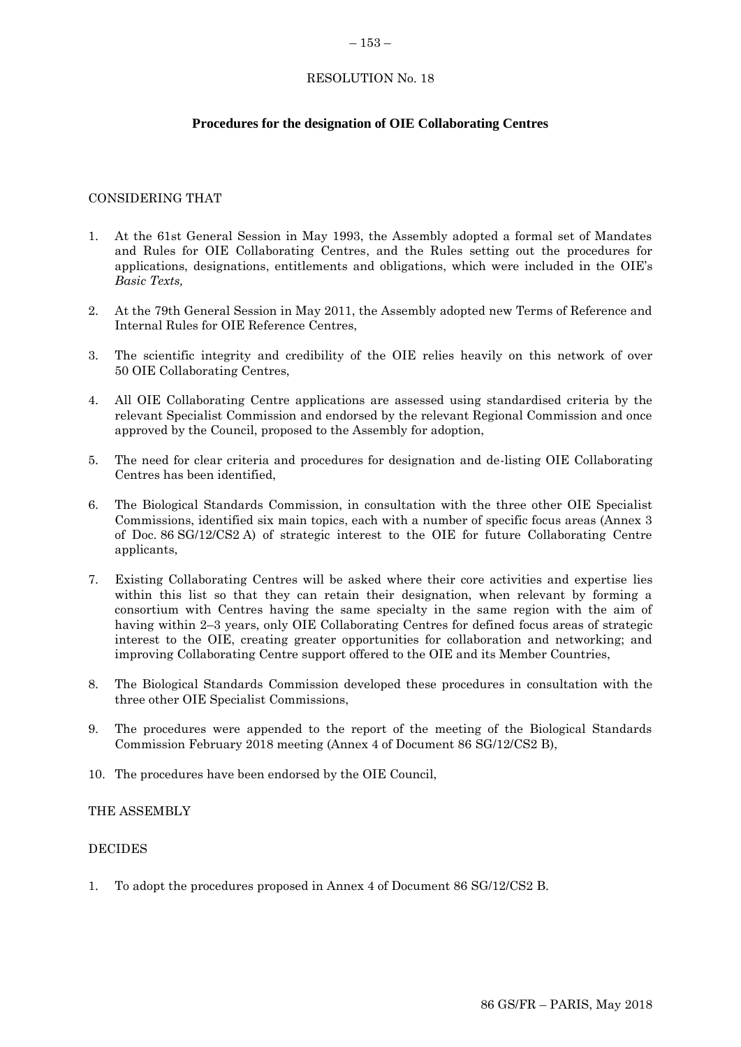RESOLUTION No. 18

## Procedures for the designation of OIE Collaborating Centres

CONSIDERING THAT

1. At the 61st General Session in May 1993, the Assembly adopted a formal set of Mandates and Rules for OIE Collaborating Centres, and the Rules setting out the procedures for applications, designations, entitlements and obligations, which were included in the OIE's *Basic Texts,*
2. At the 79th General Session in May 2011, the Assembly adopted new Terms of Reference and Internal Rules for OIE Reference Centres,
3. The scientific integrity and credibility of the OIE relies heavily on this network of over 50 OIE Collaborating Centres,
4. All OIE Collaborating Centre applications are assessed using standardised criteria by the relevant Specialist Commission and endorsed by the relevant Regional Commission and once approved by the Council, proposed to the Assembly for adoption,
5. The need for clear criteria and procedures for designation and de-listing OIE Collaborating Centres has been identified,
6. The Biological Standards Commission, in consultation with the three other OIE Specialist Commissions, identified six main topics, each with a number of specific focus areas (Annex 3 of Doc. 86 SG/12/CS2 A) of strategic interest to the OIE for future Collaborating Centre applicants,
7. Existing Collaborating Centres will be asked where their core activities and expertise lies within this list so that they can retain their designation, when relevant by forming a consortium with Centres having the same specialty in the same region with the aim of having within 2–3 years, only OIE Collaborating Centres for defined focus areas of strategic interest to the OIE, creating greater opportunities for collaboration and networking; and improving Collaborating Centre support offered to the OIE and its Member Countries,
8. The Biological Standards Commission developed these procedures in consultation with the three other OIE Specialist Commissions,
9. The procedures were appended to the report of the meeting of the Biological Standards Commission February 2018 meeting (Annex 4 of Document 86 SG/12/CS2 B),
10. The procedures have been endorsed by the OIE Council,

THE ASSEMBLY

DECIDES

1. To adopt the procedures proposed in Annex 4 of Document 86 SG/12/CS2 B.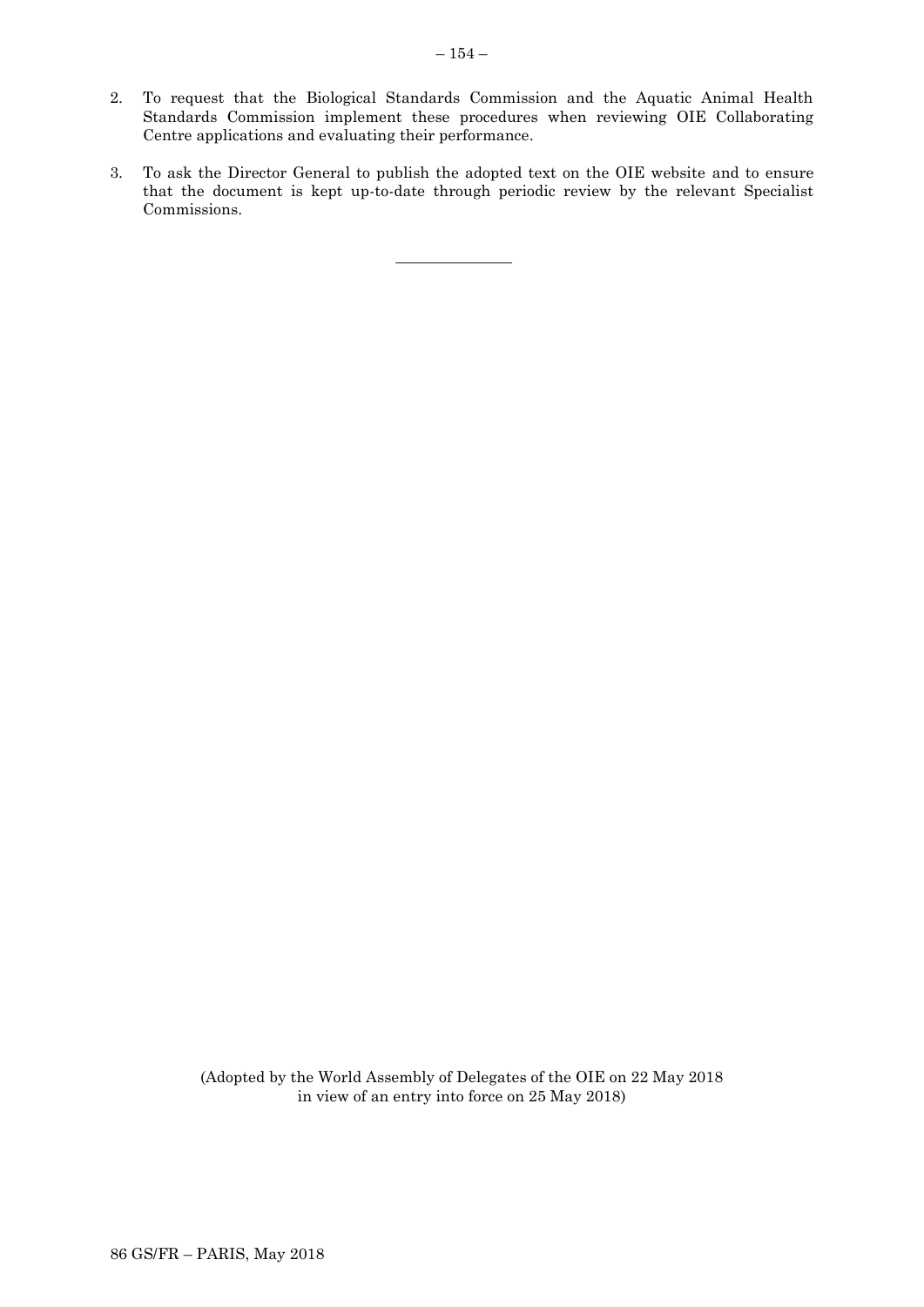2. To request that the Biological Standards Commission and the Aquatic Animal Health Standards Commission implement these procedures when reviewing OIE Collaborating Centre applications and evaluating their performance.

3. To ask the Director General to publish the adopted text on the OIE website and to ensure that the document is kept up-to-date through periodic review by the relevant Specialist Commissions.

---

(Adopted by the World Assembly of Delegates of the OIE on 22 May 2018 in view of an entry into force on 25 May 2018)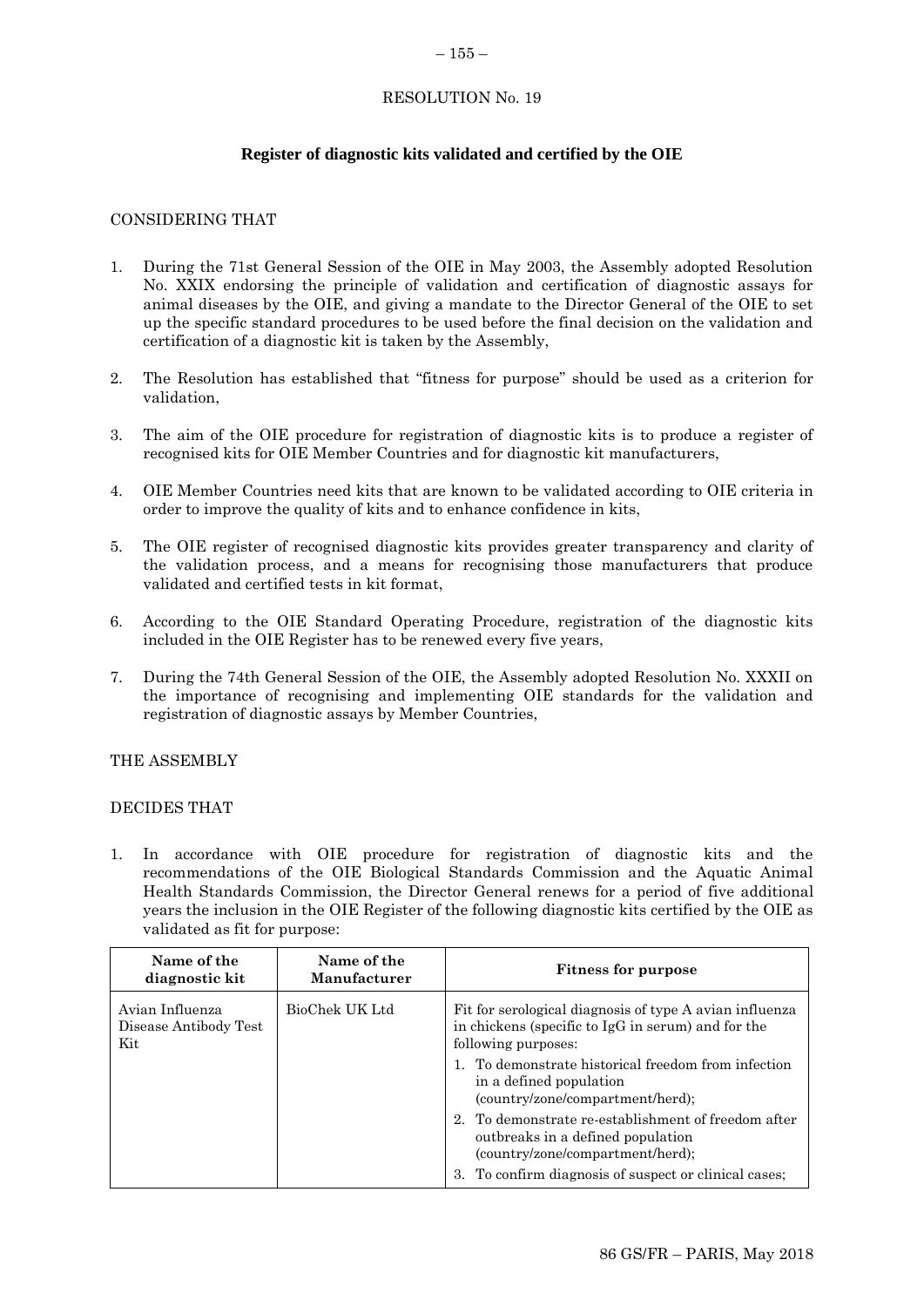# RESOLUTION No. 19

## Register of diagnostic kits validated and certified by the OIE

CONSIDERING THAT

1. During the 71st General Session of the OIE in May 2003, the Assembly adopted Resolution No. XXIX endorsing the principle of validation and certification of diagnostic assays for animal diseases by the OIE, and giving a mandate to the Director General of the OIE to set up the specific standard procedures to be used before the final decision on the validation and certification of a diagnostic kit is taken by the Assembly,

2. The Resolution has established that "fitness for purpose" should be used as a criterion for validation,

3. The aim of the OIE procedure for registration of diagnostic kits is to produce a register of recognised kits for OIE Member Countries and for diagnostic kit manufacturers,

4. OIE Member Countries need kits that are known to be validated according to OIE criteria in order to improve the quality of kits and to enhance confidence in kits,

5. The OIE register of recognised diagnostic kits provides greater transparency and clarity of the validation process, and a means for recognising those manufacturers that produce validated and certified tests in kit format,

6. According to the OIE Standard Operating Procedure, registration of the diagnostic kits included in the OIE Register has to be renewed every five years,

7. During the 74th General Session of the OIE, the Assembly adopted Resolution No. XXXII on the importance of recognising and implementing OIE standards for the validation and registration of diagnostic assays by Member Countries,

THE ASSEMBLY

DECIDES THAT

1. In accordance with OIE procedure for registration of diagnostic kits and the recommendations of the OIE Biological Standards Commission and the Aquatic Animal Health Standards Commission, the Director General renews for a period of five additional years the inclusion in the OIE Register of the following diagnostic kits certified by the OIE as validated as fit for purpose:

| Name of the diagnostic kit | Name of the Manufacturer | Fitness for purpose |
|---|---|---|
| Avian Influenza Disease Antibody Test Kit | BioChek UK Ltd | Fit for serological diagnosis of type A avian influenza in chickens (specific to IgG in serum) and for the following purposes:<br>1. To demonstrate historical freedom from infection in a defined population (country/zone/compartment/herd);<br>2. To demonstrate re-establishment of freedom after outbreaks in a defined population (country/zone/compartment/herd);<br>3. To confirm diagnosis of suspect or clinical cases; |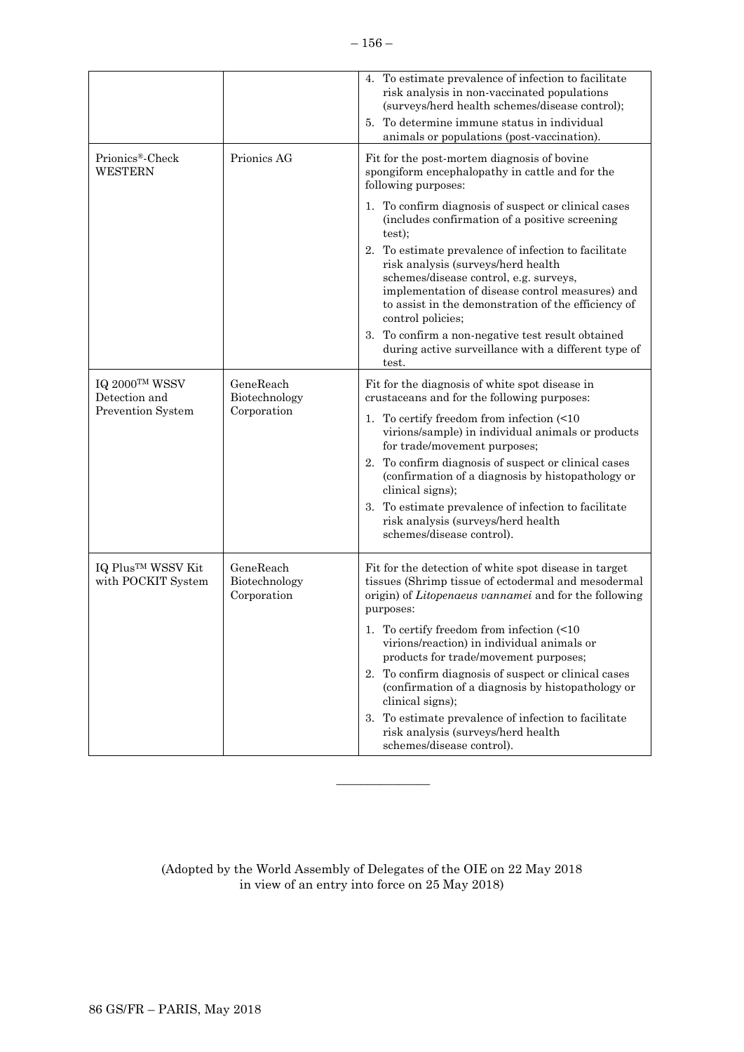| | | |
|---|---|---|
| | | 4. To estimate prevalence of infection to facilitate risk analysis in non-vaccinated populations (surveys/herd health schemes/disease control);<br>5. To determine immune status in individual animals or populations (post-vaccination). |
| Prionics®-Check WESTERN | Prionics AG | Fit for the post-mortem diagnosis of bovine spongiform encephalopathy in cattle and for the following purposes:<br>1. To confirm diagnosis of suspect or clinical cases (includes confirmation of a positive screening test);<br>2. To estimate prevalence of infection to facilitate risk analysis (surveys/herd health schemes/disease control, e.g. surveys, implementation of disease control measures) and to assist in the demonstration of the efficiency of control policies;<br>3. To confirm a non-negative test result obtained during active surveillance with a different type of test. |
| IQ 2000™ WSSV Detection and Prevention System | GeneReach Biotechnology Corporation | Fit for the diagnosis of white spot disease in crustaceans and for the following purposes:<br>1. To certify freedom from infection (<10 virions/sample) in individual animals or products for trade/movement purposes;<br>2. To confirm diagnosis of suspect or clinical cases (confirmation of a diagnosis by histopathology or clinical signs);<br>3. To estimate prevalence of infection to facilitate risk analysis (surveys/herd health schemes/disease control). |
| IQ Plus™ WSSV Kit with POCKIT System | GeneReach Biotechnology Corporation | Fit for the detection of white spot disease in target tissues (Shrimp tissue of ectodermal and mesodermal origin) of *Litopenaeus vannamei* and for the following purposes:<br>1. To certify freedom from infection (<10 virions/reaction) in individual animals or products for trade/movement purposes;<br>2. To confirm diagnosis of suspect or clinical cases (confirmation of a diagnosis by histopathology or clinical signs);<br>3. To estimate prevalence of infection to facilitate risk analysis (surveys/herd health schemes/disease control). |

---

(Adopted by the World Assembly of Delegates of the OIE on 22 May 2018 in view of an entry into force on 25 May 2018)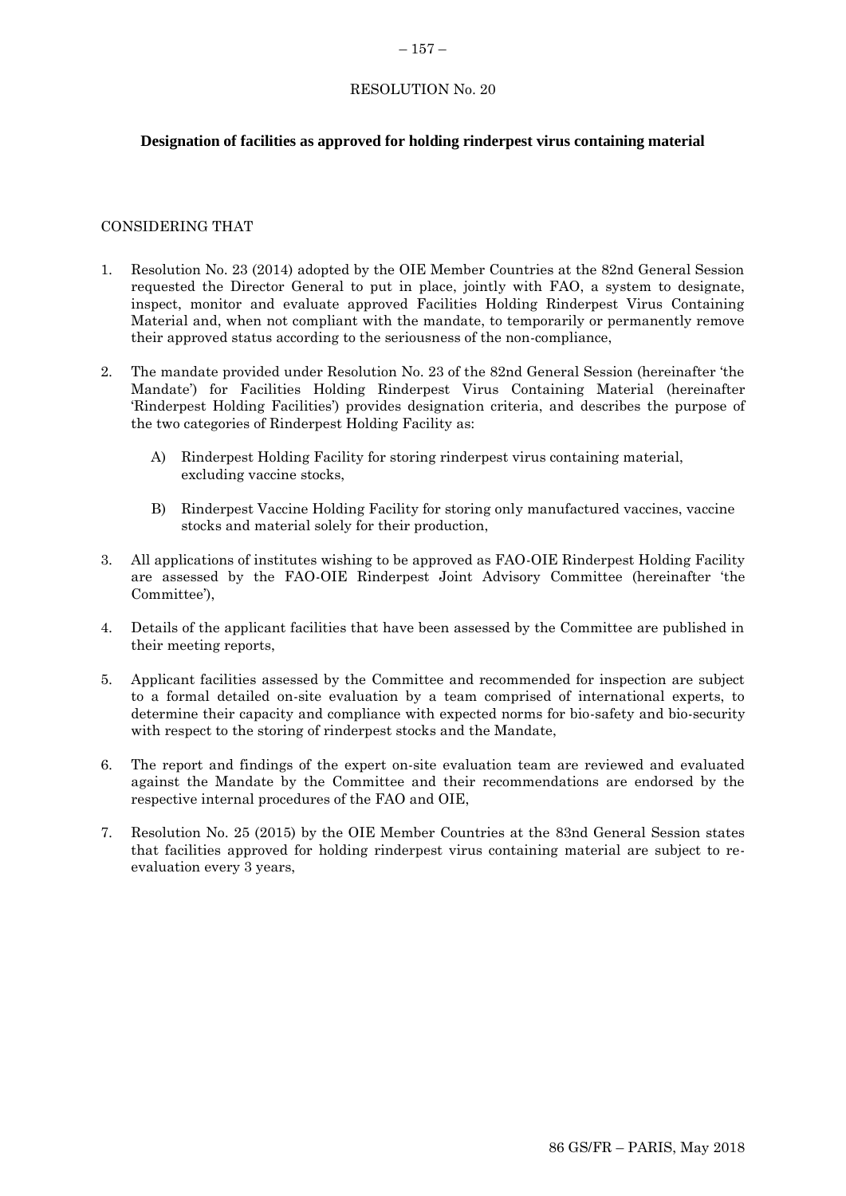## RESOLUTION No. 20

### Designation of facilities as approved for holding rinderpest virus containing material

CONSIDERING THAT

1. Resolution No. 23 (2014) adopted by the OIE Member Countries at the 82nd General Session requested the Director General to put in place, jointly with FAO, a system to designate, inspect, monitor and evaluate approved Facilities Holding Rinderpest Virus Containing Material and, when not compliant with the mandate, to temporarily or permanently remove their approved status according to the seriousness of the non-compliance,

2. The mandate provided under Resolution No. 23 of the 82nd General Session (hereinafter 'the Mandate') for Facilities Holding Rinderpest Virus Containing Material (hereinafter 'Rinderpest Holding Facilities') provides designation criteria, and describes the purpose of the two categories of Rinderpest Holding Facility as:

   A) Rinderpest Holding Facility for storing rinderpest virus containing material, excluding vaccine stocks,

   B) Rinderpest Vaccine Holding Facility for storing only manufactured vaccines, vaccine stocks and material solely for their production,

3. All applications of institutes wishing to be approved as FAO-OIE Rinderpest Holding Facility are assessed by the FAO-OIE Rinderpest Joint Advisory Committee (hereinafter 'the Committee'),

4. Details of the applicant facilities that have been assessed by the Committee are published in their meeting reports,

5. Applicant facilities assessed by the Committee and recommended for inspection are subject to a formal detailed on-site evaluation by a team comprised of international experts, to determine their capacity and compliance with expected norms for bio-safety and bio-security with respect to the storing of rinderpest stocks and the Mandate,

6. The report and findings of the expert on-site evaluation team are reviewed and evaluated against the Mandate by the Committee and their recommendations are endorsed by the respective internal procedures of the FAO and OIE,

7. Resolution No. 25 (2015) by the OIE Member Countries at the 83nd General Session states that facilities approved for holding rinderpest virus containing material are subject to re-evaluation every 3 years,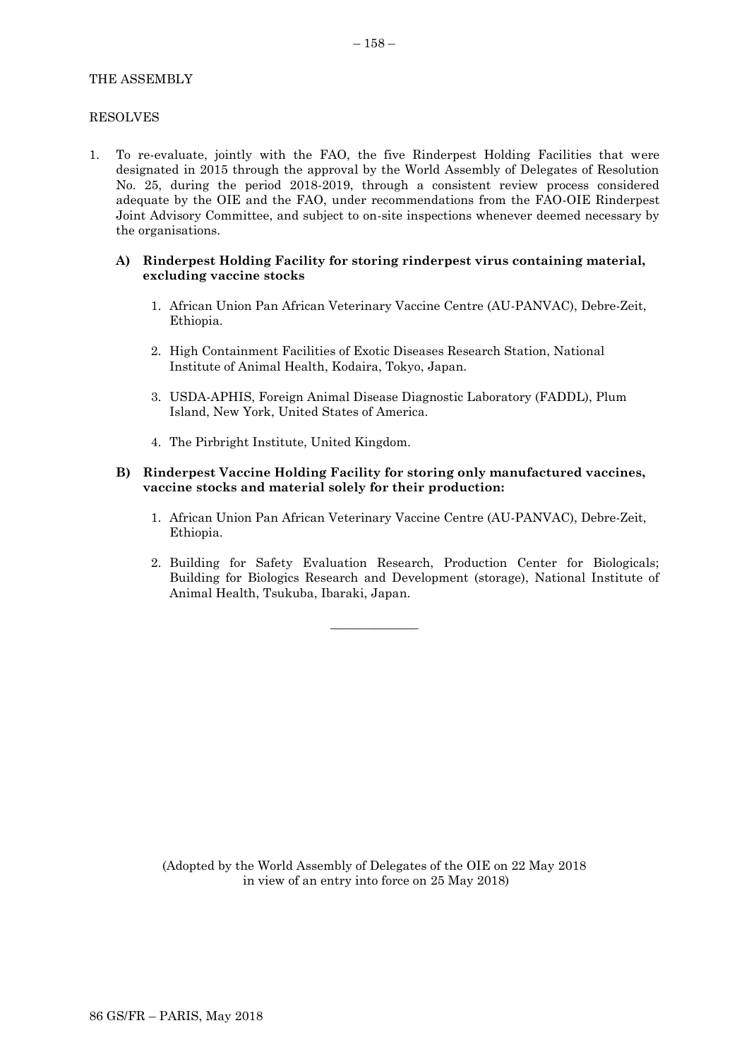THE ASSEMBLY

RESOLVES

1. To re-evaluate, jointly with the FAO, the five Rinderpest Holding Facilities that were designated in 2015 through the approval by the World Assembly of Delegates of Resolution No. 25, during the period 2018-2019, through a consistent review process considered adequate by the OIE and the FAO, under recommendations from the FAO-OIE Rinderpest Joint Advisory Committee, and subject to on-site inspections whenever deemed necessary by the organisations.

**A) Rinderpest Holding Facility for storing rinderpest virus containing material, excluding vaccine stocks**

1. African Union Pan African Veterinary Vaccine Centre (AU-PANVAC), Debre-Zeit, Ethiopia.
2. High Containment Facilities of Exotic Diseases Research Station, National Institute of Animal Health, Kodaira, Tokyo, Japan.
3. USDA-APHIS, Foreign Animal Disease Diagnostic Laboratory (FADDL), Plum Island, New York, United States of America.
4. The Pirbright Institute, United Kingdom.

**B) Rinderpest Vaccine Holding Facility for storing only manufactured vaccines, vaccine stocks and material solely for their production:**

1. African Union Pan African Veterinary Vaccine Centre (AU-PANVAC), Debre-Zeit, Ethiopia.
2. Building for Safety Evaluation Research, Production Center for Biologicals; Building for Biologics Research and Development (storage), National Institute of Animal Health, Tsukuba, Ibaraki, Japan.

---

(Adopted by the World Assembly of Delegates of the OIE on 22 May 2018 in view of an entry into force on 25 May 2018)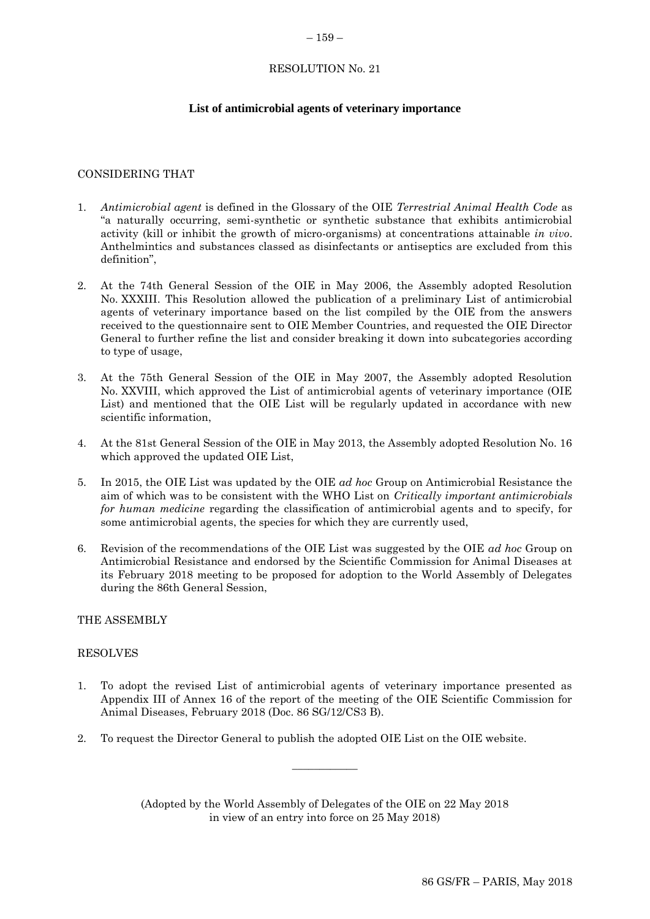RESOLUTION No. 21

## List of antimicrobial agents of veterinary importance

CONSIDERING THAT

1. *Antimicrobial agent* is defined in the Glossary of the OIE *Terrestrial Animal Health Code* as "a naturally occurring, semi-synthetic or synthetic substance that exhibits antimicrobial activity (kill or inhibit the growth of micro-organisms) at concentrations attainable *in vivo*. Anthelmintics and substances classed as disinfectants or antiseptics are excluded from this definition",

2. At the 74th General Session of the OIE in May 2006, the Assembly adopted Resolution No. XXXIII. This Resolution allowed the publication of a preliminary List of antimicrobial agents of veterinary importance based on the list compiled by the OIE from the answers received to the questionnaire sent to OIE Member Countries, and requested the OIE Director General to further refine the list and consider breaking it down into subcategories according to type of usage,

3. At the 75th General Session of the OIE in May 2007, the Assembly adopted Resolution No. XXVIII, which approved the List of antimicrobial agents of veterinary importance (OIE List) and mentioned that the OIE List will be regularly updated in accordance with new scientific information,

4. At the 81st General Session of the OIE in May 2013, the Assembly adopted Resolution No. 16 which approved the updated OIE List,

5. In 2015, the OIE List was updated by the OIE *ad hoc* Group on Antimicrobial Resistance the aim of which was to be consistent with the WHO List on *Critically important antimicrobials for human medicine* regarding the classification of antimicrobial agents and to specify, for some antimicrobial agents, the species for which they are currently used,

6. Revision of the recommendations of the OIE List was suggested by the OIE *ad hoc* Group on Antimicrobial Resistance and endorsed by the Scientific Commission for Animal Diseases at its February 2018 meeting to be proposed for adoption to the World Assembly of Delegates during the 86th General Session,

THE ASSEMBLY

RESOLVES

1. To adopt the revised List of antimicrobial agents of veterinary importance presented as Appendix III of Annex 16 of the report of the meeting of the OIE Scientific Commission for Animal Diseases, February 2018 (Doc. 86 SG/12/CS3 B).

2. To request the Director General to publish the adopted OIE List on the OIE website.

---

(Adopted by the World Assembly of Delegates of the OIE on 22 May 2018 in view of an entry into force on 25 May 2018)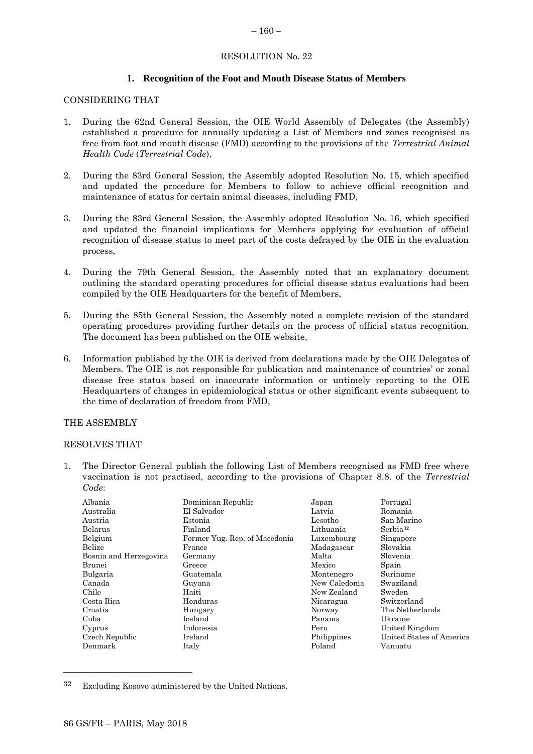RESOLUTION No. 22

## 1. Recognition of the Foot and Mouth Disease Status of Members

CONSIDERING THAT

1. During the 62nd General Session, the OIE World Assembly of Delegates (the Assembly) established a procedure for annually updating a List of Members and zones recognised as free from foot and mouth disease (FMD) according to the provisions of the *Terrestrial Animal Health Code* (*Terrestrial Code*),

2. During the 83rd General Session, the Assembly adopted Resolution No. 15, which specified and updated the procedure for Members to follow to achieve official recognition and maintenance of status for certain animal diseases, including FMD,

3. During the 83rd General Session, the Assembly adopted Resolution No. 16, which specified and updated the financial implications for Members applying for evaluation of official recognition of disease status to meet part of the costs defrayed by the OIE in the evaluation process,

4. During the 79th General Session, the Assembly noted that an explanatory document outlining the standard operating procedures for official disease status evaluations had been compiled by the OIE Headquarters for the benefit of Members,

5. During the 85th General Session, the Assembly noted a complete revision of the standard operating procedures providing further details on the process of official status recognition. The document has been published on the OIE website,

6. Information published by the OIE is derived from declarations made by the OIE Delegates of Members. The OIE is not responsible for publication and maintenance of countries' or zonal disease free status based on inaccurate information or untimely reporting to the OIE Headquarters of changes in epidemiological status or other significant events subsequent to the time of declaration of freedom from FMD,

THE ASSEMBLY

RESOLVES THAT

1. The Director General publish the following List of Members recognised as FMD free where vaccination is not practised, according to the provisions of Chapter 8.8. of the *Terrestrial Code*:

| | | | |
|---|---|---|---|
| Albania | Dominican Republic | Japan | Portugal |
| Australia | El Salvador | Latvia | Romania |
| Austria | Estonia | Lesotho | San Marino |
| Belarus | Finland | Lithuania | Serbia[32] |
| Belgium | Former Yug. Rep. of Macedonia | Luxembourg | Singapore |
| Belize | France | Madagascar | Slovakia |
| Bosnia and Herzegovina | Germany | Malta | Slovenia |
| Brunei | Greece | Mexico | Spain |
| Bulgaria | Guatemala | Montenegro | Suriname |
| Canada | Guyana | New Caledonia | Swaziland |
| Chile | Haiti | New Zealand | Sweden |
| Costa Rica | Honduras | Nicaragua | Switzerland |
| Croatia | Hungary | Norway | The Netherlands |
| Cuba | Iceland | Panama | Ukraine |
| Cyprus | Indonesia | Peru | United Kingdom |
| Czech Republic | Ireland | Philippines | United States of America |
| Denmark | Italy | Poland | Vanuatu |

[32] Excluding Kosovo administered by the United Nations.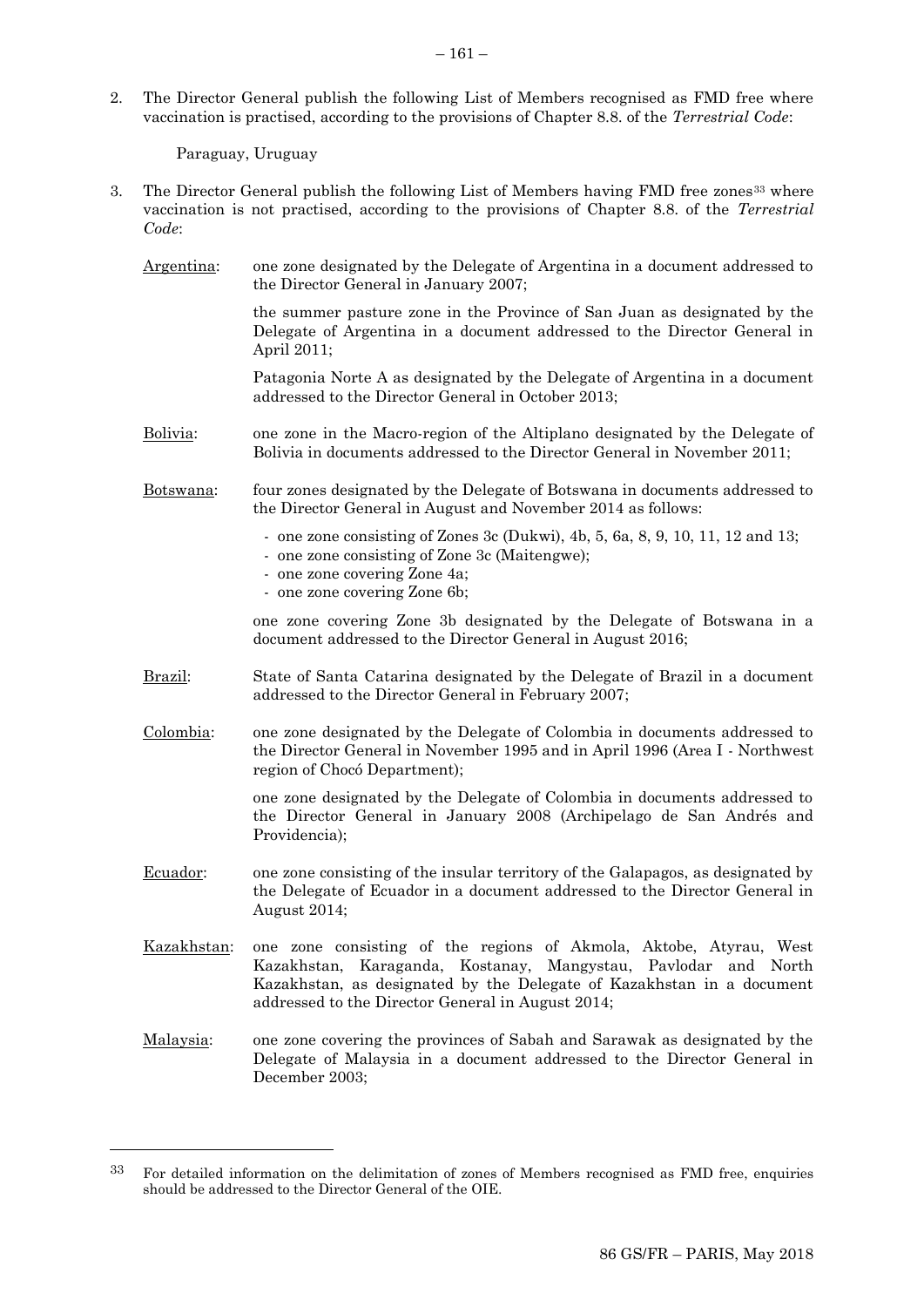2. The Director General publish the following List of Members recognised as FMD free where vaccination is practised, according to the provisions of Chapter 8.8. of the *Terrestrial Code*:

   Paraguay, Uruguay

3. The Director General publish the following List of Members having FMD free zones[33] where vaccination is not practised, according to the provisions of Chapter 8.8. of the *Terrestrial Code*:

   Argentina: one zone designated by the Delegate of Argentina in a document addressed to the Director General in January 2007;

   the summer pasture zone in the Province of San Juan as designated by the Delegate of Argentina in a document addressed to the Director General in April 2011;

   Patagonia Norte A as designated by the Delegate of Argentina in a document addressed to the Director General in October 2013;

   Bolivia: one zone in the Macro-region of the Altiplano designated by the Delegate of Bolivia in documents addressed to the Director General in November 2011;

   Botswana: four zones designated by the Delegate of Botswana in documents addressed to the Director General in August and November 2014 as follows:

   - one zone consisting of Zones 3c (Dukwi), 4b, 5, 6a, 8, 9, 10, 11, 12 and 13;
   - one zone consisting of Zone 3c (Maitengwe);
   - one zone covering Zone 4a;
   - one zone covering Zone 6b;

   one zone covering Zone 3b designated by the Delegate of Botswana in a document addressed to the Director General in August 2016;

   Brazil: State of Santa Catarina designated by the Delegate of Brazil in a document addressed to the Director General in February 2007;

   Colombia: one zone designated by the Delegate of Colombia in documents addressed to the Director General in November 1995 and in April 1996 (Area I - Northwest region of Chocó Department);

   one zone designated by the Delegate of Colombia in documents addressed to the Director General in January 2008 (Archipelago de San Andrés and Providencia);

   Ecuador: one zone consisting of the insular territory of the Galapagos, as designated by the Delegate of Ecuador in a document addressed to the Director General in August 2014;

   Kazakhstan: one zone consisting of the regions of Akmola, Aktobe, Atyrau, West Kazakhstan, Karaganda, Kostanay, Mangystau, Pavlodar and North Kazakhstan, as designated by the Delegate of Kazakhstan in a document addressed to the Director General in August 2014;

   Malaysia: one zone covering the provinces of Sabah and Sarawak as designated by the Delegate of Malaysia in a document addressed to the Director General in December 2003;

[33] For detailed information on the delimitation of zones of Members recognised as FMD free, enquiries should be addressed to the Director General of the OIE.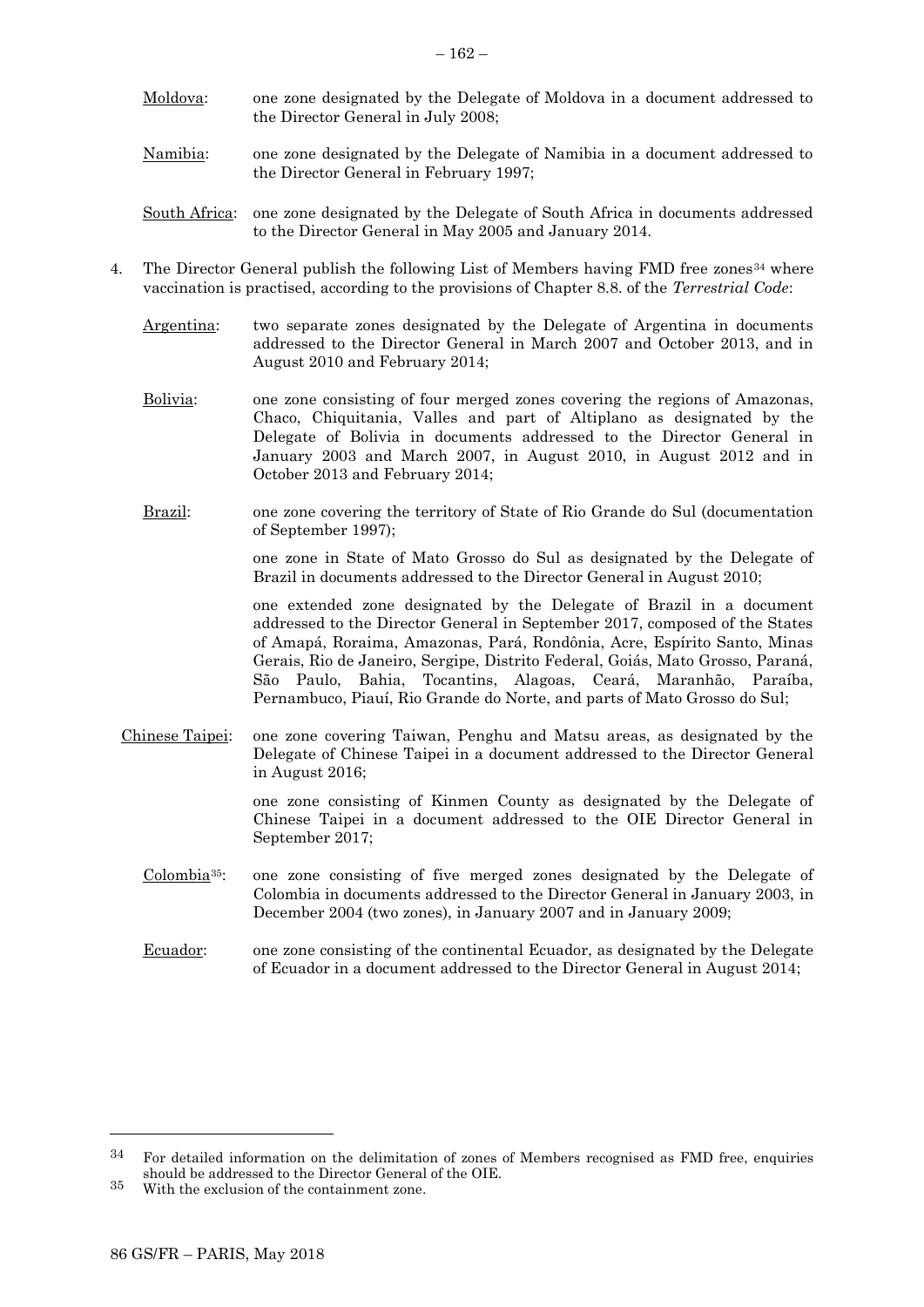Moldova: one zone designated by the Delegate of Moldova in a document addressed to the Director General in July 2008;

Namibia: one zone designated by the Delegate of Namibia in a document addressed to the Director General in February 1997;

South Africa: one zone designated by the Delegate of South Africa in documents addressed to the Director General in May 2005 and January 2014.

4. The Director General publish the following List of Members having FMD free zones[34] where vaccination is practised, according to the provisions of Chapter 8.8. of the *Terrestrial Code*:

Argentina: two separate zones designated by the Delegate of Argentina in documents addressed to the Director General in March 2007 and October 2013, and in August 2010 and February 2014;

Bolivia: one zone consisting of four merged zones covering the regions of Amazonas, Chaco, Chiquitania, Valles and part of Altiplano as designated by the Delegate of Bolivia in documents addressed to the Director General in January 2003 and March 2007, in August 2010, in August 2012 and in October 2013 and February 2014;

Brazil: one zone covering the territory of State of Rio Grande do Sul (documentation of September 1997);

one zone in State of Mato Grosso do Sul as designated by the Delegate of Brazil in documents addressed to the Director General in August 2010;

one extended zone designated by the Delegate of Brazil in a document addressed to the Director General in September 2017, composed of the States of Amapá, Roraima, Amazonas, Pará, Rondônia, Acre, Espírito Santo, Minas Gerais, Rio de Janeiro, Sergipe, Distrito Federal, Goiás, Mato Grosso, Paraná, São Paulo, Bahia, Tocantins, Alagoas, Ceará, Maranhão, Paraíba, Pernambuco, Piauí, Rio Grande do Norte, and parts of Mato Grosso do Sul;

Chinese Taipei: one zone covering Taiwan, Penghu and Matsu areas, as designated by the Delegate of Chinese Taipei in a document addressed to the Director General in August 2016;

one zone consisting of Kinmen County as designated by the Delegate of Chinese Taipei in a document addressed to the OIE Director General in September 2017;

Colombia[35]: one zone consisting of five merged zones designated by the Delegate of Colombia in documents addressed to the Director General in January 2003, in December 2004 (two zones), in January 2007 and in January 2009;

Ecuador: one zone consisting of the continental Ecuador, as designated by the Delegate of Ecuador in a document addressed to the Director General in August 2014;

---

[34] For detailed information on the delimitation of zones of Members recognised as FMD free, enquiries should be addressed to the Director General of the OIE.

[35] With the exclusion of the containment zone.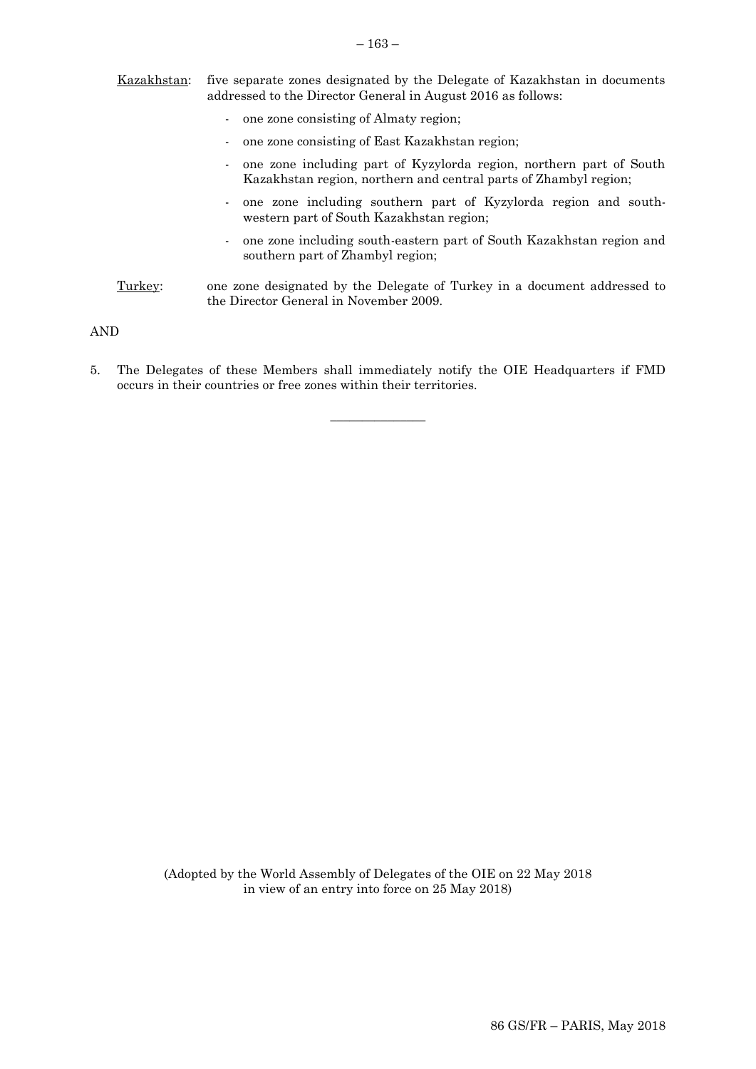Kazakhstan: five separate zones designated by the Delegate of Kazakhstan in documents addressed to the Director General in August 2016 as follows:

- one zone consisting of Almaty region;
- one zone consisting of East Kazakhstan region;
- one zone including part of Kyzylorda region, northern part of South Kazakhstan region, northern and central parts of Zhambyl region;
- one zone including southern part of Kyzylorda region and south-western part of South Kazakhstan region;
- one zone including south-eastern part of South Kazakhstan region and southern part of Zhambyl region;

Turkey: one zone designated by the Delegate of Turkey in a document addressed to the Director General in November 2009.

AND

5. The Delegates of these Members shall immediately notify the OIE Headquarters if FMD occurs in their countries or free zones within their territories.

---

(Adopted by the World Assembly of Delegates of the OIE on 22 May 2018 in view of an entry into force on 25 May 2018)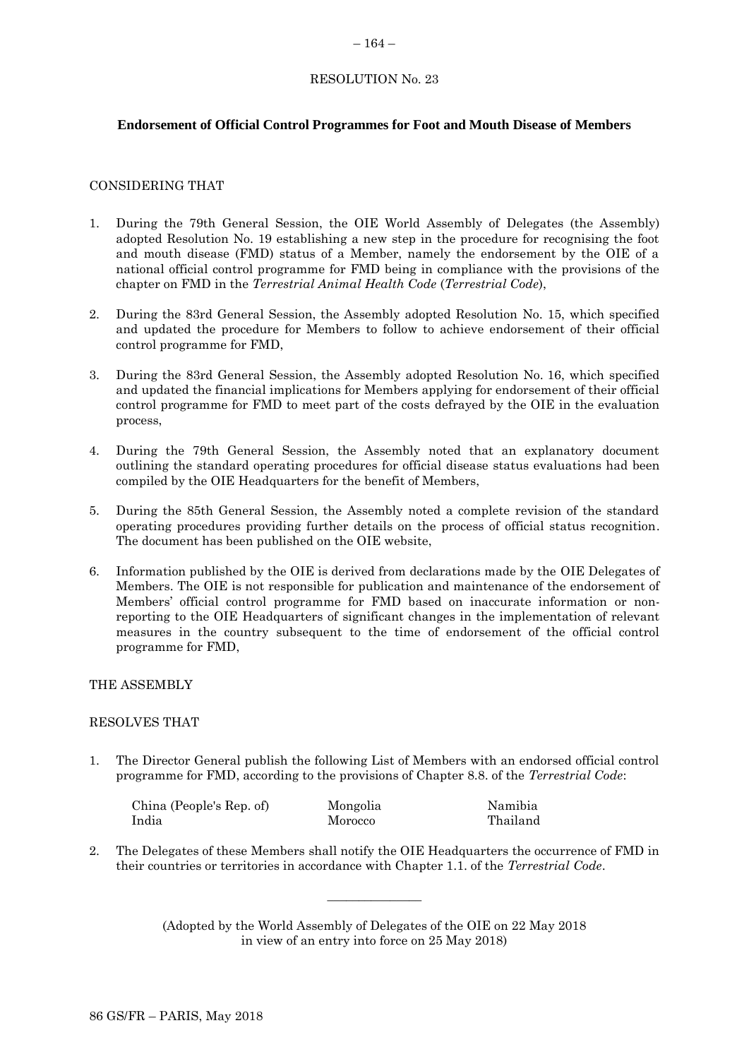RESOLUTION No. 23

**Endorsement of Official Control Programmes for Foot and Mouth Disease of Members**

CONSIDERING THAT

1. During the 79th General Session, the OIE World Assembly of Delegates (the Assembly) adopted Resolution No. 19 establishing a new step in the procedure for recognising the foot and mouth disease (FMD) status of a Member, namely the endorsement by the OIE of a national official control programme for FMD being in compliance with the provisions of the chapter on FMD in the *Terrestrial Animal Health Code* (*Terrestrial Code*),

2. During the 83rd General Session, the Assembly adopted Resolution No. 15, which specified and updated the procedure for Members to follow to achieve endorsement of their official control programme for FMD,

3. During the 83rd General Session, the Assembly adopted Resolution No. 16, which specified and updated the financial implications for Members applying for endorsement of their official control programme for FMD to meet part of the costs defrayed by the OIE in the evaluation process,

4. During the 79th General Session, the Assembly noted that an explanatory document outlining the standard operating procedures for official disease status evaluations had been compiled by the OIE Headquarters for the benefit of Members,

5. During the 85th General Session, the Assembly noted a complete revision of the standard operating procedures providing further details on the process of official status recognition. The document has been published on the OIE website,

6. Information published by the OIE is derived from declarations made by the OIE Delegates of Members. The OIE is not responsible for publication and maintenance of the endorsement of Members' official control programme for FMD based on inaccurate information or non-reporting to the OIE Headquarters of significant changes in the implementation of relevant measures in the country subsequent to the time of endorsement of the official control programme for FMD,

THE ASSEMBLY

RESOLVES THAT

1. The Director General publish the following List of Members with an endorsed official control programme for FMD, according to the provisions of Chapter 8.8. of the *Terrestrial Code*:

   China (People's Rep. of)
   India
   Mongolia
   Morocco
   Namibia
   Thailand

2. The Delegates of these Members shall notify the OIE Headquarters the occurrence of FMD in their countries or territories in accordance with Chapter 1.1. of the *Terrestrial Code*.

---

(Adopted by the World Assembly of Delegates of the OIE on 22 May 2018 in view of an entry into force on 25 May 2018)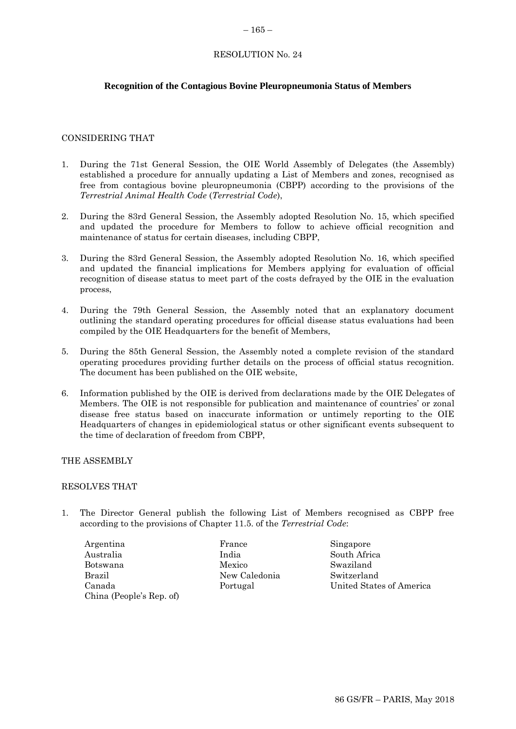RESOLUTION No. 24

## Recognition of the Contagious Bovine Pleuropneumonia Status of Members

CONSIDERING THAT

1. During the 71st General Session, the OIE World Assembly of Delegates (the Assembly) established a procedure for annually updating a List of Members and zones, recognised as free from contagious bovine pleuropneumonia (CBPP) according to the provisions of the *Terrestrial Animal Health Code* (*Terrestrial Code*),

2. During the 83rd General Session, the Assembly adopted Resolution No. 15, which specified and updated the procedure for Members to follow to achieve official recognition and maintenance of status for certain diseases, including CBPP,

3. During the 83rd General Session, the Assembly adopted Resolution No. 16, which specified and updated the financial implications for Members applying for evaluation of official recognition of disease status to meet part of the costs defrayed by the OIE in the evaluation process,

4. During the 79th General Session, the Assembly noted that an explanatory document outlining the standard operating procedures for official disease status evaluations had been compiled by the OIE Headquarters for the benefit of Members,

5. During the 85th General Session, the Assembly noted a complete revision of the standard operating procedures providing further details on the process of official status recognition. The document has been published on the OIE website,

6. Information published by the OIE is derived from declarations made by the OIE Delegates of Members. The OIE is not responsible for publication and maintenance of countries' or zonal disease free status based on inaccurate information or untimely reporting to the OIE Headquarters of changes in epidemiological status or other significant events subsequent to the time of declaration of freedom from CBPP,

THE ASSEMBLY

RESOLVES THAT

1. The Director General publish the following List of Members recognised as CBPP free according to the provisions of Chapter 11.5. of the *Terrestrial Code*:

   Argentina
   Australia
   Botswana
   Brazil
   Canada
   China (People's Rep. of)
   France
   India
   Mexico
   New Caledonia
   Portugal
   Singapore
   South Africa
   Swaziland
   Switzerland
   United States of America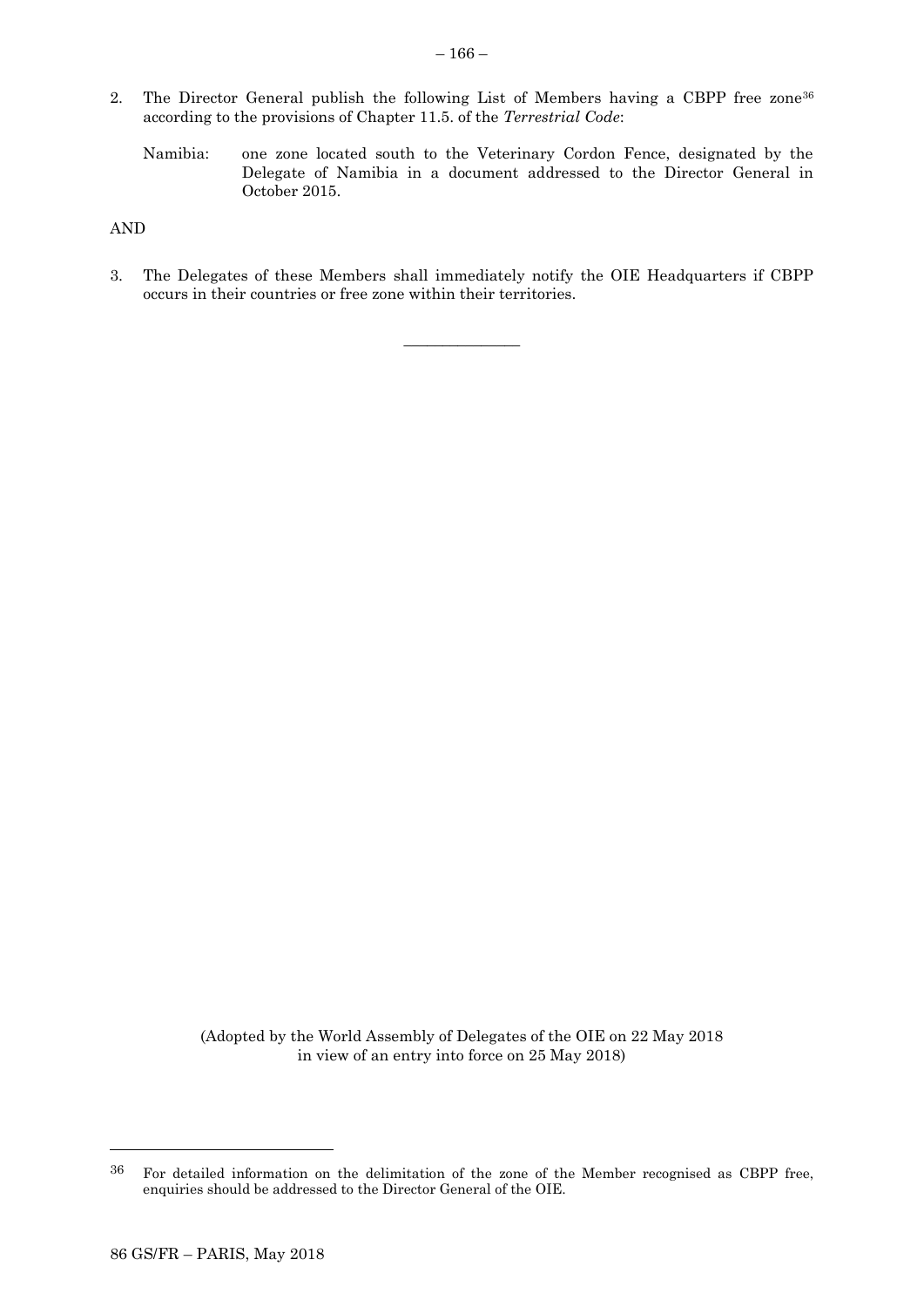2. The Director General publish the following List of Members having a CBPP free zone[36] according to the provisions of Chapter 11.5. of the *Terrestrial Code*:

   Namibia: one zone located south to the Veterinary Cordon Fence, designated by the Delegate of Namibia in a document addressed to the Director General in October 2015.

AND

3. The Delegates of these Members shall immediately notify the OIE Headquarters if CBPP occurs in their countries or free zone within their territories.

_______________

(Adopted by the World Assembly of Delegates of the OIE on 22 May 2018 in view of an entry into force on 25 May 2018)

[36] For detailed information on the delimitation of the zone of the Member recognised as CBPP free, enquiries should be addressed to the Director General of the OIE.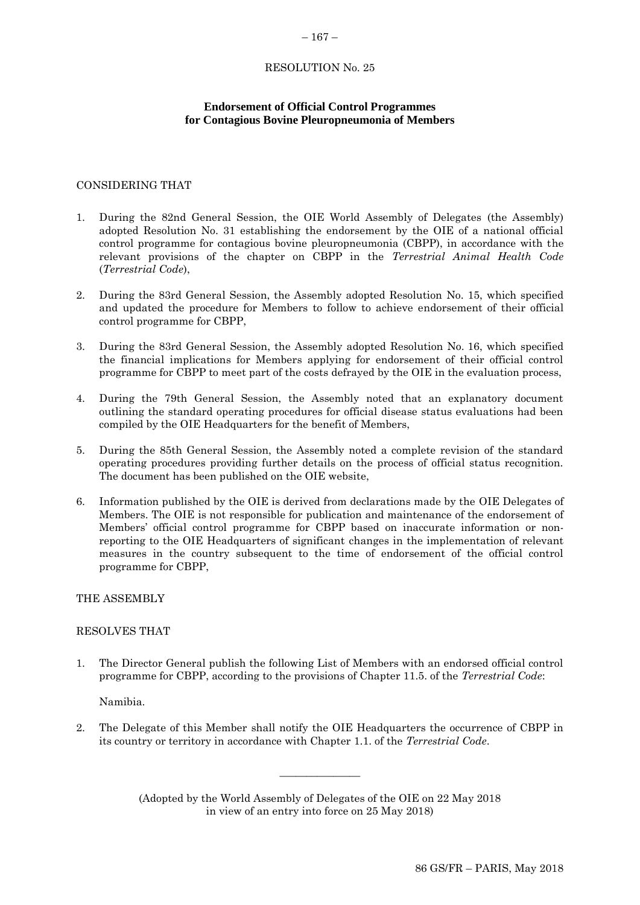RESOLUTION No. 25

## Endorsement of Official Control Programmes for Contagious Bovine Pleuropneumonia of Members

CONSIDERING THAT

1. During the 82nd General Session, the OIE World Assembly of Delegates (the Assembly) adopted Resolution No. 31 establishing the endorsement by the OIE of a national official control programme for contagious bovine pleuropneumonia (CBPP), in accordance with the relevant provisions of the chapter on CBPP in the *Terrestrial Animal Health Code* (*Terrestrial Code*),

2. During the 83rd General Session, the Assembly adopted Resolution No. 15, which specified and updated the procedure for Members to follow to achieve endorsement of their official control programme for CBPP,

3. During the 83rd General Session, the Assembly adopted Resolution No. 16, which specified the financial implications for Members applying for endorsement of their official control programme for CBPP to meet part of the costs defrayed by the OIE in the evaluation process,

4. During the 79th General Session, the Assembly noted that an explanatory document outlining the standard operating procedures for official disease status evaluations had been compiled by the OIE Headquarters for the benefit of Members,

5. During the 85th General Session, the Assembly noted a complete revision of the standard operating procedures providing further details on the process of official status recognition. The document has been published on the OIE website,

6. Information published by the OIE is derived from declarations made by the OIE Delegates of Members. The OIE is not responsible for publication and maintenance of the endorsement of Members' official control programme for CBPP based on inaccurate information or non-reporting to the OIE Headquarters of significant changes in the implementation of relevant measures in the country subsequent to the time of endorsement of the official control programme for CBPP,

THE ASSEMBLY

RESOLVES THAT

1. The Director General publish the following List of Members with an endorsed official control programme for CBPP, according to the provisions of Chapter 11.5. of the *Terrestrial Code*:

   Namibia.

2. The Delegate of this Member shall notify the OIE Headquarters the occurrence of CBPP in its country or territory in accordance with Chapter 1.1. of the *Terrestrial Code*.

_______________

(Adopted by the World Assembly of Delegates of the OIE on 22 May 2018 in view of an entry into force on 25 May 2018)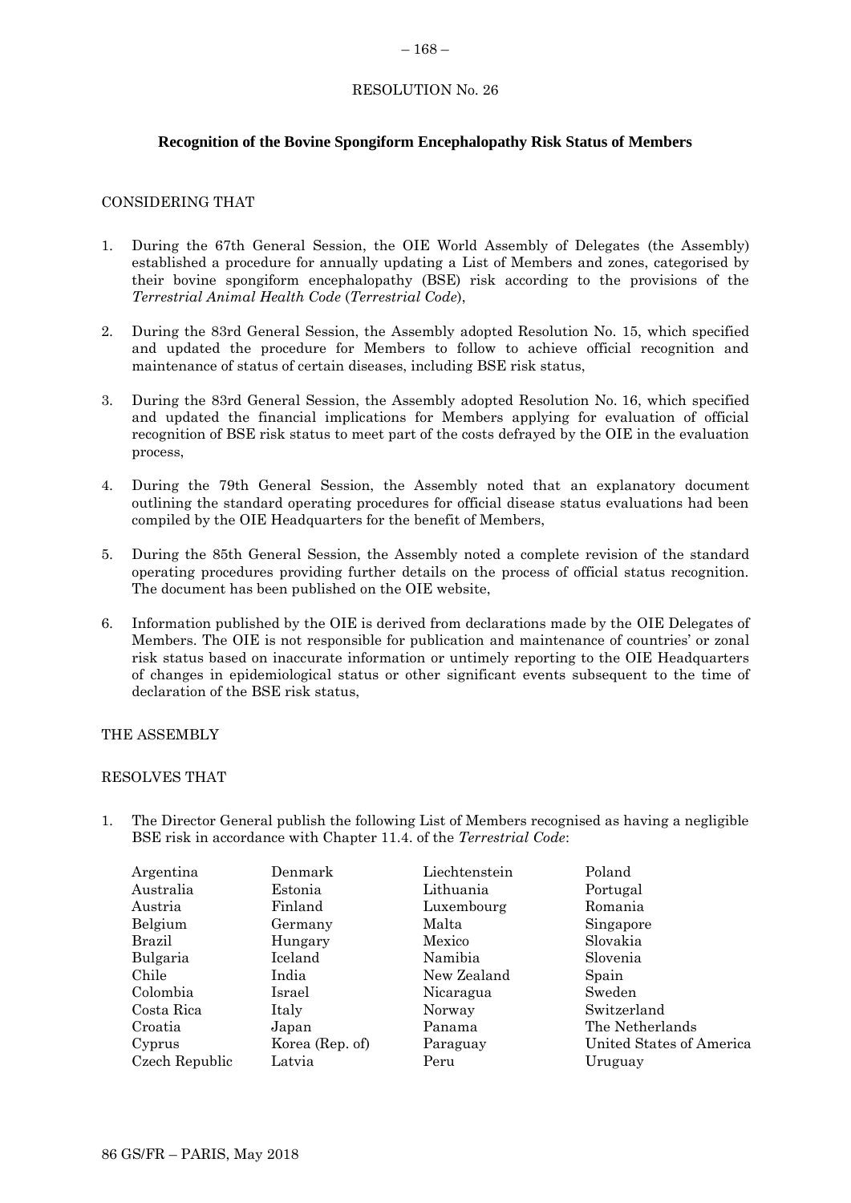## RESOLUTION No. 26

### Recognition of the Bovine Spongiform Encephalopathy Risk Status of Members

CONSIDERING THAT

1. During the 67th General Session, the OIE World Assembly of Delegates (the Assembly) established a procedure for annually updating a List of Members and zones, categorised by their bovine spongiform encephalopathy (BSE) risk according to the provisions of the *Terrestrial Animal Health Code* (*Terrestrial Code*),
2. During the 83rd General Session, the Assembly adopted Resolution No. 15, which specified and updated the procedure for Members to follow to achieve official recognition and maintenance of status of certain diseases, including BSE risk status,
3. During the 83rd General Session, the Assembly adopted Resolution No. 16, which specified and updated the financial implications for Members applying for evaluation of official recognition of BSE risk status to meet part of the costs defrayed by the OIE in the evaluation process,
4. During the 79th General Session, the Assembly noted that an explanatory document outlining the standard operating procedures for official disease status evaluations had been compiled by the OIE Headquarters for the benefit of Members,
5. During the 85th General Session, the Assembly noted a complete revision of the standard operating procedures providing further details on the process of official status recognition. The document has been published on the OIE website,
6. Information published by the OIE is derived from declarations made by the OIE Delegates of Members. The OIE is not responsible for publication and maintenance of countries' or zonal risk status based on inaccurate information or untimely reporting to the OIE Headquarters of changes in epidemiological status or other significant events subsequent to the time of declaration of the BSE risk status,

THE ASSEMBLY

RESOLVES THAT

1. The Director General publish the following List of Members recognised as having a negligible BSE risk in accordance with Chapter 11.4. of the *Terrestrial Code*:

| | | | |
|---|---|---|---|
| Argentina | Denmark | Liechtenstein | Poland |
| Australia | Estonia | Lithuania | Portugal |
| Austria | Finland | Luxembourg | Romania |
| Belgium | Germany | Malta | Singapore |
| Brazil | Hungary | Mexico | Slovakia |
| Bulgaria | Iceland | Namibia | Slovenia |
| Chile | India | New Zealand | Spain |
| Colombia | Israel | Nicaragua | Sweden |
| Costa Rica | Italy | Norway | Switzerland |
| Croatia | Japan | Panama | The Netherlands |
| Cyprus | Korea (Rep. of) | Paraguay | United States of America |
| Czech Republic | Latvia | Peru | Uruguay |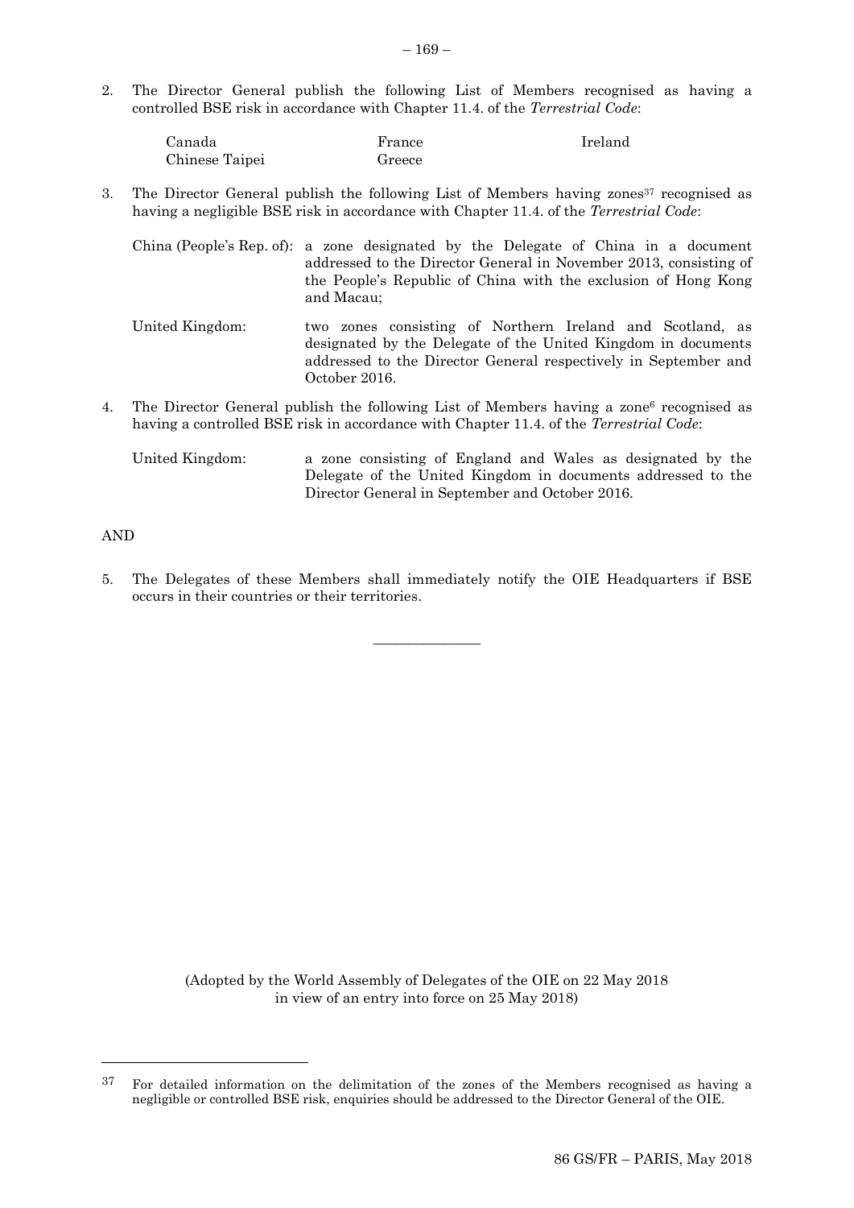2. The Director General publish the following List of Members recognised as having a controlled BSE risk in accordance with Chapter 11.4. of the *Terrestrial Code*:

| | | |
|---|---|---|
| Canada | France | Ireland |
| Chinese Taipei | Greece | |

3. The Director General publish the following List of Members having zones[37] recognised as having a negligible BSE risk in accordance with Chapter 11.4. of the *Terrestrial Code*:

   China (People's Rep. of): a zone designated by the Delegate of China in a document addressed to the Director General in November 2013, consisting of the People's Republic of China with the exclusion of Hong Kong and Macau;

   United Kingdom: two zones consisting of Northern Ireland and Scotland, as designated by the Delegate of the United Kingdom in documents addressed to the Director General respectively in September and October 2016.

4. The Director General publish the following List of Members having a zone[6] recognised as having a controlled BSE risk in accordance with Chapter 11.4. of the *Terrestrial Code*:

   United Kingdom: a zone consisting of England and Wales as designated by the Delegate of the United Kingdom in documents addressed to the Director General in September and October 2016.

AND

5. The Delegates of these Members shall immediately notify the OIE Headquarters if BSE occurs in their countries or their territories.

---

(Adopted by the World Assembly of Delegates of the OIE on 22 May 2018 in view of an entry into force on 25 May 2018)

[37] For detailed information on the delimitation of the zones of the Members recognised as having a negligible or controlled BSE risk, enquiries should be addressed to the Director General of the OIE.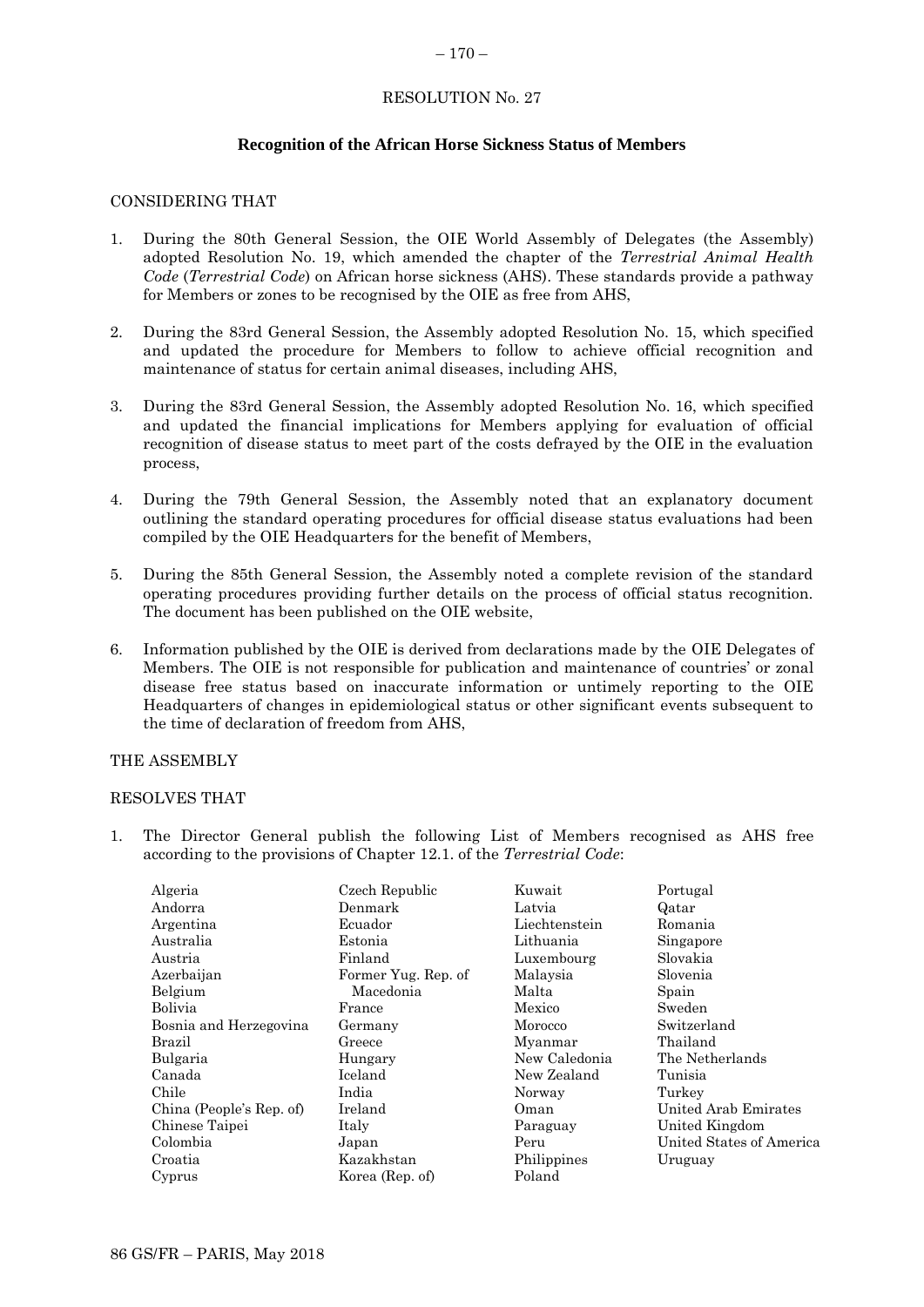RESOLUTION No. 27

## Recognition of the African Horse Sickness Status of Members

CONSIDERING THAT

1. During the 80th General Session, the OIE World Assembly of Delegates (the Assembly) adopted Resolution No. 19, which amended the chapter of the *Terrestrial Animal Health Code* (*Terrestrial Code*) on African horse sickness (AHS). These standards provide a pathway for Members or zones to be recognised by the OIE as free from AHS,

2. During the 83rd General Session, the Assembly adopted Resolution No. 15, which specified and updated the procedure for Members to follow to achieve official recognition and maintenance of status for certain animal diseases, including AHS,

3. During the 83rd General Session, the Assembly adopted Resolution No. 16, which specified and updated the financial implications for Members applying for evaluation of official recognition of disease status to meet part of the costs defrayed by the OIE in the evaluation process,

4. During the 79th General Session, the Assembly noted that an explanatory document outlining the standard operating procedures for official disease status evaluations had been compiled by the OIE Headquarters for the benefit of Members,

5. During the 85th General Session, the Assembly noted a complete revision of the standard operating procedures providing further details on the process of official status recognition. The document has been published on the OIE website,

6. Information published by the OIE is derived from declarations made by the OIE Delegates of Members. The OIE is not responsible for publication and maintenance of countries' or zonal disease free status based on inaccurate information or untimely reporting to the OIE Headquarters of changes in epidemiological status or other significant events subsequent to the time of declaration of freedom from AHS,

THE ASSEMBLY

RESOLVES THAT

1. The Director General publish the following List of Members recognised as AHS free according to the provisions of Chapter 12.1. of the *Terrestrial Code*:

| | | | |
|---|---|---|---|
| Algeria | Czech Republic | Kuwait | Portugal |
| Andorra | Denmark | Latvia | Qatar |
| Argentina | Ecuador | Liechtenstein | Romania |
| Australia | Estonia | Lithuania | Singapore |
| Austria | Finland | Luxembourg | Slovakia |
| Azerbaijan | Former Yug. Rep. of Macedonia | Malaysia | Slovenia |
| Belgium | France | Malta | Spain |
| Bolivia | Germany | Mexico | Sweden |
| Bosnia and Herzegovina | Greece | Morocco | Switzerland |
| Brazil | Hungary | Myanmar | Thailand |
| Bulgaria | Iceland | New Caledonia | The Netherlands |
| Canada | India | New Zealand | Tunisia |
| Chile | Ireland | Norway | Turkey |
| China (People's Rep. of) | Italy | Oman | United Arab Emirates |
| Chinese Taipei | Japan | Paraguay | United Kingdom |
| Colombia | Kazakhstan | Peru | United States of America |
| Croatia | Korea (Rep. of) | Philippines | Uruguay |
| Cyprus | | Poland | |

86 GS/FR – PARIS, May 2018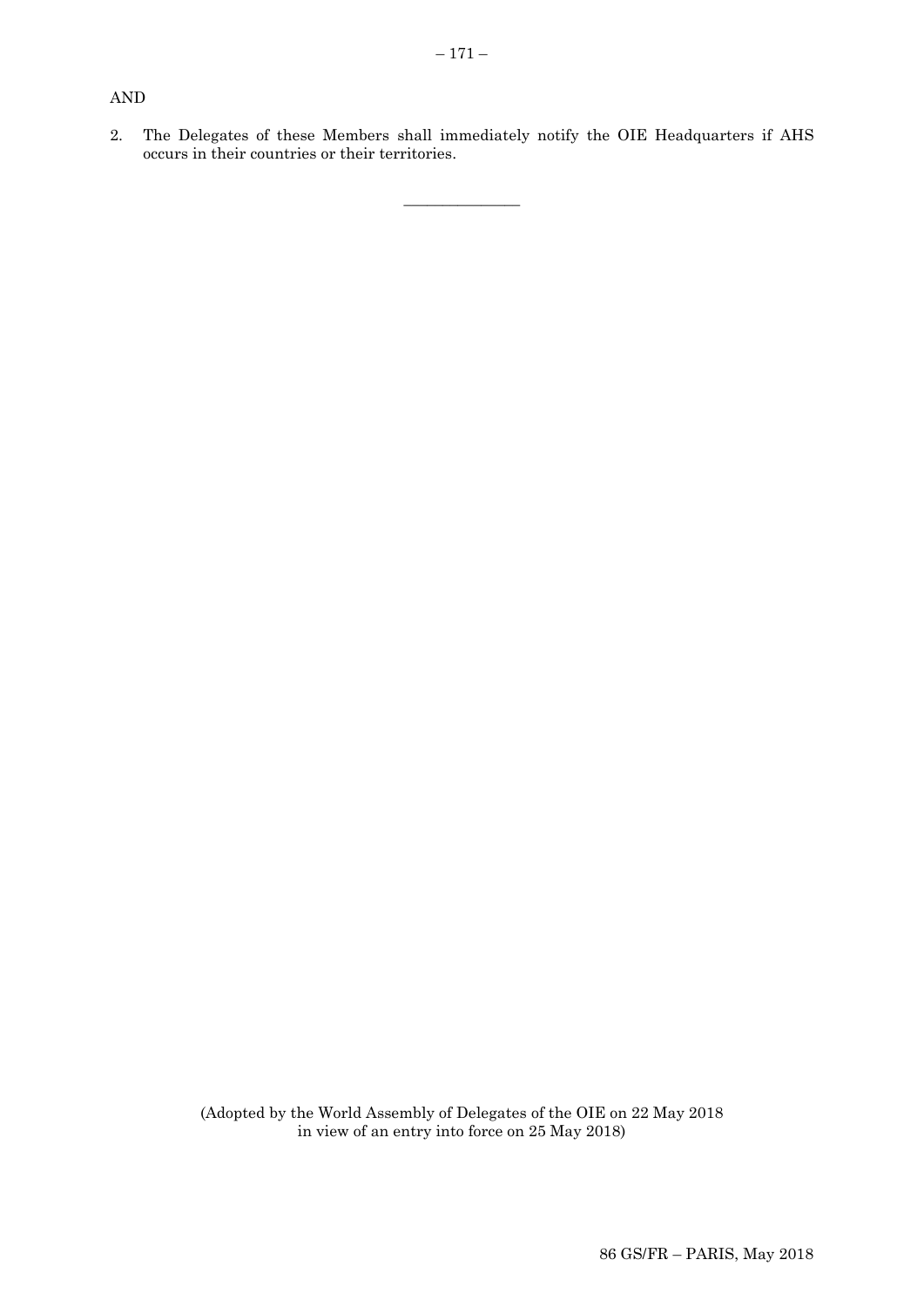AND

2. The Delegates of these Members shall immediately notify the OIE Headquarters if AHS occurs in their countries or their territories.

_______________

(Adopted by the World Assembly of Delegates of the OIE on 22 May 2018 in view of an entry into force on 25 May 2018)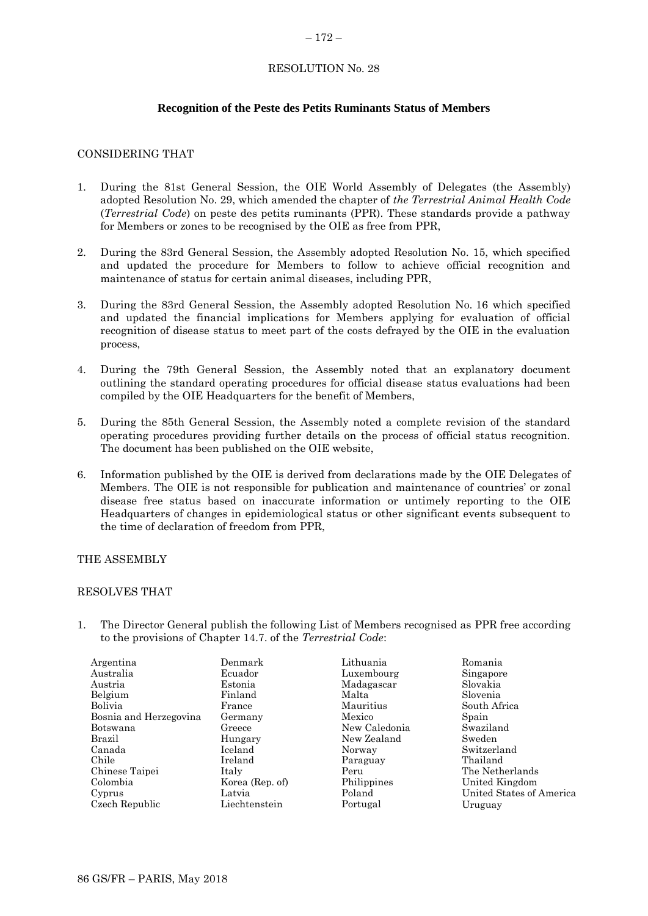RESOLUTION No. 28

## Recognition of the Peste des Petits Ruminants Status of Members

CONSIDERING THAT

1. During the 81st General Session, the OIE World Assembly of Delegates (the Assembly) adopted Resolution No. 29, which amended the chapter of *the Terrestrial Animal Health Code* (*Terrestrial Code*) on peste des petits ruminants (PPR). These standards provide a pathway for Members or zones to be recognised by the OIE as free from PPR,

2. During the 83rd General Session, the Assembly adopted Resolution No. 15, which specified and updated the procedure for Members to follow to achieve official recognition and maintenance of status for certain animal diseases, including PPR,

3. During the 83rd General Session, the Assembly adopted Resolution No. 16 which specified and updated the financial implications for Members applying for evaluation of official recognition of disease status to meet part of the costs defrayed by the OIE in the evaluation process,

4. During the 79th General Session, the Assembly noted that an explanatory document outlining the standard operating procedures for official disease status evaluations had been compiled by the OIE Headquarters for the benefit of Members,

5. During the 85th General Session, the Assembly noted a complete revision of the standard operating procedures providing further details on the process of official status recognition. The document has been published on the OIE website,

6. Information published by the OIE is derived from declarations made by the OIE Delegates of Members. The OIE is not responsible for publication and maintenance of countries' or zonal disease free status based on inaccurate information or untimely reporting to the OIE Headquarters of changes in epidemiological status or other significant events subsequent to the time of declaration of freedom from PPR,

THE ASSEMBLY

RESOLVES THAT

1. The Director General publish the following List of Members recognised as PPR free according to the provisions of Chapter 14.7. of the *Terrestrial Code*:

| | | | |
|---|---|---|---|
| Argentina | Denmark | Lithuania | Romania |
| Australia | Ecuador | Luxembourg | Singapore |
| Austria | Estonia | Madagascar | Slovakia |
| Belgium | Finland | Malta | Slovenia |
| Bolivia | France | Mauritius | South Africa |
| Bosnia and Herzegovina | Germany | Mexico | Spain |
| Botswana | Greece | New Caledonia | Swaziland |
| Brazil | Hungary | New Zealand | Sweden |
| Canada | Iceland | Norway | Switzerland |
| Chile | Ireland | Paraguay | Thailand |
| Chinese Taipei | Italy | Peru | The Netherlands |
| Colombia | Korea (Rep. of) | Philippines | United Kingdom |
| Cyprus | Latvia | Poland | United States of America |
| Czech Republic | Liechtenstein | Portugal | Uruguay |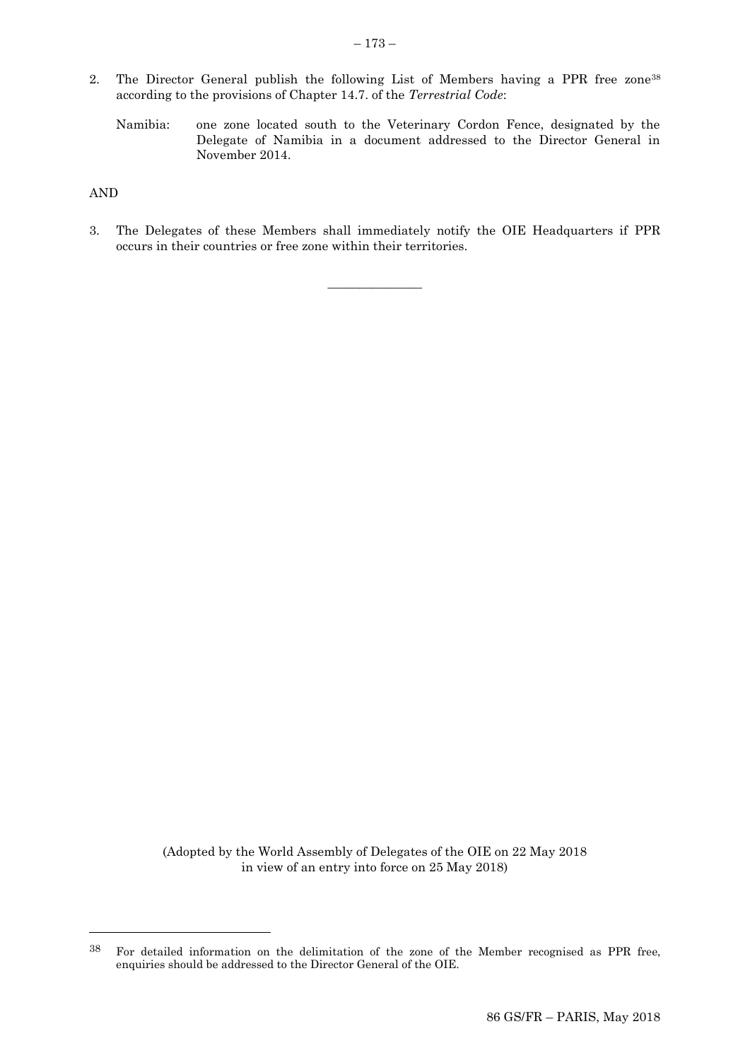2. The Director General publish the following List of Members having a PPR free zone[38] according to the provisions of Chapter 14.7. of the *Terrestrial Code*:

   Namibia: one zone located south to the Veterinary Cordon Fence, designated by the Delegate of Namibia in a document addressed to the Director General in November 2014.

AND

3. The Delegates of these Members shall immediately notify the OIE Headquarters if PPR occurs in their countries or free zone within their territories.

_______________

(Adopted by the World Assembly of Delegates of the OIE on 22 May 2018
in view of an entry into force on 25 May 2018)

[38] For detailed information on the delimitation of the zone of the Member recognised as PPR free, enquiries should be addressed to the Director General of the OIE.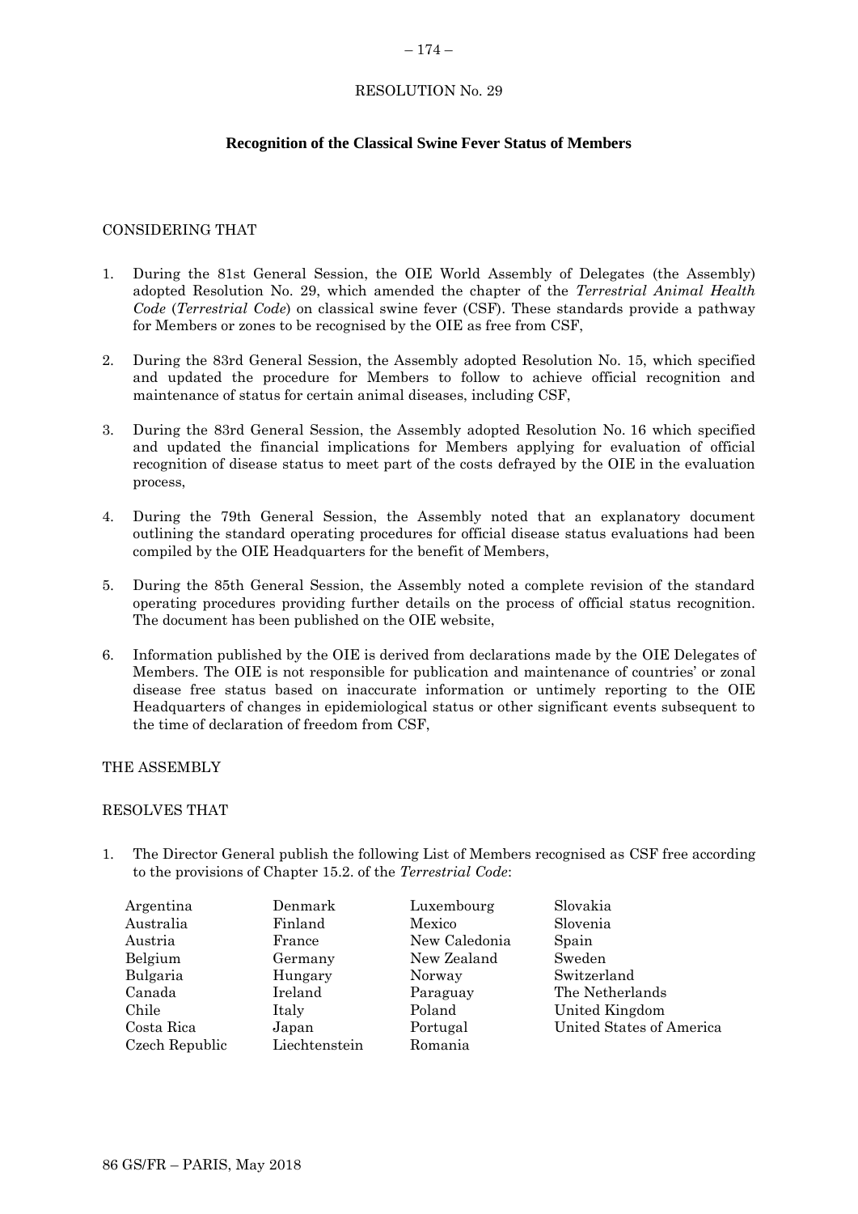RESOLUTION No. 29

## Recognition of the Classical Swine Fever Status of Members

CONSIDERING THAT

1. During the 81st General Session, the OIE World Assembly of Delegates (the Assembly) adopted Resolution No. 29, which amended the chapter of the *Terrestrial Animal Health Code* (*Terrestrial Code*) on classical swine fever (CSF). These standards provide a pathway for Members or zones to be recognised by the OIE as free from CSF,

2. During the 83rd General Session, the Assembly adopted Resolution No. 15, which specified and updated the procedure for Members to follow to achieve official recognition and maintenance of status for certain animal diseases, including CSF,

3. During the 83rd General Session, the Assembly adopted Resolution No. 16 which specified and updated the financial implications for Members applying for evaluation of official recognition of disease status to meet part of the costs defrayed by the OIE in the evaluation process,

4. During the 79th General Session, the Assembly noted that an explanatory document outlining the standard operating procedures for official disease status evaluations had been compiled by the OIE Headquarters for the benefit of Members,

5. During the 85th General Session, the Assembly noted a complete revision of the standard operating procedures providing further details on the process of official status recognition. The document has been published on the OIE website,

6. Information published by the OIE is derived from declarations made by the OIE Delegates of Members. The OIE is not responsible for publication and maintenance of countries' or zonal disease free status based on inaccurate information or untimely reporting to the OIE Headquarters of changes in epidemiological status or other significant events subsequent to the time of declaration of freedom from CSF,

THE ASSEMBLY

RESOLVES THAT

1. The Director General publish the following List of Members recognised as CSF free according to the provisions of Chapter 15.2. of the *Terrestrial Code*:

| | | | |
|---|---|---|---|
| Argentina | Denmark | Luxembourg | Slovakia |
| Australia | Finland | Mexico | Slovenia |
| Austria | France | New Caledonia | Spain |
| Belgium | Germany | New Zealand | Sweden |
| Bulgaria | Hungary | Norway | Switzerland |
| Canada | Ireland | Paraguay | The Netherlands |
| Chile | Italy | Poland | United Kingdom |
| Costa Rica | Japan | Portugal | United States of America |
| Czech Republic | Liechtenstein | Romania | |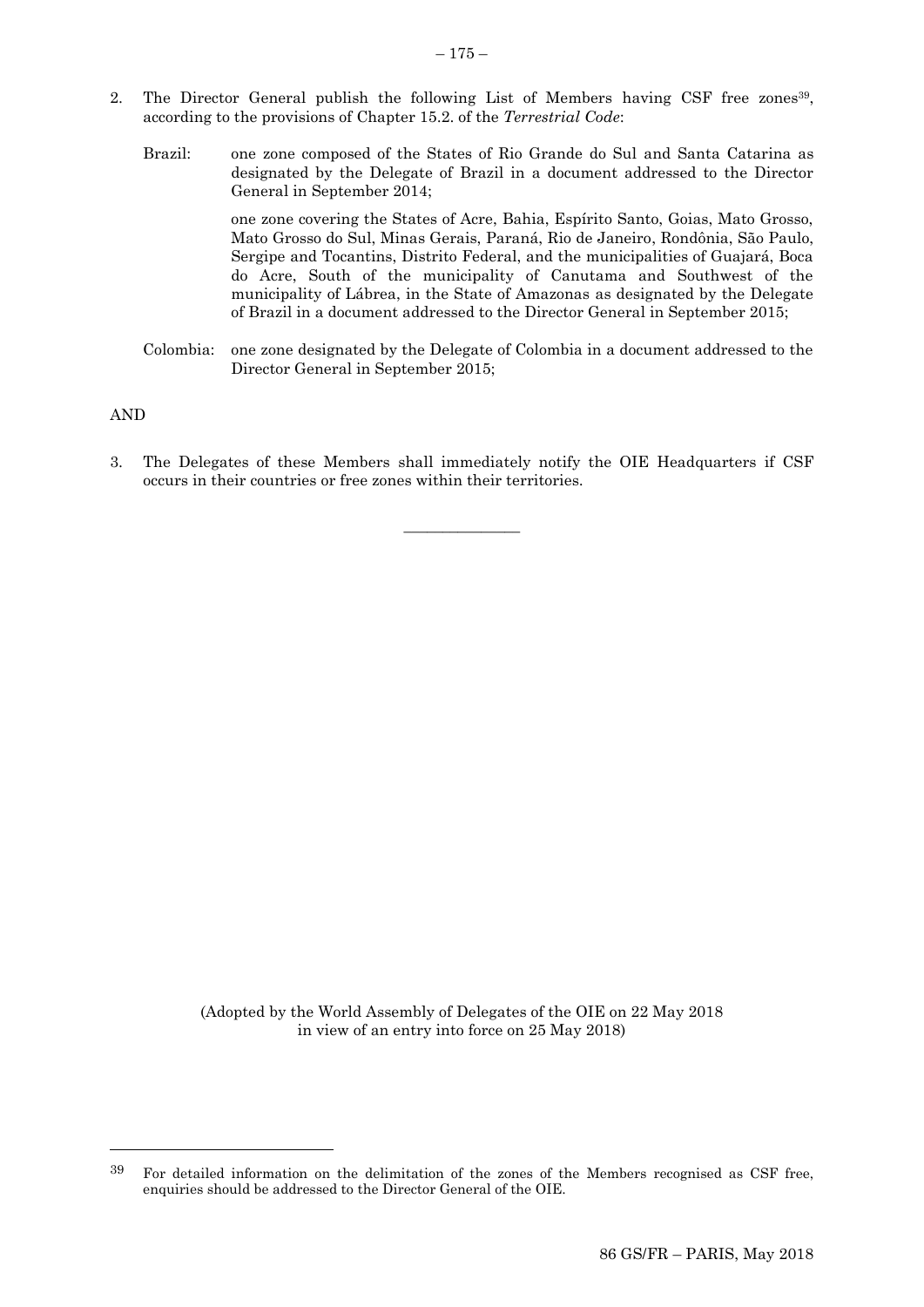2. The Director General publish the following List of Members having CSF free zones[39], according to the provisions of Chapter 15.2. of the *Terrestrial Code*:

   Brazil: one zone composed of the States of Rio Grande do Sul and Santa Catarina as designated by the Delegate of Brazil in a document addressed to the Director General in September 2014;

   one zone covering the States of Acre, Bahia, Espírito Santo, Goias, Mato Grosso, Mato Grosso do Sul, Minas Gerais, Paraná, Rio de Janeiro, Rondônia, São Paulo, Sergipe and Tocantins, Distrito Federal, and the municipalities of Guajará, Boca do Acre, South of the municipality of Canutama and Southwest of the municipality of Lábrea, in the State of Amazonas as designated by the Delegate of Brazil in a document addressed to the Director General in September 2015;

   Colombia: one zone designated by the Delegate of Colombia in a document addressed to the Director General in September 2015;

AND

3. The Delegates of these Members shall immediately notify the OIE Headquarters if CSF occurs in their countries or free zones within their territories.

---

(Adopted by the World Assembly of Delegates of the OIE on 22 May 2018 in view of an entry into force on 25 May 2018)

[39] For detailed information on the delimitation of the zones of the Members recognised as CSF free, enquiries should be addressed to the Director General of the OIE.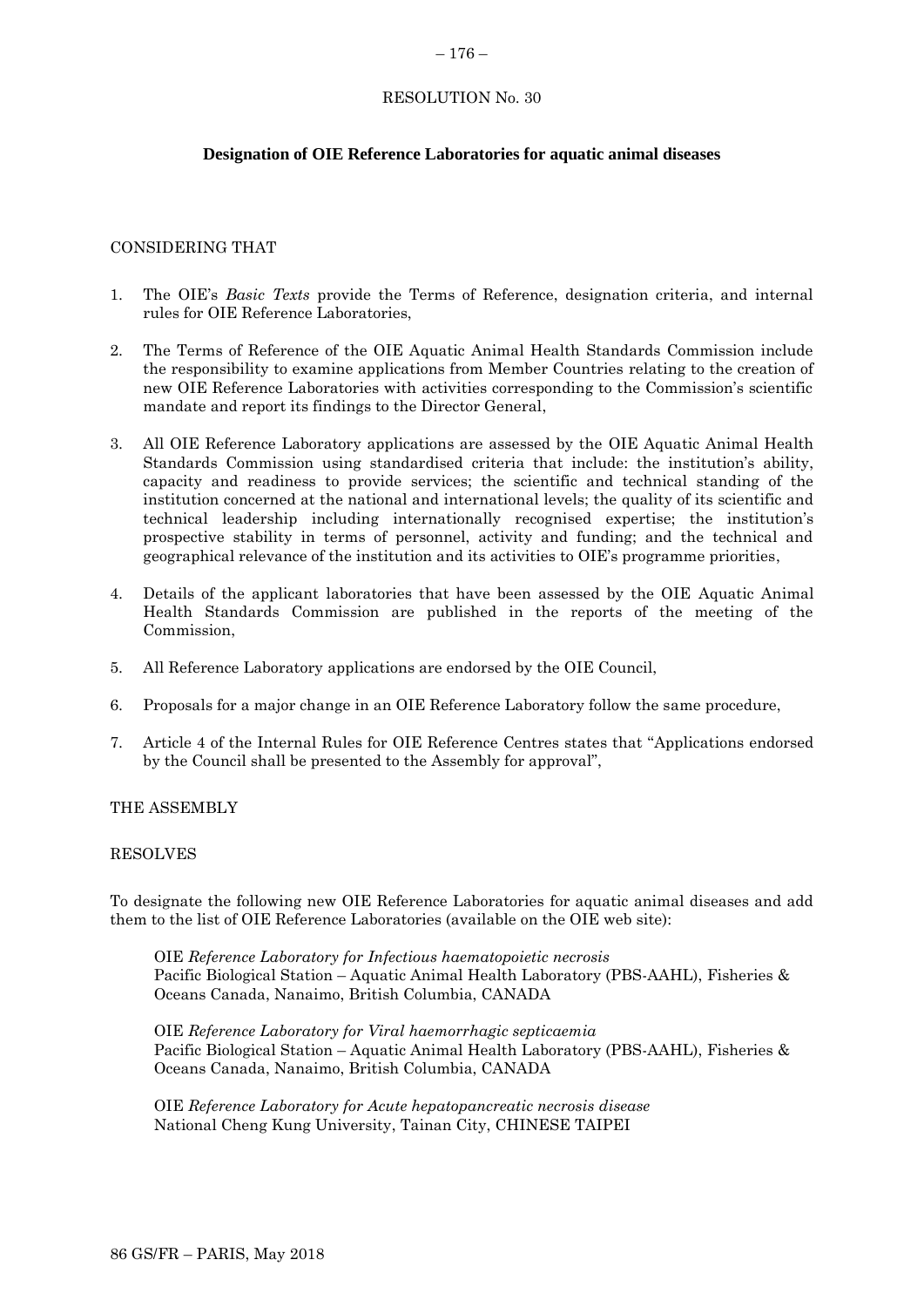RESOLUTION No. 30

## Designation of OIE Reference Laboratories for aquatic animal diseases

CONSIDERING THAT

1. The OIE's *Basic Texts* provide the Terms of Reference, designation criteria, and internal rules for OIE Reference Laboratories,

2. The Terms of Reference of the OIE Aquatic Animal Health Standards Commission include the responsibility to examine applications from Member Countries relating to the creation of new OIE Reference Laboratories with activities corresponding to the Commission's scientific mandate and report its findings to the Director General,

3. All OIE Reference Laboratory applications are assessed by the OIE Aquatic Animal Health Standards Commission using standardised criteria that include: the institution's ability, capacity and readiness to provide services; the scientific and technical standing of the institution concerned at the national and international levels; the quality of its scientific and technical leadership including internationally recognised expertise; the institution's prospective stability in terms of personnel, activity and funding; and the technical and geographical relevance of the institution and its activities to OIE's programme priorities,

4. Details of the applicant laboratories that have been assessed by the OIE Aquatic Animal Health Standards Commission are published in the reports of the meeting of the Commission,

5. All Reference Laboratory applications are endorsed by the OIE Council,

6. Proposals for a major change in an OIE Reference Laboratory follow the same procedure,

7. Article 4 of the Internal Rules for OIE Reference Centres states that "Applications endorsed by the Council shall be presented to the Assembly for approval",

THE ASSEMBLY

RESOLVES

To designate the following new OIE Reference Laboratories for aquatic animal diseases and add them to the list of OIE Reference Laboratories (available on the OIE web site):

OIE *Reference Laboratory for Infectious haematopoietic necrosis*
Pacific Biological Station – Aquatic Animal Health Laboratory (PBS-AAHL), Fisheries & Oceans Canada, Nanaimo, British Columbia, CANADA

OIE *Reference Laboratory for Viral haemorrhagic septicaemia*
Pacific Biological Station – Aquatic Animal Health Laboratory (PBS-AAHL), Fisheries & Oceans Canada, Nanaimo, British Columbia, CANADA

OIE *Reference Laboratory for Acute hepatopancreatic necrosis disease*
National Cheng Kung University, Tainan City, CHINESE TAIPEI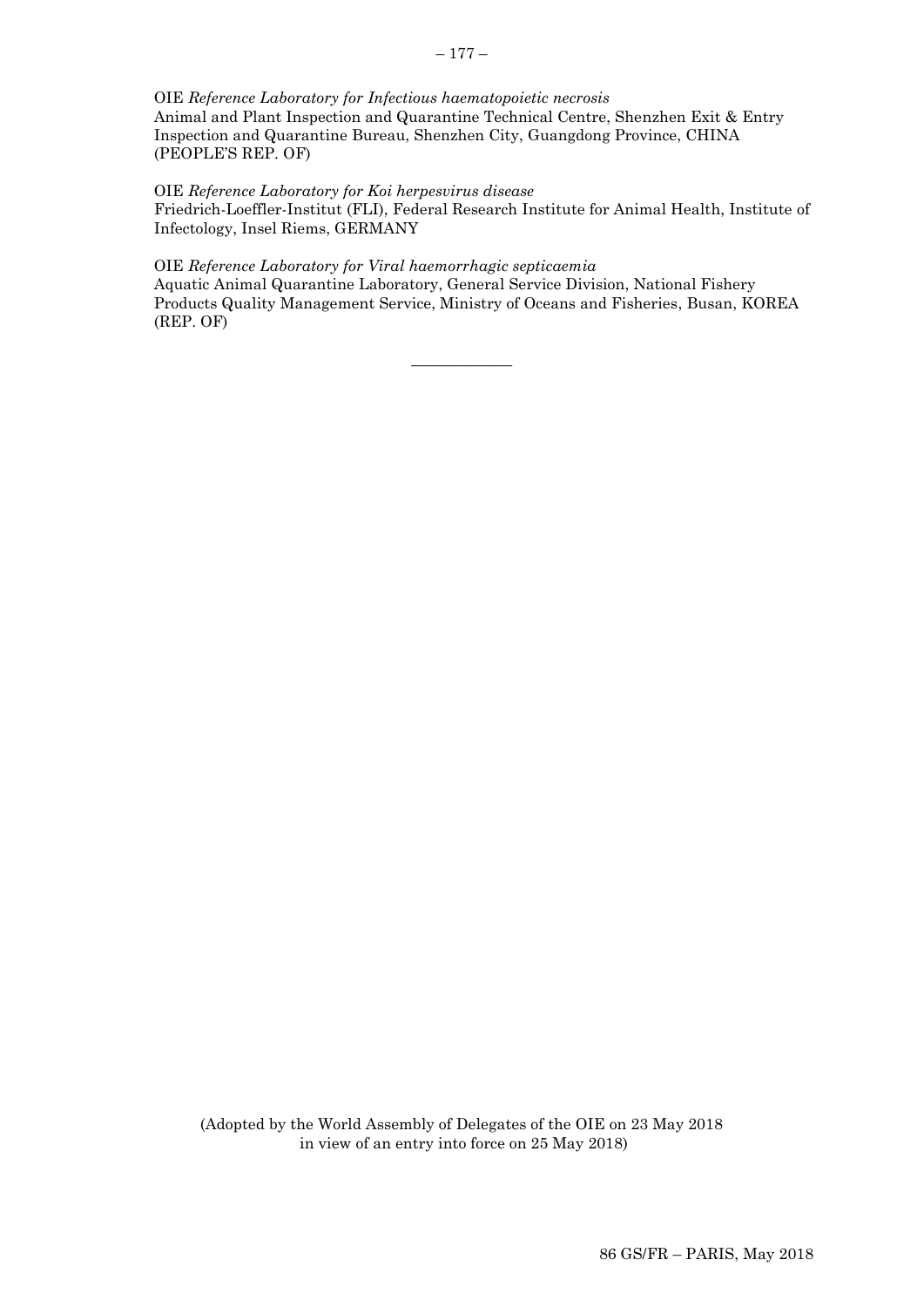OIE *Reference Laboratory for Infectious haematopoietic necrosis*
Animal and Plant Inspection and Quarantine Technical Centre, Shenzhen Exit & Entry Inspection and Quarantine Bureau, Shenzhen City, Guangdong Province, CHINA (PEOPLE'S REP. OF)

OIE *Reference Laboratory for Koi herpesvirus disease*
Friedrich-Loeffler-Institut (FLI), Federal Research Institute for Animal Health, Institute of Infectology, Insel Riems, GERMANY

OIE *Reference Laboratory for Viral haemorrhagic septicaemia*
Aquatic Animal Quarantine Laboratory, General Service Division, National Fishery Products Quality Management Service, Ministry of Oceans and Fisheries, Busan, KOREA (REP. OF)

---

(Adopted by the World Assembly of Delegates of the OIE on 23 May 2018 in view of an entry into force on 25 May 2018)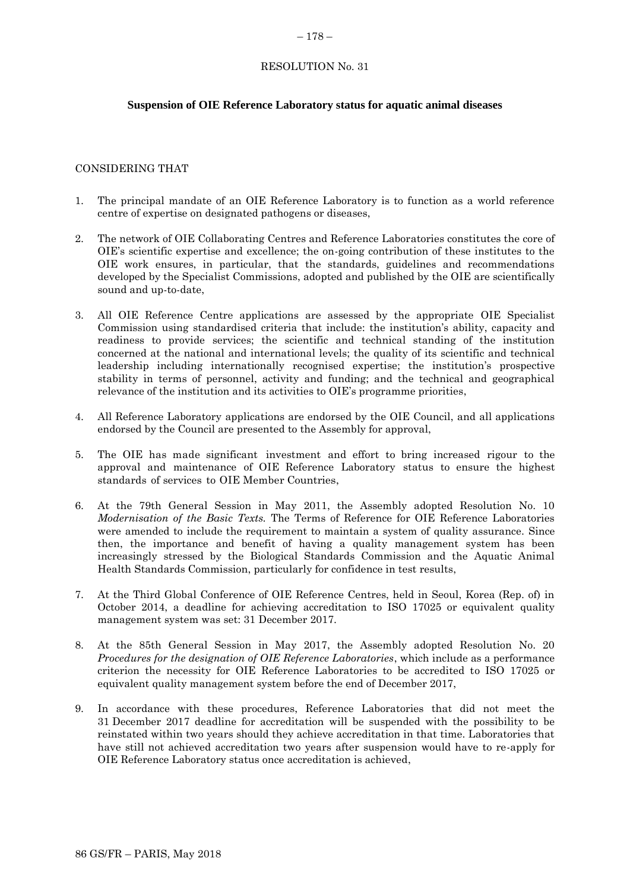# RESOLUTION No. 31

## Suspension of OIE Reference Laboratory status for aquatic animal diseases

CONSIDERING THAT

1. The principal mandate of an OIE Reference Laboratory is to function as a world reference centre of expertise on designated pathogens or diseases,

2. The network of OIE Collaborating Centres and Reference Laboratories constitutes the core of OIE's scientific expertise and excellence; the on-going contribution of these institutes to the OIE work ensures, in particular, that the standards, guidelines and recommendations developed by the Specialist Commissions, adopted and published by the OIE are scientifically sound and up-to-date,

3. All OIE Reference Centre applications are assessed by the appropriate OIE Specialist Commission using standardised criteria that include: the institution's ability, capacity and readiness to provide services; the scientific and technical standing of the institution concerned at the national and international levels; the quality of its scientific and technical leadership including internationally recognised expertise; the institution's prospective stability in terms of personnel, activity and funding; and the technical and geographical relevance of the institution and its activities to OIE's programme priorities,

4. All Reference Laboratory applications are endorsed by the OIE Council, and all applications endorsed by the Council are presented to the Assembly for approval,

5. The OIE has made significant investment and effort to bring increased rigour to the approval and maintenance of OIE Reference Laboratory status to ensure the highest standards of services to OIE Member Countries,

6. At the 79th General Session in May 2011, the Assembly adopted Resolution No. 10 *Modernisation of the Basic Texts.* The Terms of Reference for OIE Reference Laboratories were amended to include the requirement to maintain a system of quality assurance. Since then, the importance and benefit of having a quality management system has been increasingly stressed by the Biological Standards Commission and the Aquatic Animal Health Standards Commission, particularly for confidence in test results,

7. At the Third Global Conference of OIE Reference Centres, held in Seoul, Korea (Rep. of) in October 2014, a deadline for achieving accreditation to ISO 17025 or equivalent quality management system was set: 31 December 2017.

8. At the 85th General Session in May 2017, the Assembly adopted Resolution No. 20 *Procedures for the designation of OIE Reference Laboratories*, which include as a performance criterion the necessity for OIE Reference Laboratories to be accredited to ISO 17025 or equivalent quality management system before the end of December 2017,

9. In accordance with these procedures, Reference Laboratories that did not meet the 31 December 2017 deadline for accreditation will be suspended with the possibility to be reinstated within two years should they achieve accreditation in that time. Laboratories that have still not achieved accreditation two years after suspension would have to re-apply for OIE Reference Laboratory status once accreditation is achieved,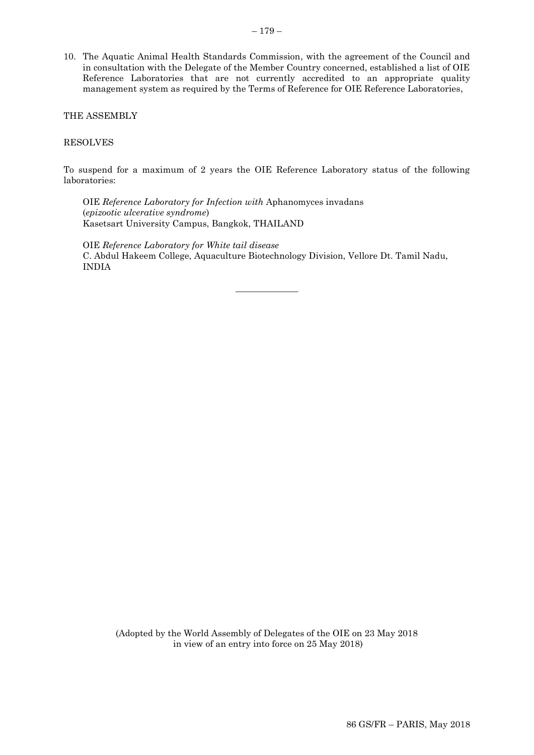10. The Aquatic Animal Health Standards Commission, with the agreement of the Council and in consultation with the Delegate of the Member Country concerned, established a list of OIE Reference Laboratories that are not currently accredited to an appropriate quality management system as required by the Terms of Reference for OIE Reference Laboratories,

THE ASSEMBLY

RESOLVES

To suspend for a maximum of 2 years the OIE Reference Laboratory status of the following laboratories:

> OIE *Reference Laboratory for Infection with* Aphanomyces invadans
> (*epizootic ulcerative syndrome*)
> Kasetsart University Campus, Bangkok, THAILAND
>
> OIE *Reference Laboratory for White tail disease*
> C. Abdul Hakeem College, Aquaculture Biotechnology Division, Vellore Dt. Tamil Nadu, INDIA

---

(Adopted by the World Assembly of Delegates of the OIE on 23 May 2018
in view of an entry into force on 25 May 2018)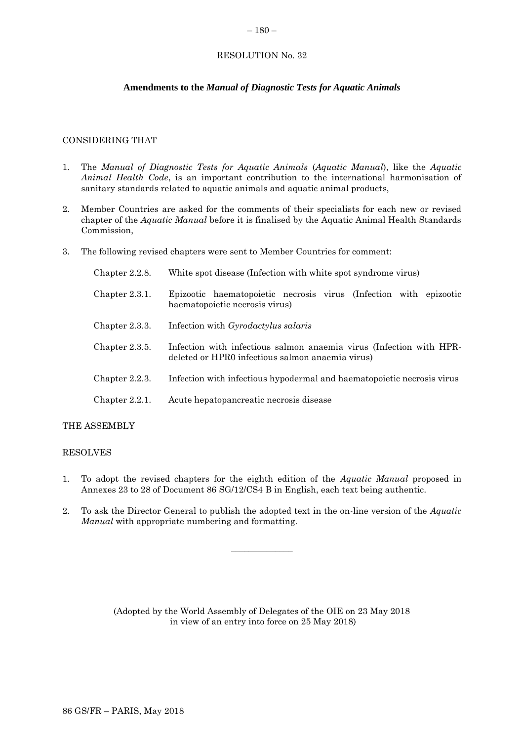# RESOLUTION No. 32

## Amendments to the *Manual of Diagnostic Tests for Aquatic Animals*

CONSIDERING THAT

1. The *Manual of Diagnostic Tests for Aquatic Animals* (*Aquatic Manual*), like the *Aquatic Animal Health Code*, is an important contribution to the international harmonisation of sanitary standards related to aquatic animals and aquatic animal products,

2. Member Countries are asked for the comments of their specialists for each new or revised chapter of the *Aquatic Manual* before it is finalised by the Aquatic Animal Health Standards Commission,

3. The following revised chapters were sent to Member Countries for comment:

| | |
|---|---|
| Chapter 2.2.8. | White spot disease (Infection with white spot syndrome virus) |
| Chapter 2.3.1. | Epizootic haematopoietic necrosis virus (Infection with epizootic haematopoietic necrosis virus) |
| Chapter 2.3.3. | Infection with *Gyrodactylus salaris* |
| Chapter 2.3.5. | Infection with infectious salmon anaemia virus (Infection with HPR-deleted or HPR0 infectious salmon anaemia virus) |
| Chapter 2.2.3. | Infection with infectious hypodermal and haematopoietic necrosis virus |
| Chapter 2.2.1. | Acute hepatopancreatic necrosis disease |

THE ASSEMBLY

RESOLVES

1. To adopt the revised chapters for the eighth edition of the *Aquatic Manual* proposed in Annexes 23 to 28 of Document 86 SG/12/CS4 B in English, each text being authentic.

2. To ask the Director General to publish the adopted text in the on-line version of the *Aquatic Manual* with appropriate numbering and formatting.

---

(Adopted by the World Assembly of Delegates of the OIE on 23 May 2018 in view of an entry into force on 25 May 2018)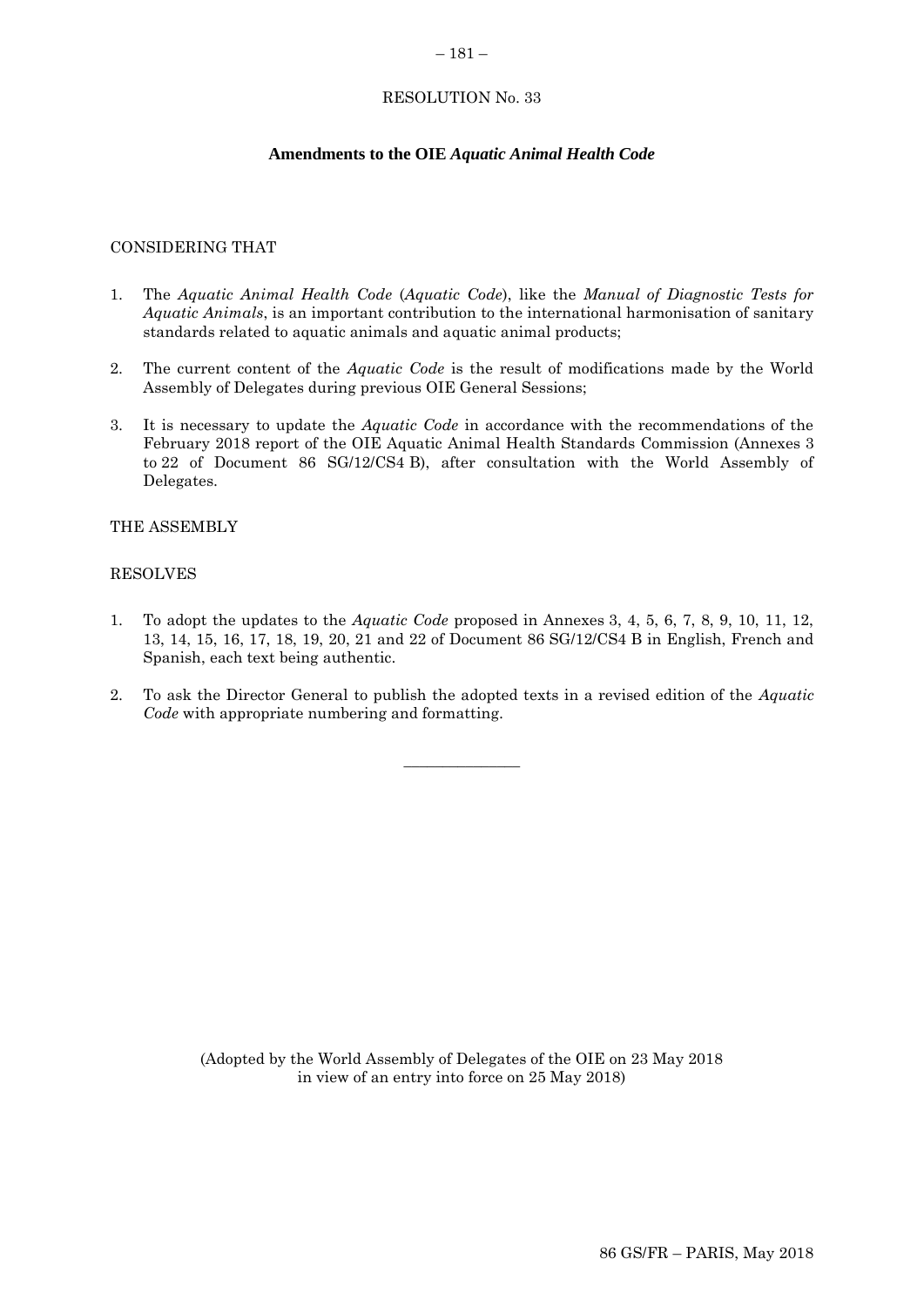RESOLUTION No. 33

## Amendments to the OIE *Aquatic Animal Health Code*

CONSIDERING THAT

1. The *Aquatic Animal Health Code* (*Aquatic Code*), like the *Manual of Diagnostic Tests for Aquatic Animals*, is an important contribution to the international harmonisation of sanitary standards related to aquatic animals and aquatic animal products;

2. The current content of the *Aquatic Code* is the result of modifications made by the World Assembly of Delegates during previous OIE General Sessions;

3. It is necessary to update the *Aquatic Code* in accordance with the recommendations of the February 2018 report of the OIE Aquatic Animal Health Standards Commission (Annexes 3 to 22 of Document 86 SG/12/CS4 B), after consultation with the World Assembly of Delegates.

THE ASSEMBLY

RESOLVES

1. To adopt the updates to the *Aquatic Code* proposed in Annexes 3, 4, 5, 6, 7, 8, 9, 10, 11, 12, 13, 14, 15, 16, 17, 18, 19, 20, 21 and 22 of Document 86 SG/12/CS4 B in English, French and Spanish, each text being authentic.

2. To ask the Director General to publish the adopted texts in a revised edition of the *Aquatic Code* with appropriate numbering and formatting.

---

(Adopted by the World Assembly of Delegates of the OIE on 23 May 2018 in view of an entry into force on 25 May 2018)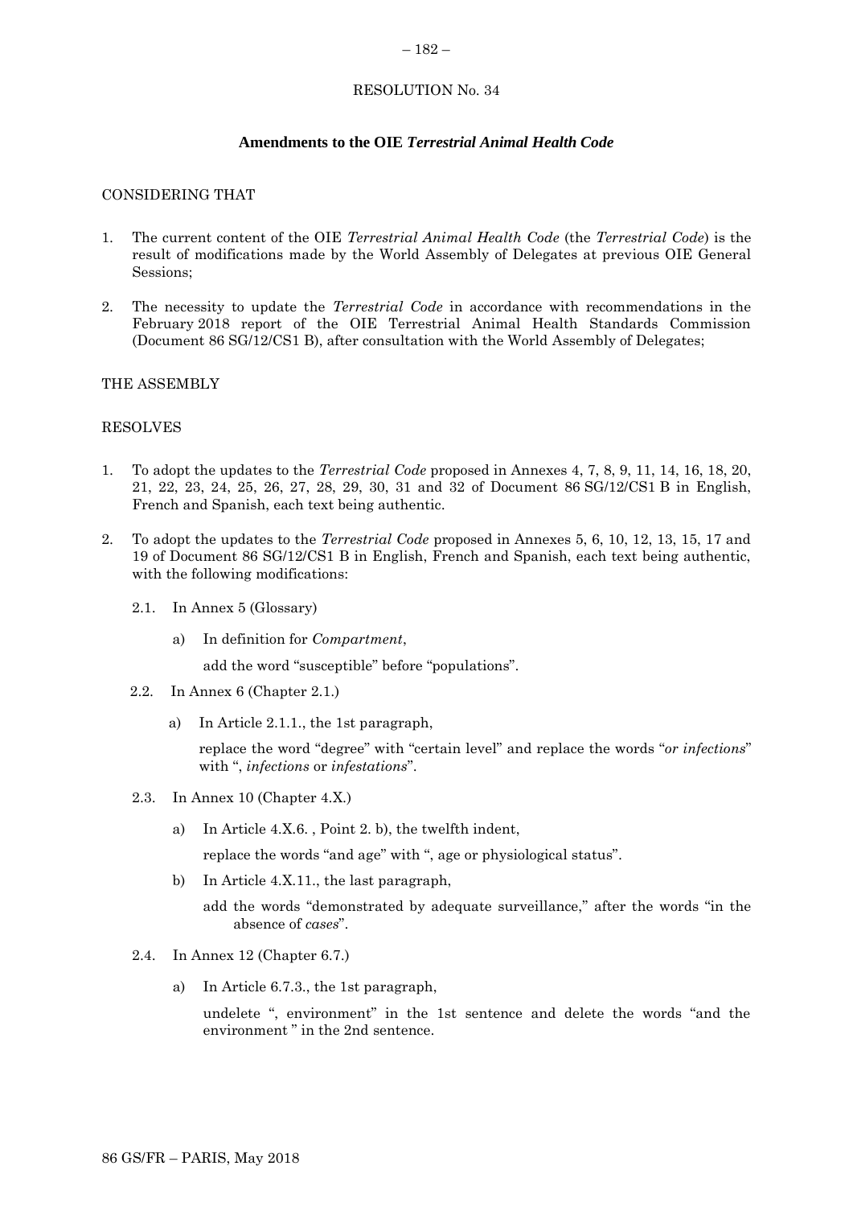RESOLUTION No. 34

## Amendments to the OIE *Terrestrial Animal Health Code*

CONSIDERING THAT

1. The current content of the OIE *Terrestrial Animal Health Code* (the *Terrestrial Code*) is the result of modifications made by the World Assembly of Delegates at previous OIE General Sessions;

2. The necessity to update the *Terrestrial Code* in accordance with recommendations in the February 2018 report of the OIE Terrestrial Animal Health Standards Commission (Document 86 SG/12/CS1 B), after consultation with the World Assembly of Delegates;

THE ASSEMBLY

RESOLVES

1. To adopt the updates to the *Terrestrial Code* proposed in Annexes 4, 7, 8, 9, 11, 14, 16, 18, 20, 21, 22, 23, 24, 25, 26, 27, 28, 29, 30, 31 and 32 of Document 86 SG/12/CS1 B in English, French and Spanish, each text being authentic.

2. To adopt the updates to the *Terrestrial Code* proposed in Annexes 5, 6, 10, 12, 13, 15, 17 and 19 of Document 86 SG/12/CS1 B in English, French and Spanish, each text being authentic, with the following modifications:

   2.1. In Annex 5 (Glossary)

   a) In definition for *Compartment*,

      add the word "susceptible" before "populations".

   2.2. In Annex 6 (Chapter 2.1.)

   a) In Article 2.1.1., the 1st paragraph,

      replace the word "degree" with "certain level" and replace the words "*or infections*" with ", *infections* or *infestations*".

   2.3. In Annex 10 (Chapter 4.X.)

   a) In Article 4.X.6. , Point 2. b), the twelfth indent,

      replace the words "and age" with ", age or physiological status".

   b) In Article 4.X.11., the last paragraph,

      add the words "demonstrated by adequate surveillance," after the words "in the absence of *cases*".

   2.4. In Annex 12 (Chapter 6.7.)

   a) In Article 6.7.3., the 1st paragraph,

      undelete ", environment" in the 1st sentence and delete the words "and the environment " in the 2nd sentence.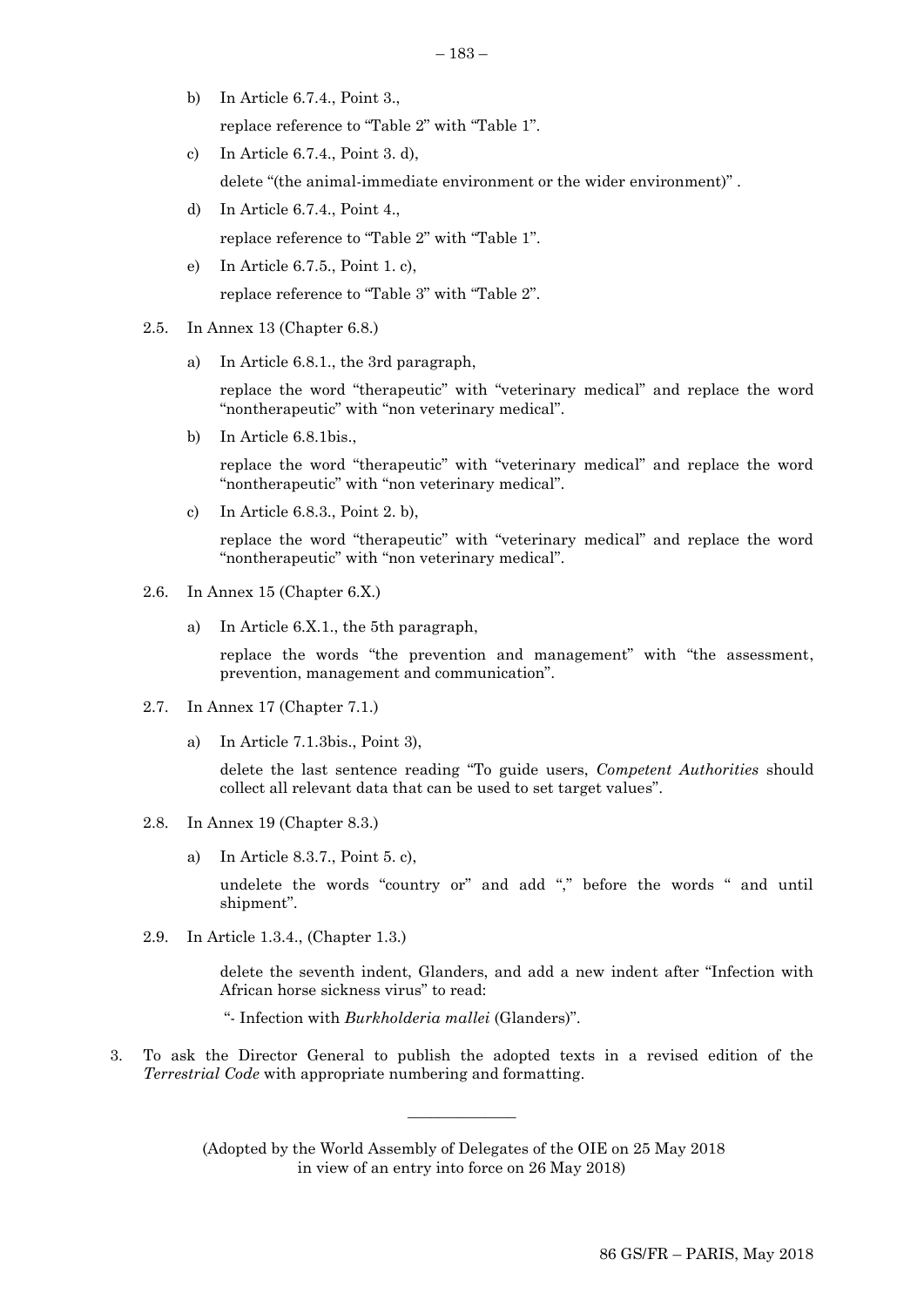b) In Article 6.7.4., Point 3.,

   replace reference to "Table 2" with "Table 1".

c) In Article 6.7.4., Point 3. d),

   delete "(the animal-immediate environment or the wider environment)" .

d) In Article 6.7.4., Point 4.,

   replace reference to "Table 2" with "Table 1".

e) In Article 6.7.5., Point 1. c),

   replace reference to "Table 3" with "Table 2".

2.5. In Annex 13 (Chapter 6.8.)

a) In Article 6.8.1., the 3rd paragraph,

   replace the word "therapeutic" with "veterinary medical" and replace the word "nontherapeutic" with "non veterinary medical".

b) In Article 6.8.1bis.,

   replace the word "therapeutic" with "veterinary medical" and replace the word "nontherapeutic" with "non veterinary medical".

c) In Article 6.8.3., Point 2. b),

   replace the word "therapeutic" with "veterinary medical" and replace the word "nontherapeutic" with "non veterinary medical".

2.6. In Annex 15 (Chapter 6.X.)

a) In Article 6.X.1., the 5th paragraph,

   replace the words "the prevention and management" with "the assessment, prevention, management and communication".

2.7. In Annex 17 (Chapter 7.1.)

a) In Article 7.1.3bis., Point 3),

   delete the last sentence reading "To guide users, *Competent Authorities* should collect all relevant data that can be used to set target values".

2.8. In Annex 19 (Chapter 8.3.)

a) In Article 8.3.7., Point 5. c),

   undelete the words "country or" and add "," before the words " and until shipment".

2.9. In Article 1.3.4., (Chapter 1.3.)

   delete the seventh indent, Glanders, and add a new indent after "Infection with African horse sickness virus" to read:

   "- Infection with *Burkholderia mallei* (Glanders)".

3. To ask the Director General to publish the adopted texts in a revised edition of the *Terrestrial Code* with appropriate numbering and formatting.

---

(Adopted by the World Assembly of Delegates of the OIE on 25 May 2018
in view of an entry into force on 26 May 2018)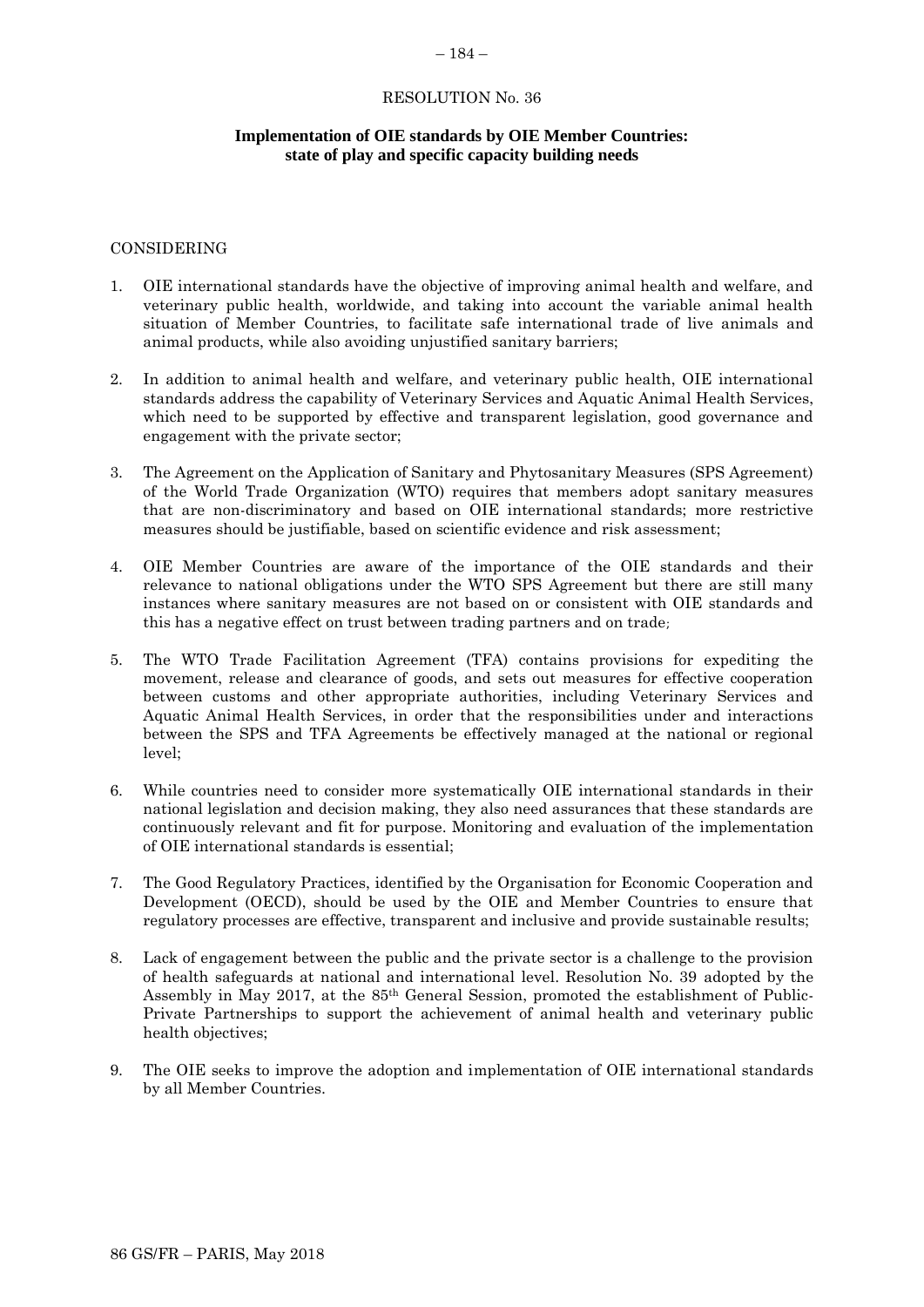RESOLUTION No. 36

**Implementation of OIE standards by OIE Member Countries: state of play and specific capacity building needs**

CONSIDERING

1. OIE international standards have the objective of improving animal health and welfare, and veterinary public health, worldwide, and taking into account the variable animal health situation of Member Countries, to facilitate safe international trade of live animals and animal products, while also avoiding unjustified sanitary barriers;

2. In addition to animal health and welfare, and veterinary public health, OIE international standards address the capability of Veterinary Services and Aquatic Animal Health Services, which need to be supported by effective and transparent legislation, good governance and engagement with the private sector;

3. The Agreement on the Application of Sanitary and Phytosanitary Measures (SPS Agreement) of the World Trade Organization (WTO) requires that members adopt sanitary measures that are non-discriminatory and based on OIE international standards; more restrictive measures should be justifiable, based on scientific evidence and risk assessment;

4. OIE Member Countries are aware of the importance of the OIE standards and their relevance to national obligations under the WTO SPS Agreement but there are still many instances where sanitary measures are not based on or consistent with OIE standards and this has a negative effect on trust between trading partners and on trade;

5. The WTO Trade Facilitation Agreement (TFA) contains provisions for expediting the movement, release and clearance of goods, and sets out measures for effective cooperation between customs and other appropriate authorities, including Veterinary Services and Aquatic Animal Health Services, in order that the responsibilities under and interactions between the SPS and TFA Agreements be effectively managed at the national or regional level;

6. While countries need to consider more systematically OIE international standards in their national legislation and decision making, they also need assurances that these standards are continuously relevant and fit for purpose. Monitoring and evaluation of the implementation of OIE international standards is essential;

7. The Good Regulatory Practices, identified by the Organisation for Economic Cooperation and Development (OECD), should be used by the OIE and Member Countries to ensure that regulatory processes are effective, transparent and inclusive and provide sustainable results;

8. Lack of engagement between the public and the private sector is a challenge to the provision of health safeguards at national and international level. Resolution No. 39 adopted by the Assembly in May 2017, at the 85th General Session, promoted the establishment of Public-Private Partnerships to support the achievement of animal health and veterinary public health objectives;

9. The OIE seeks to improve the adoption and implementation of OIE international standards by all Member Countries.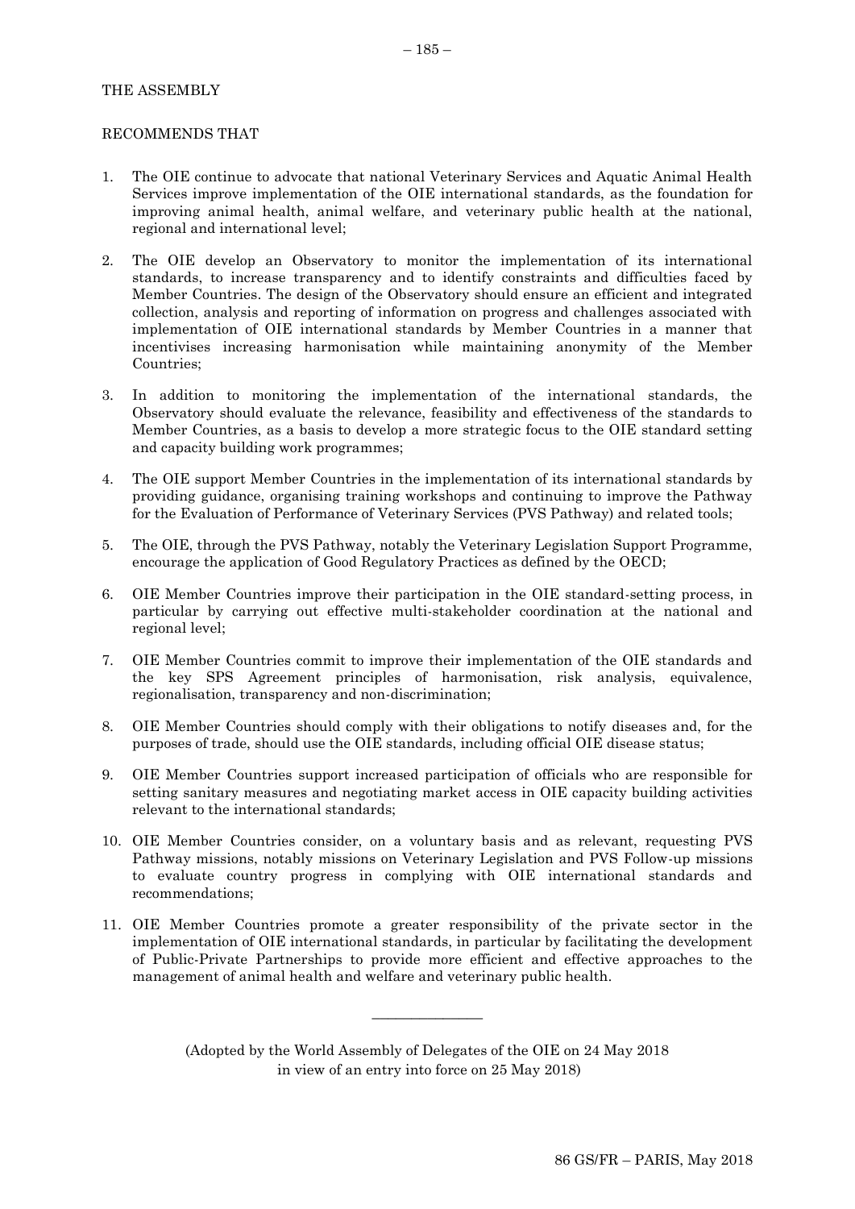THE ASSEMBLY

RECOMMENDS THAT

1. The OIE continue to advocate that national Veterinary Services and Aquatic Animal Health Services improve implementation of the OIE international standards, as the foundation for improving animal health, animal welfare, and veterinary public health at the national, regional and international level;

2. The OIE develop an Observatory to monitor the implementation of its international standards, to increase transparency and to identify constraints and difficulties faced by Member Countries. The design of the Observatory should ensure an efficient and integrated collection, analysis and reporting of information on progress and challenges associated with implementation of OIE international standards by Member Countries in a manner that incentivises increasing harmonisation while maintaining anonymity of the Member Countries;

3. In addition to monitoring the implementation of the international standards, the Observatory should evaluate the relevance, feasibility and effectiveness of the standards to Member Countries, as a basis to develop a more strategic focus to the OIE standard setting and capacity building work programmes;

4. The OIE support Member Countries in the implementation of its international standards by providing guidance, organising training workshops and continuing to improve the Pathway for the Evaluation of Performance of Veterinary Services (PVS Pathway) and related tools;

5. The OIE, through the PVS Pathway, notably the Veterinary Legislation Support Programme, encourage the application of Good Regulatory Practices as defined by the OECD;

6. OIE Member Countries improve their participation in the OIE standard-setting process, in particular by carrying out effective multi-stakeholder coordination at the national and regional level;

7. OIE Member Countries commit to improve their implementation of the OIE standards and the key SPS Agreement principles of harmonisation, risk analysis, equivalence, regionalisation, transparency and non-discrimination;

8. OIE Member Countries should comply with their obligations to notify diseases and, for the purposes of trade, should use the OIE standards, including official OIE disease status;

9. OIE Member Countries support increased participation of officials who are responsible for setting sanitary measures and negotiating market access in OIE capacity building activities relevant to the international standards;

10. OIE Member Countries consider, on a voluntary basis and as relevant, requesting PVS Pathway missions, notably missions on Veterinary Legislation and PVS Follow-up missions to evaluate country progress in complying with OIE international standards and recommendations;

11. OIE Member Countries promote a greater responsibility of the private sector in the implementation of OIE international standards, in particular by facilitating the development of Public-Private Partnerships to provide more efficient and effective approaches to the management of animal health and welfare and veterinary public health.

---

(Adopted by the World Assembly of Delegates of the OIE on 24 May 2018 in view of an entry into force on 25 May 2018)